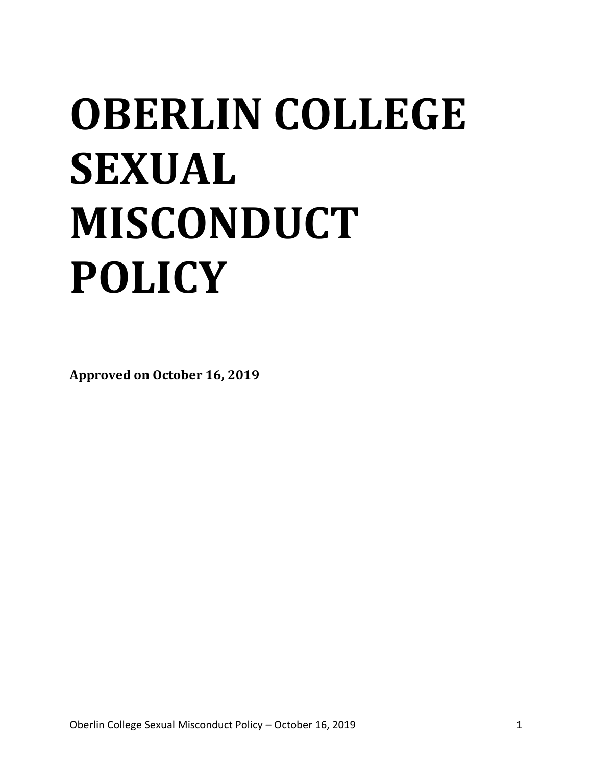# OBERLIN COLLEGE SEXUAL MISCONDUCT POLICY

**Approved on October 16, 2019**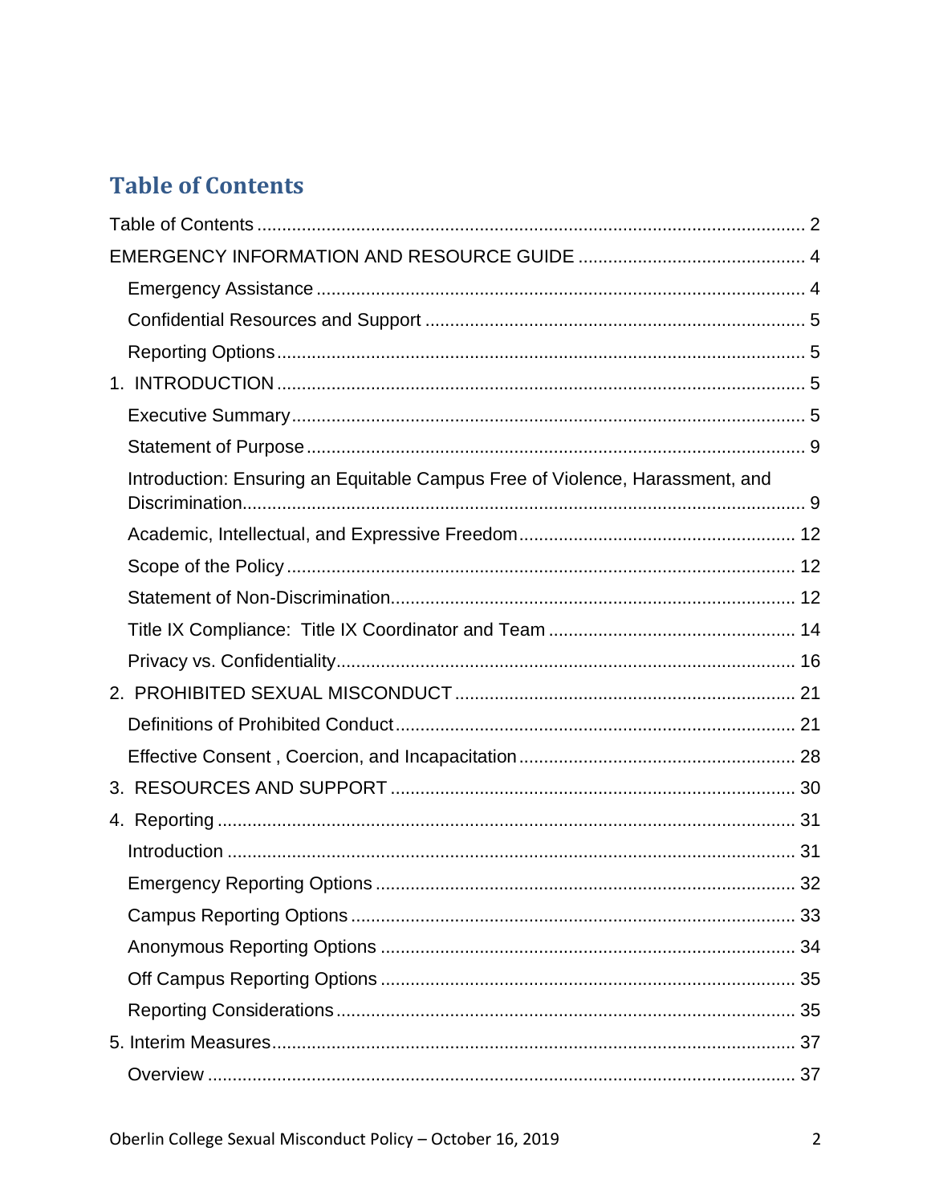# Table of Contents

Table of Contents ........................................................................................................ 2

EMERGENCY INFORMATION AND RESOURCE GUIDE ............................................ 4

- Emergency Assistance ................................................................................................ 4
- Confidential Resources and Support .......................................................................... 5
- Reporting Options ........................................................................................................ 5

1. INTRODUCTION ........................................................................................................ 5
   - Executive Summary ................................................................................................ 5
   - Statement of Purpose .............................................................................................. 9
   - Introduction: Ensuring an Equitable Campus Free of Violence, Harassment, and Discrimination ........................................................................................................ 9
   - Academic, Intellectual, and Expressive Freedom .................................................. 12
   - Scope of the Policy ................................................................................................ 12
   - Statement of Non-Discrimination ........................................................................... 12
   - Title IX Compliance: Title IX Coordinator and Team ............................................. 14
   - Privacy vs. Confidentiality ....................................................................................... 16
2. PROHIBITED SEXUAL MISCONDUCT .................................................................... 21
   - Definitions of Prohibited Conduct ........................................................................... 21
   - Effective Consent , Coercion, and Incapacitation ................................................... 28
3. RESOURCES AND SUPPORT ................................................................................ 30
4. Reporting ................................................................................................................... 31
   - Introduction ............................................................................................................. 31
   - Emergency Reporting Options ............................................................................... 32
   - Campus Reporting Options .................................................................................... 33
   - Anonymous Reporting Options ............................................................................... 34
   - Off Campus Reporting Options .............................................................................. 35
   - Reporting Considerations ....................................................................................... 35
5. Interim Measures ....................................................................................................... 37
   - Overview ................................................................................................................. 37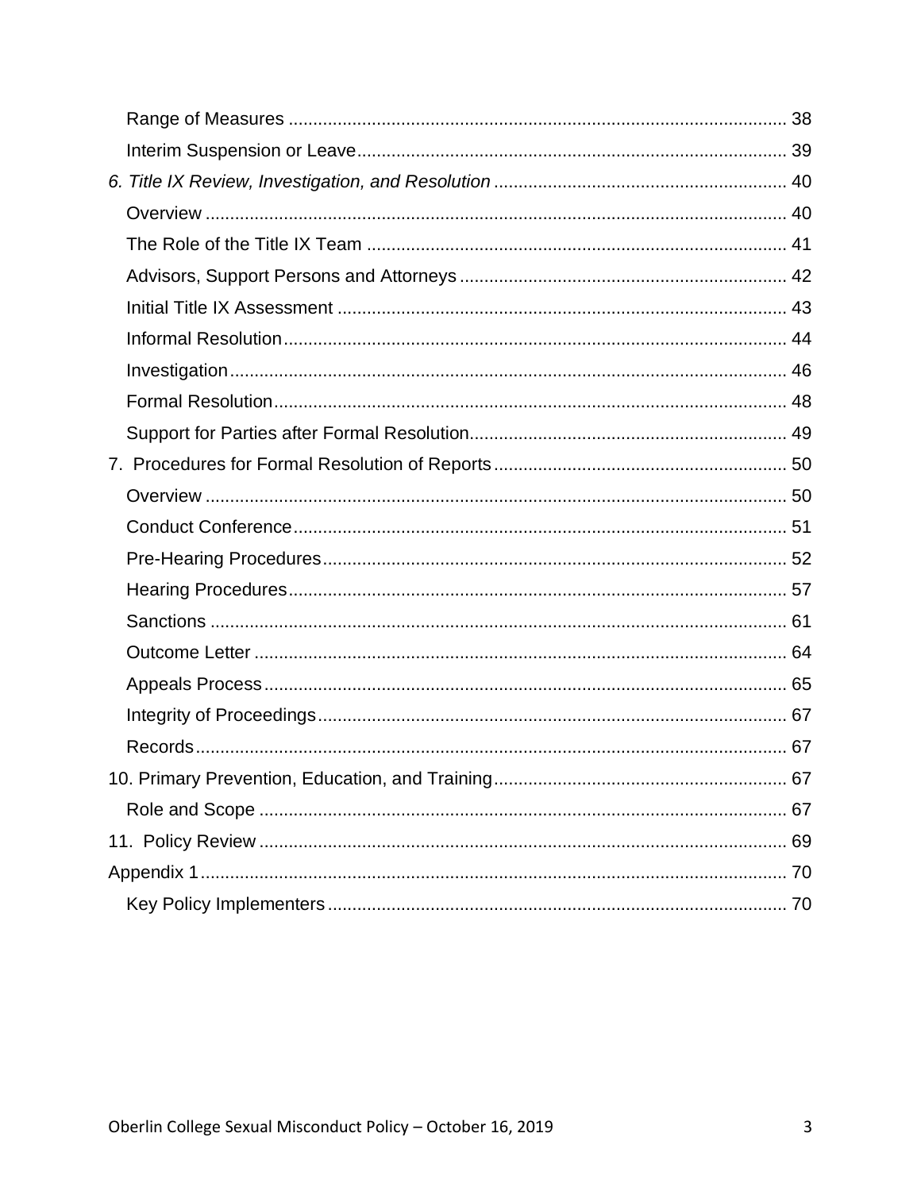Range of Measures ........................................................................................................ 38

Interim Suspension or Leave ........................................................................................ 39

*6. Title IX Review, Investigation, and Resolution* ........................................................... 40

Overview ....................................................................................................................... 40

The Role of the Title IX Team ..................................................................................... 41

Advisors, Support Persons and Attorneys .................................................................. 42

Initial Title IX Assessment ........................................................................................... 43

Informal Resolution ...................................................................................................... 44

Investigation ................................................................................................................. 46

Formal Resolution ........................................................................................................ 48

Support for Parties after Formal Resolution ................................................................ 49

7. Procedures for Formal Resolution of Reports ........................................................... 50

Overview ....................................................................................................................... 50

Conduct Conference .................................................................................................... 51

Pre-Hearing Procedures .............................................................................................. 52

Hearing Procedures ..................................................................................................... 57

Sanctions ..................................................................................................................... 61

Outcome Letter ............................................................................................................ 64

Appeals Process .......................................................................................................... 65

Integrity of Proceedings ............................................................................................... 67

Records ........................................................................................................................ 67

10. Primary Prevention, Education, and Training ........................................................... 67

Role and Scope ........................................................................................................... 67

11. Policy Review ........................................................................................................... 69

Appendix 1 ....................................................................................................................... 70

Key Policy Implementers ............................................................................................. 70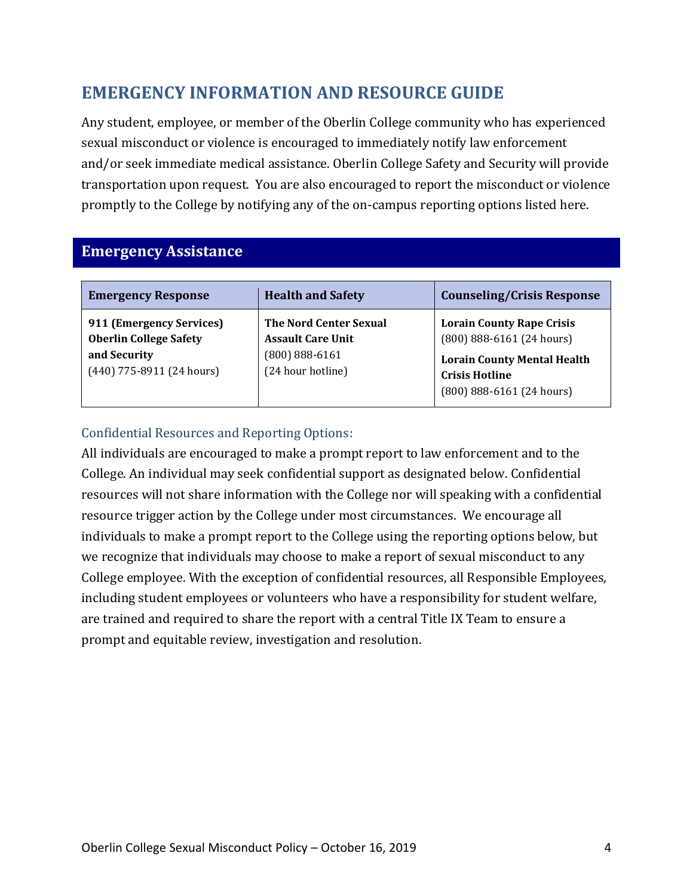## EMERGENCY INFORMATION AND RESOURCE GUIDE

Any student, employee, or member of the Oberlin College community who has experienced sexual misconduct or violence is encouraged to immediately notify law enforcement and/or seek immediate medical assistance. Oberlin College Safety and Security will provide transportation upon request. You are also encouraged to report the misconduct or violence promptly to the College by notifying any of the on-campus reporting options listed here.

### Emergency Assistance

| Emergency Response | Health and Safety | Counseling/Crisis Response |
|---|---|---|
| **911 (Emergency Services)**<br>**Oberlin College Safety and Security**<br>(440) 775-8911 (24 hours) | **The Nord Center Sexual Assault Care Unit**<br>(800) 888-6161<br>(24 hour hotline) | **Lorain County Rape Crisis**<br>(800) 888-6161 (24 hours)<br>**Lorain County Mental Health Crisis Hotline**<br>(800) 888-6161 (24 hours) |

#### Confidential Resources and Reporting Options:

All individuals are encouraged to make a prompt report to law enforcement and to the College. An individual may seek confidential support as designated below. Confidential resources will not share information with the College nor will speaking with a confidential resource trigger action by the College under most circumstances. We encourage all individuals to make a prompt report to the College using the reporting options below, but we recognize that individuals may choose to make a report of sexual misconduct to any College employee. With the exception of confidential resources, all Responsible Employees, including student employees or volunteers who have a responsibility for student welfare, are trained and required to share the report with a central Title IX Team to ensure a prompt and equitable review, investigation and resolution.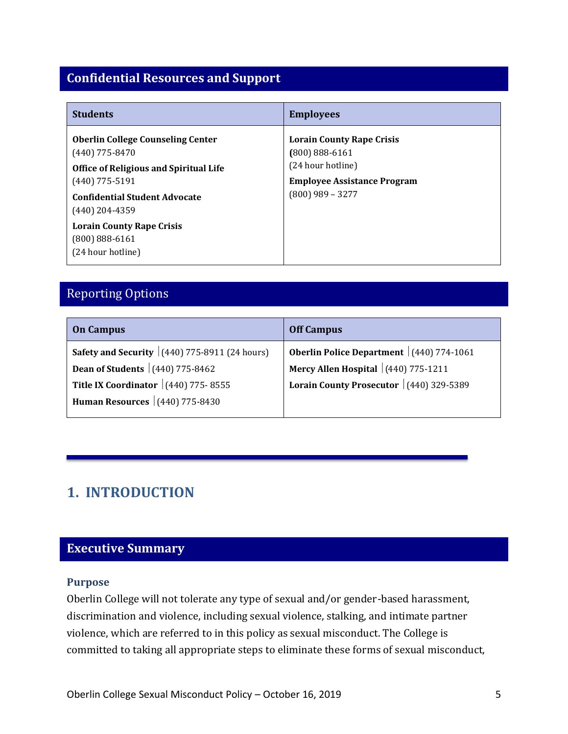## Confidential Resources and Support

| Students | Employees |
|---|---|
| **Oberlin College Counseling Center**<br>(440) 775-8470<br>**Office of Religious and Spiritual Life**<br>(440) 775-5191<br>**Confidential Student Advocate**<br>(440) 204-4359<br>**Lorain County Rape Crisis**<br>(800) 888-6161<br>(24 hour hotline) | **Lorain County Rape Crisis**<br>(800) 888-6161<br>(24 hour hotline)<br>**Employee Assistance Program**<br>(800) 989 – 3277 |

## Reporting Options

| On Campus | Off Campus |
|---|---|
| **Safety and Security** \| (440) 775-8911 (24 hours)<br>**Dean of Students** \| (440) 775-8462<br>**Title IX Coordinator** \| (440) 775- 8555<br>**Human Resources** \| (440) 775-8430 | **Oberlin Police Department** \| (440) 774-1061<br>**Mercy Allen Hospital** \| (440) 775-1211<br>**Lorain County Prosecutor** \| (440) 329-5389 |

# 1. INTRODUCTION

## Executive Summary

### Purpose

Oberlin College will not tolerate any type of sexual and/or gender-based harassment, discrimination and violence, including sexual violence, stalking, and intimate partner violence, which are referred to in this policy as sexual misconduct. The College is committed to taking all appropriate steps to eliminate these forms of sexual misconduct,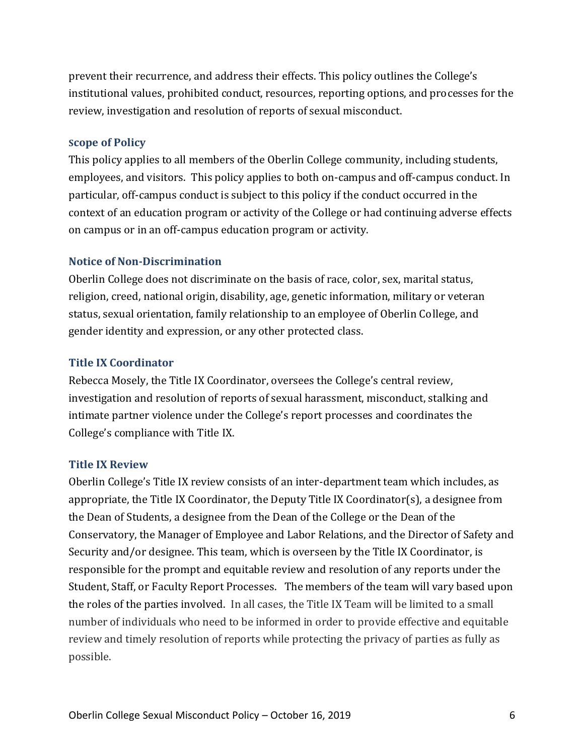prevent their recurrence, and address their effects. This policy outlines the College's institutional values, prohibited conduct, resources, reporting options, and processes for the review, investigation and resolution of reports of sexual misconduct.

### Scope of Policy

This policy applies to all members of the Oberlin College community, including students, employees, and visitors. This policy applies to both on-campus and off-campus conduct. In particular, off-campus conduct is subject to this policy if the conduct occurred in the context of an education program or activity of the College or had continuing adverse effects on campus or in an off-campus education program or activity.

### Notice of Non-Discrimination

Oberlin College does not discriminate on the basis of race, color, sex, marital status, religion, creed, national origin, disability, age, genetic information, military or veteran status, sexual orientation, family relationship to an employee of Oberlin College, and gender identity and expression, or any other protected class.

### Title IX Coordinator

Rebecca Mosely, the Title IX Coordinator, oversees the College's central review, investigation and resolution of reports of sexual harassment, misconduct, stalking and intimate partner violence under the College's report processes and coordinates the College's compliance with Title IX.

### Title IX Review

Oberlin College's Title IX review consists of an inter-department team which includes, as appropriate, the Title IX Coordinator, the Deputy Title IX Coordinator(s), a designee from the Dean of Students, a designee from the Dean of the College or the Dean of the Conservatory, the Manager of Employee and Labor Relations, and the Director of Safety and Security and/or designee. This team, which is overseen by the Title IX Coordinator, is responsible for the prompt and equitable review and resolution of any reports under the Student, Staff, or Faculty Report Processes. The members of the team will vary based upon the roles of the parties involved. In all cases, the Title IX Team will be limited to a small number of individuals who need to be informed in order to provide effective and equitable review and timely resolution of reports while protecting the privacy of parties as fully as possible.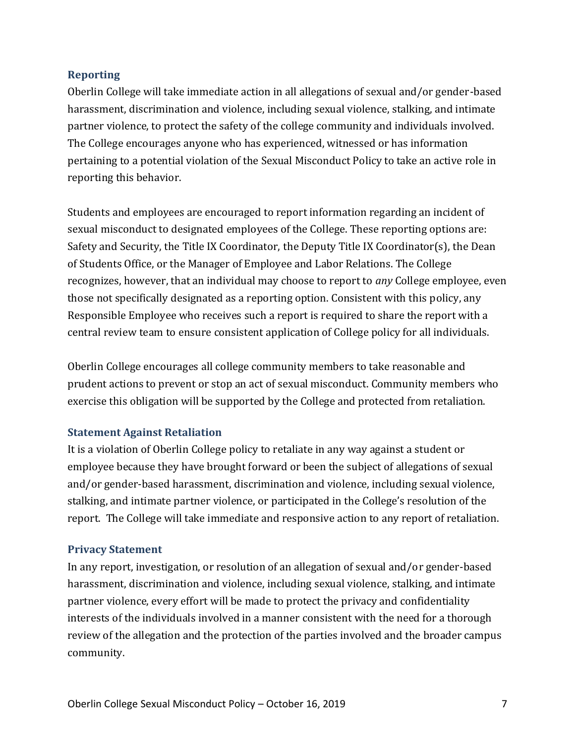### Reporting

Oberlin College will take immediate action in all allegations of sexual and/or gender-based harassment, discrimination and violence, including sexual violence, stalking, and intimate partner violence, to protect the safety of the college community and individuals involved. The College encourages anyone who has experienced, witnessed or has information pertaining to a potential violation of the Sexual Misconduct Policy to take an active role in reporting this behavior.

Students and employees are encouraged to report information regarding an incident of sexual misconduct to designated employees of the College. These reporting options are: Safety and Security, the Title IX Coordinator, the Deputy Title IX Coordinator(s), the Dean of Students Office, or the Manager of Employee and Labor Relations. The College recognizes, however, that an individual may choose to report to *any* College employee, even those not specifically designated as a reporting option. Consistent with this policy, any Responsible Employee who receives such a report is required to share the report with a central review team to ensure consistent application of College policy for all individuals.

Oberlin College encourages all college community members to take reasonable and prudent actions to prevent or stop an act of sexual misconduct. Community members who exercise this obligation will be supported by the College and protected from retaliation.

### Statement Against Retaliation

It is a violation of Oberlin College policy to retaliate in any way against a student or employee because they have brought forward or been the subject of allegations of sexual and/or gender-based harassment, discrimination and violence, including sexual violence, stalking, and intimate partner violence, or participated in the College's resolution of the report. The College will take immediate and responsive action to any report of retaliation.

### Privacy Statement

In any report, investigation, or resolution of an allegation of sexual and/or gender-based harassment, discrimination and violence, including sexual violence, stalking, and intimate partner violence, every effort will be made to protect the privacy and confidentiality interests of the individuals involved in a manner consistent with the need for a thorough review of the allegation and the protection of the parties involved and the broader campus community.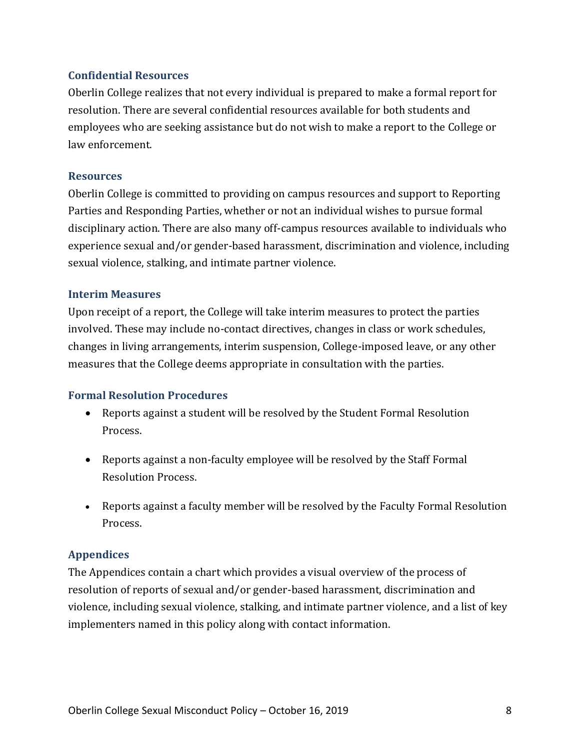### Confidential Resources

Oberlin College realizes that not every individual is prepared to make a formal report for resolution. There are several confidential resources available for both students and employees who are seeking assistance but do not wish to make a report to the College or law enforcement.

### Resources

Oberlin College is committed to providing on campus resources and support to Reporting Parties and Responding Parties, whether or not an individual wishes to pursue formal disciplinary action. There are also many off-campus resources available to individuals who experience sexual and/or gender-based harassment, discrimination and violence, including sexual violence, stalking, and intimate partner violence.

### Interim Measures

Upon receipt of a report, the College will take interim measures to protect the parties involved. These may include no-contact directives, changes in class or work schedules, changes in living arrangements, interim suspension, College-imposed leave, or any other measures that the College deems appropriate in consultation with the parties.

### Formal Resolution Procedures

- Reports against a student will be resolved by the Student Formal Resolution Process.
- Reports against a non-faculty employee will be resolved by the Staff Formal Resolution Process.
- Reports against a faculty member will be resolved by the Faculty Formal Resolution Process.

### Appendices

The Appendices contain a chart which provides a visual overview of the process of resolution of reports of sexual and/or gender-based harassment, discrimination and violence, including sexual violence, stalking, and intimate partner violence, and a list of key implementers named in this policy along with contact information.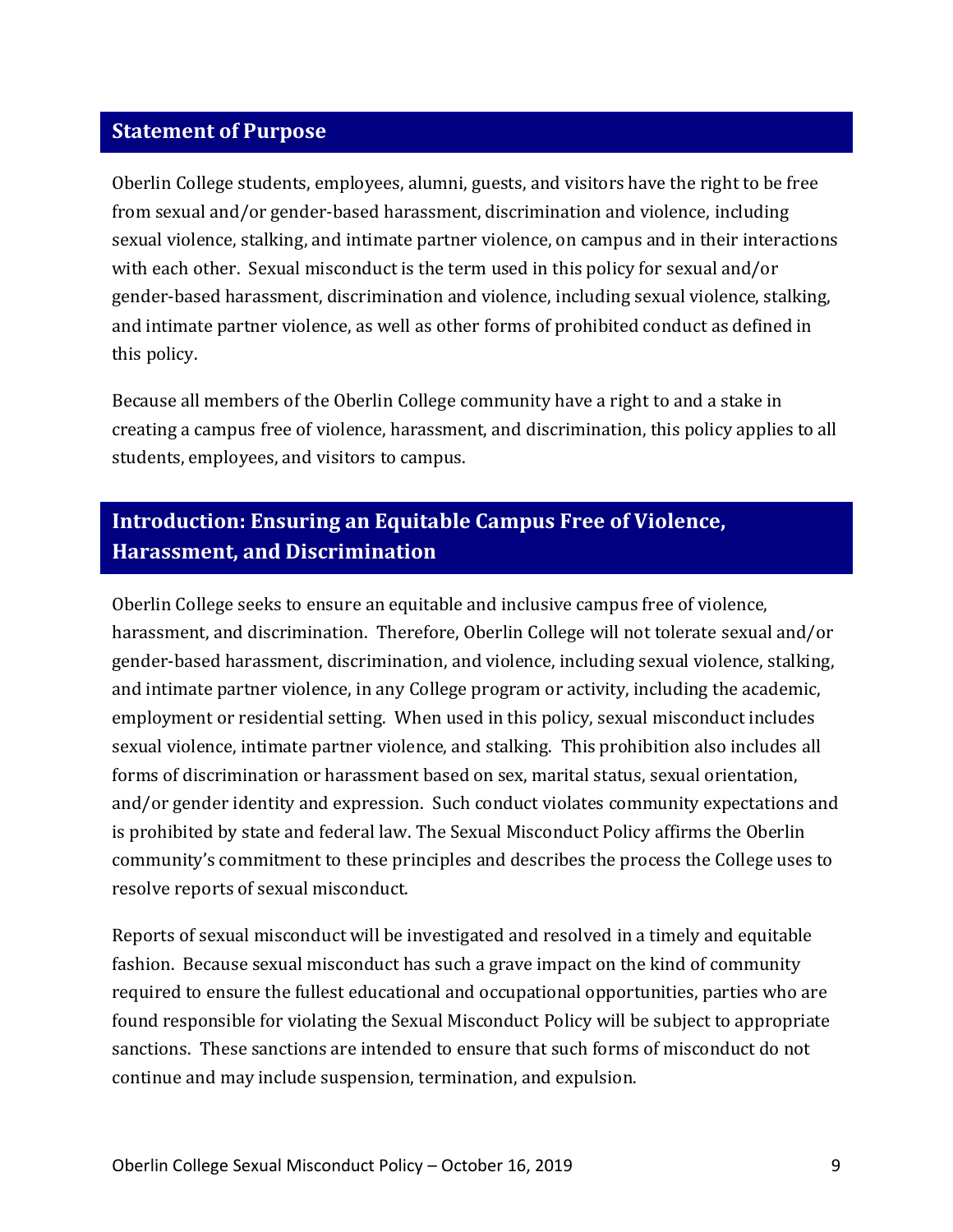## Statement of Purpose

Oberlin College students, employees, alumni, guests, and visitors have the right to be free from sexual and/or gender-based harassment, discrimination and violence, including sexual violence, stalking, and intimate partner violence, on campus and in their interactions with each other. Sexual misconduct is the term used in this policy for sexual and/or gender-based harassment, discrimination and violence, including sexual violence, stalking, and intimate partner violence, as well as other forms of prohibited conduct as defined in this policy.

Because all members of the Oberlin College community have a right to and a stake in creating a campus free of violence, harassment, and discrimination, this policy applies to all students, employees, and visitors to campus.

## Introduction: Ensuring an Equitable Campus Free of Violence, Harassment, and Discrimination

Oberlin College seeks to ensure an equitable and inclusive campus free of violence, harassment, and discrimination. Therefore, Oberlin College will not tolerate sexual and/or gender-based harassment, discrimination, and violence, including sexual violence, stalking, and intimate partner violence, in any College program or activity, including the academic, employment or residential setting. When used in this policy, sexual misconduct includes sexual violence, intimate partner violence, and stalking. This prohibition also includes all forms of discrimination or harassment based on sex, marital status, sexual orientation, and/or gender identity and expression. Such conduct violates community expectations and is prohibited by state and federal law. The Sexual Misconduct Policy affirms the Oberlin community's commitment to these principles and describes the process the College uses to resolve reports of sexual misconduct.

Reports of sexual misconduct will be investigated and resolved in a timely and equitable fashion. Because sexual misconduct has such a grave impact on the kind of community required to ensure the fullest educational and occupational opportunities, parties who are found responsible for violating the Sexual Misconduct Policy will be subject to appropriate sanctions. These sanctions are intended to ensure that such forms of misconduct do not continue and may include suspension, termination, and expulsion.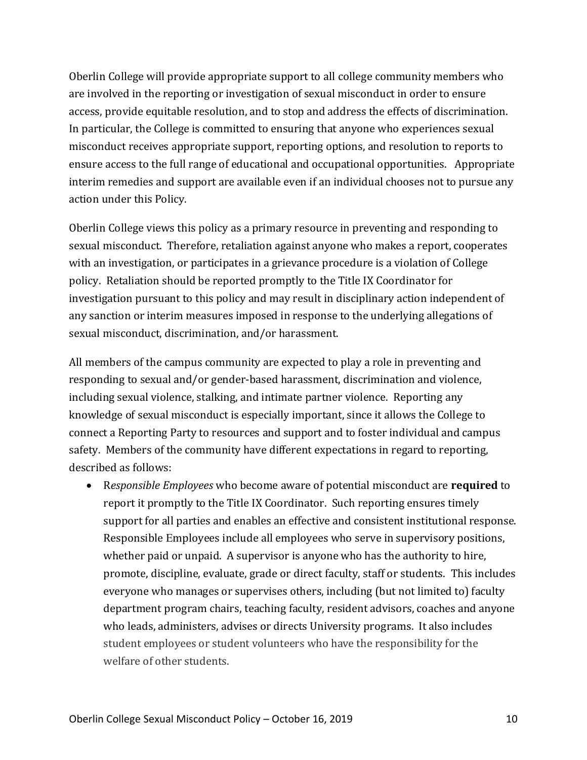Oberlin College will provide appropriate support to all college community members who are involved in the reporting or investigation of sexual misconduct in order to ensure access, provide equitable resolution, and to stop and address the effects of discrimination. In particular, the College is committed to ensuring that anyone who experiences sexual misconduct receives appropriate support, reporting options, and resolution to reports to ensure access to the full range of educational and occupational opportunities. Appropriate interim remedies and support are available even if an individual chooses not to pursue any action under this Policy.

Oberlin College views this policy as a primary resource in preventing and responding to sexual misconduct. Therefore, retaliation against anyone who makes a report, cooperates with an investigation, or participates in a grievance procedure is a violation of College policy. Retaliation should be reported promptly to the Title IX Coordinator for investigation pursuant to this policy and may result in disciplinary action independent of any sanction or interim measures imposed in response to the underlying allegations of sexual misconduct, discrimination, and/or harassment.

All members of the campus community are expected to play a role in preventing and responding to sexual and/or gender-based harassment, discrimination and violence, including sexual violence, stalking, and intimate partner violence. Reporting any knowledge of sexual misconduct is especially important, since it allows the College to connect a Reporting Party to resources and support and to foster individual and campus safety. Members of the community have different expectations in regard to reporting, described as follows:

- R*esponsible Employees* who become aware of potential misconduct are **required** to report it promptly to the Title IX Coordinator. Such reporting ensures timely support for all parties and enables an effective and consistent institutional response. Responsible Employees include all employees who serve in supervisory positions, whether paid or unpaid. A supervisor is anyone who has the authority to hire, promote, discipline, evaluate, grade or direct faculty, staff or students. This includes everyone who manages or supervises others, including (but not limited to) faculty department program chairs, teaching faculty, resident advisors, coaches and anyone who leads, administers, advises or directs University programs. It also includes student employees or student volunteers who have the responsibility for the welfare of other students.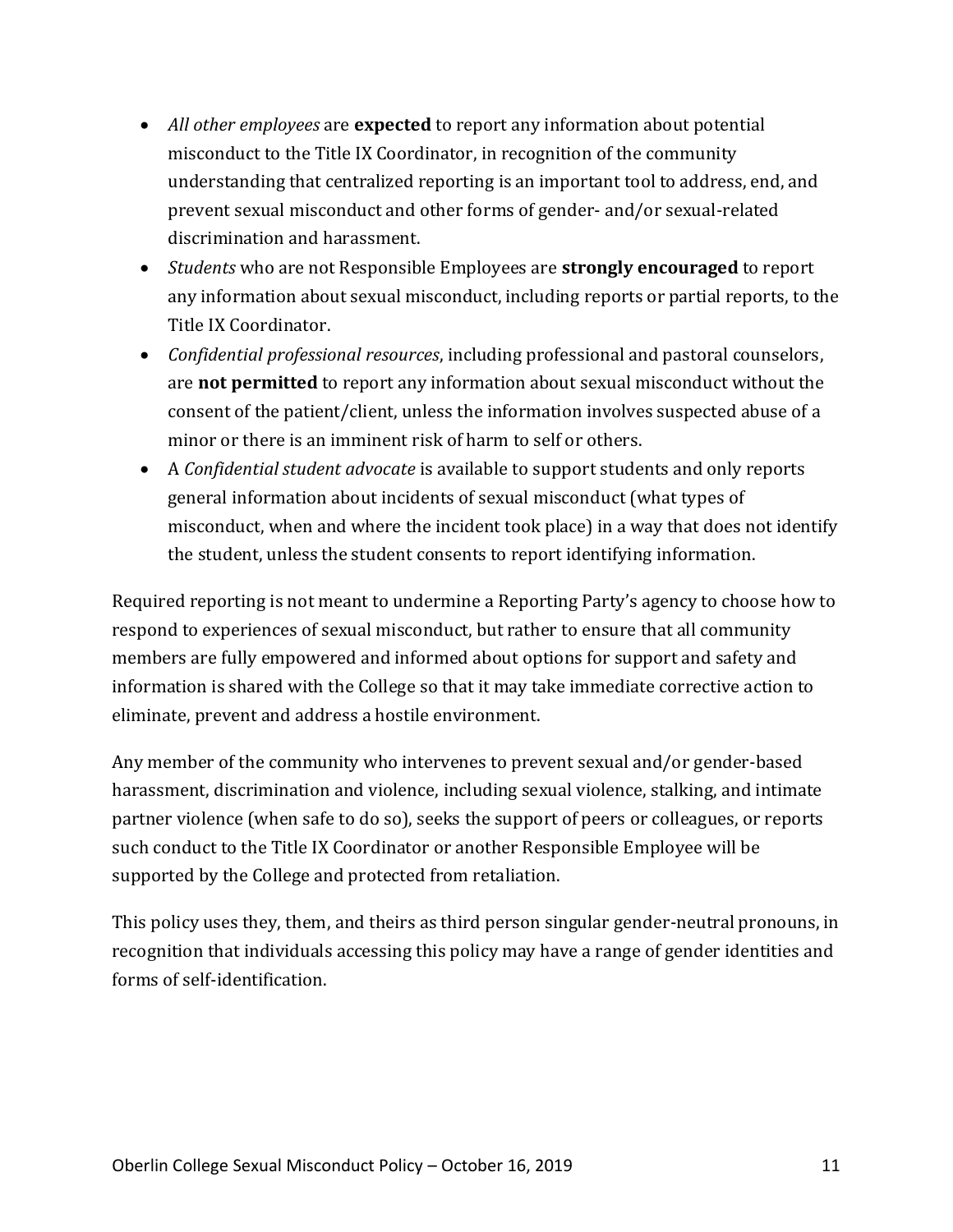- *All other employees* are **expected** to report any information about potential misconduct to the Title IX Coordinator, in recognition of the community understanding that centralized reporting is an important tool to address, end, and prevent sexual misconduct and other forms of gender- and/or sexual-related discrimination and harassment.
- *Students* who are not Responsible Employees are **strongly encouraged** to report any information about sexual misconduct, including reports or partial reports, to the Title IX Coordinator.
- *Confidential professional resources*, including professional and pastoral counselors, are **not permitted** to report any information about sexual misconduct without the consent of the patient/client, unless the information involves suspected abuse of a minor or there is an imminent risk of harm to self or others.
- A *Confidential student advocate* is available to support students and only reports general information about incidents of sexual misconduct (what types of misconduct, when and where the incident took place) in a way that does not identify the student, unless the student consents to report identifying information.

Required reporting is not meant to undermine a Reporting Party's agency to choose how to respond to experiences of sexual misconduct, but rather to ensure that all community members are fully empowered and informed about options for support and safety and information is shared with the College so that it may take immediate corrective action to eliminate, prevent and address a hostile environment.

Any member of the community who intervenes to prevent sexual and/or gender-based harassment, discrimination and violence, including sexual violence, stalking, and intimate partner violence (when safe to do so), seeks the support of peers or colleagues, or reports such conduct to the Title IX Coordinator or another Responsible Employee will be supported by the College and protected from retaliation.

This policy uses they, them, and theirs as third person singular gender-neutral pronouns, in recognition that individuals accessing this policy may have a range of gender identities and forms of self-identification.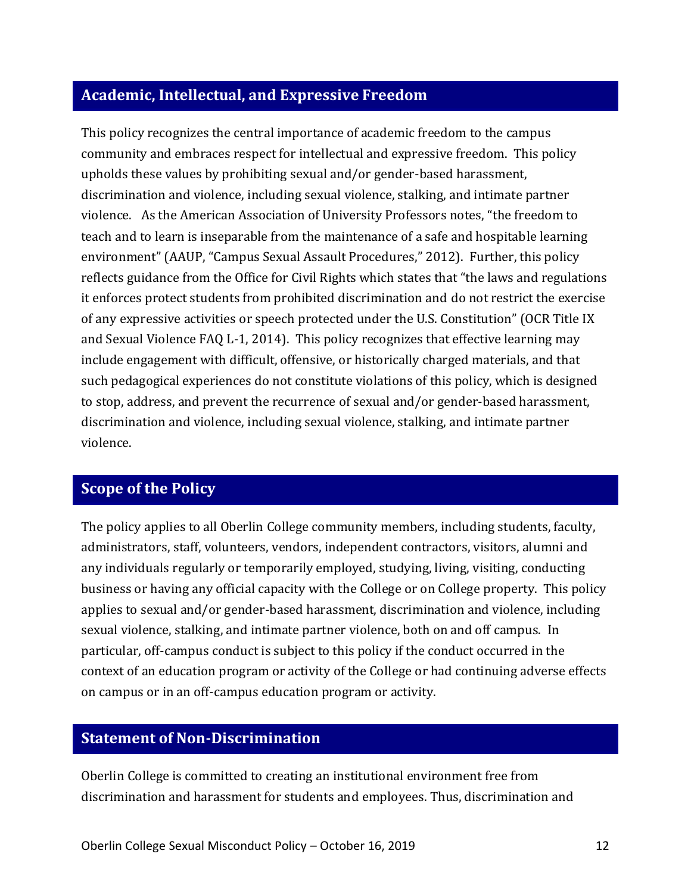## Academic, Intellectual, and Expressive Freedom

This policy recognizes the central importance of academic freedom to the campus community and embraces respect for intellectual and expressive freedom. This policy upholds these values by prohibiting sexual and/or gender-based harassment, discrimination and violence, including sexual violence, stalking, and intimate partner violence. As the American Association of University Professors notes, "the freedom to teach and to learn is inseparable from the maintenance of a safe and hospitable learning environment" (AAUP, "Campus Sexual Assault Procedures," 2012). Further, this policy reflects guidance from the Office for Civil Rights which states that "the laws and regulations it enforces protect students from prohibited discrimination and do not restrict the exercise of any expressive activities or speech protected under the U.S. Constitution" (OCR Title IX and Sexual Violence FAQ L-1, 2014). This policy recognizes that effective learning may include engagement with difficult, offensive, or historically charged materials, and that such pedagogical experiences do not constitute violations of this policy, which is designed to stop, address, and prevent the recurrence of sexual and/or gender-based harassment, discrimination and violence, including sexual violence, stalking, and intimate partner violence.

## Scope of the Policy

The policy applies to all Oberlin College community members, including students, faculty, administrators, staff, volunteers, vendors, independent contractors, visitors, alumni and any individuals regularly or temporarily employed, studying, living, visiting, conducting business or having any official capacity with the College or on College property. This policy applies to sexual and/or gender-based harassment, discrimination and violence, including sexual violence, stalking, and intimate partner violence, both on and off campus. In particular, off-campus conduct is subject to this policy if the conduct occurred in the context of an education program or activity of the College or had continuing adverse effects on campus or in an off-campus education program or activity.

## Statement of Non-Discrimination

Oberlin College is committed to creating an institutional environment free from discrimination and harassment for students and employees. Thus, discrimination and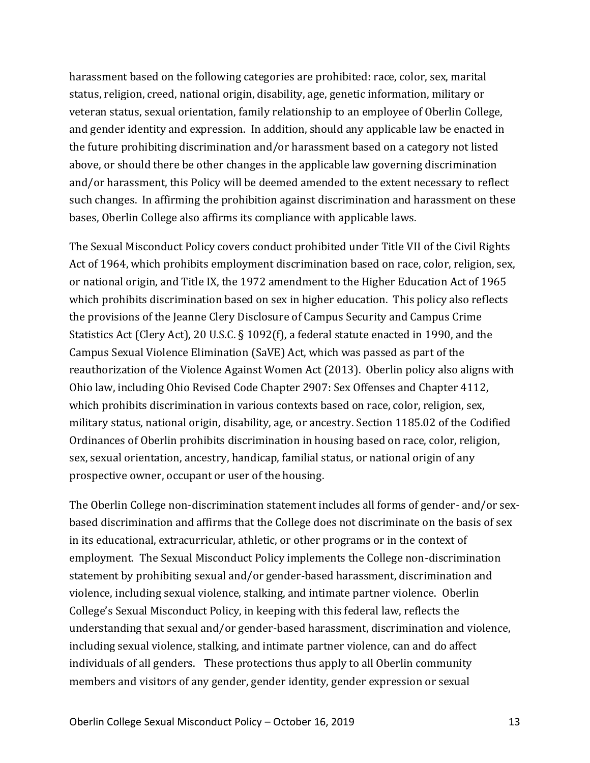harassment based on the following categories are prohibited: race, color, sex, marital status, religion, creed, national origin, disability, age, genetic information, military or veteran status, sexual orientation, family relationship to an employee of Oberlin College, and gender identity and expression. In addition, should any applicable law be enacted in the future prohibiting discrimination and/or harassment based on a category not listed above, or should there be other changes in the applicable law governing discrimination and/or harassment, this Policy will be deemed amended to the extent necessary to reflect such changes. In affirming the prohibition against discrimination and harassment on these bases, Oberlin College also affirms its compliance with applicable laws.

The Sexual Misconduct Policy covers conduct prohibited under Title VII of the Civil Rights Act of 1964, which prohibits employment discrimination based on race, color, religion, sex, or national origin, and Title IX, the 1972 amendment to the Higher Education Act of 1965 which prohibits discrimination based on sex in higher education. This policy also reflects the provisions of the Jeanne Clery Disclosure of Campus Security and Campus Crime Statistics Act (Clery Act), 20 U.S.C. § 1092(f), a federal statute enacted in 1990, and the Campus Sexual Violence Elimination (SaVE) Act, which was passed as part of the reauthorization of the Violence Against Women Act (2013). Oberlin policy also aligns with Ohio law, including Ohio Revised Code Chapter 2907: Sex Offenses and Chapter 4112, which prohibits discrimination in various contexts based on race, color, religion, sex, military status, national origin, disability, age, or ancestry. Section 1185.02 of the Codified Ordinances of Oberlin prohibits discrimination in housing based on race, color, religion, sex, sexual orientation, ancestry, handicap, familial status, or national origin of any prospective owner, occupant or user of the housing.

The Oberlin College non-discrimination statement includes all forms of gender- and/or sex-based discrimination and affirms that the College does not discriminate on the basis of sex in its educational, extracurricular, athletic, or other programs or in the context of employment. The Sexual Misconduct Policy implements the College non-discrimination statement by prohibiting sexual and/or gender-based harassment, discrimination and violence, including sexual violence, stalking, and intimate partner violence. Oberlin College's Sexual Misconduct Policy, in keeping with this federal law, reflects the understanding that sexual and/or gender-based harassment, discrimination and violence, including sexual violence, stalking, and intimate partner violence, can and do affect individuals of all genders. These protections thus apply to all Oberlin community members and visitors of any gender, gender identity, gender expression or sexual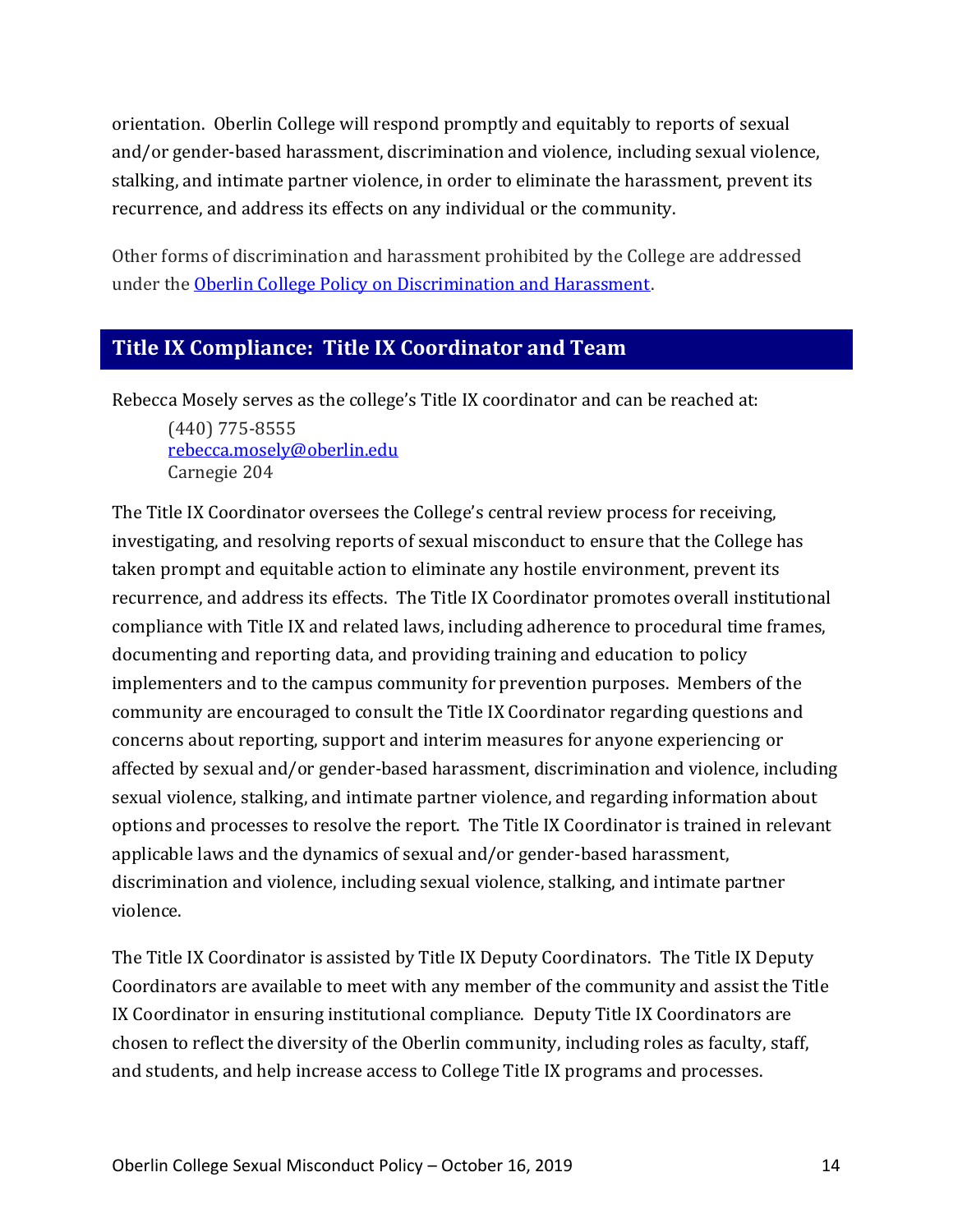orientation. Oberlin College will respond promptly and equitably to reports of sexual and/or gender-based harassment, discrimination and violence, including sexual violence, stalking, and intimate partner violence, in order to eliminate the harassment, prevent its recurrence, and address its effects on any individual or the community.

Other forms of discrimination and harassment prohibited by the College are addressed under the [Oberlin College Policy on Discrimination and Harassment](#).

## Title IX Compliance: Title IX Coordinator and Team

Rebecca Mosely serves as the college's Title IX coordinator and can be reached at:

(440) 775-8555
[rebecca.mosely@oberlin.edu](mailto:rebecca.mosely@oberlin.edu)
Carnegie 204

The Title IX Coordinator oversees the College's central review process for receiving, investigating, and resolving reports of sexual misconduct to ensure that the College has taken prompt and equitable action to eliminate any hostile environment, prevent its recurrence, and address its effects. The Title IX Coordinator promotes overall institutional compliance with Title IX and related laws, including adherence to procedural time frames, documenting and reporting data, and providing training and education to policy implementers and to the campus community for prevention purposes. Members of the community are encouraged to consult the Title IX Coordinator regarding questions and concerns about reporting, support and interim measures for anyone experiencing or affected by sexual and/or gender-based harassment, discrimination and violence, including sexual violence, stalking, and intimate partner violence, and regarding information about options and processes to resolve the report. The Title IX Coordinator is trained in relevant applicable laws and the dynamics of sexual and/or gender-based harassment, discrimination and violence, including sexual violence, stalking, and intimate partner violence.

The Title IX Coordinator is assisted by Title IX Deputy Coordinators. The Title IX Deputy Coordinators are available to meet with any member of the community and assist the Title IX Coordinator in ensuring institutional compliance. Deputy Title IX Coordinators are chosen to reflect the diversity of the Oberlin community, including roles as faculty, staff, and students, and help increase access to College Title IX programs and processes.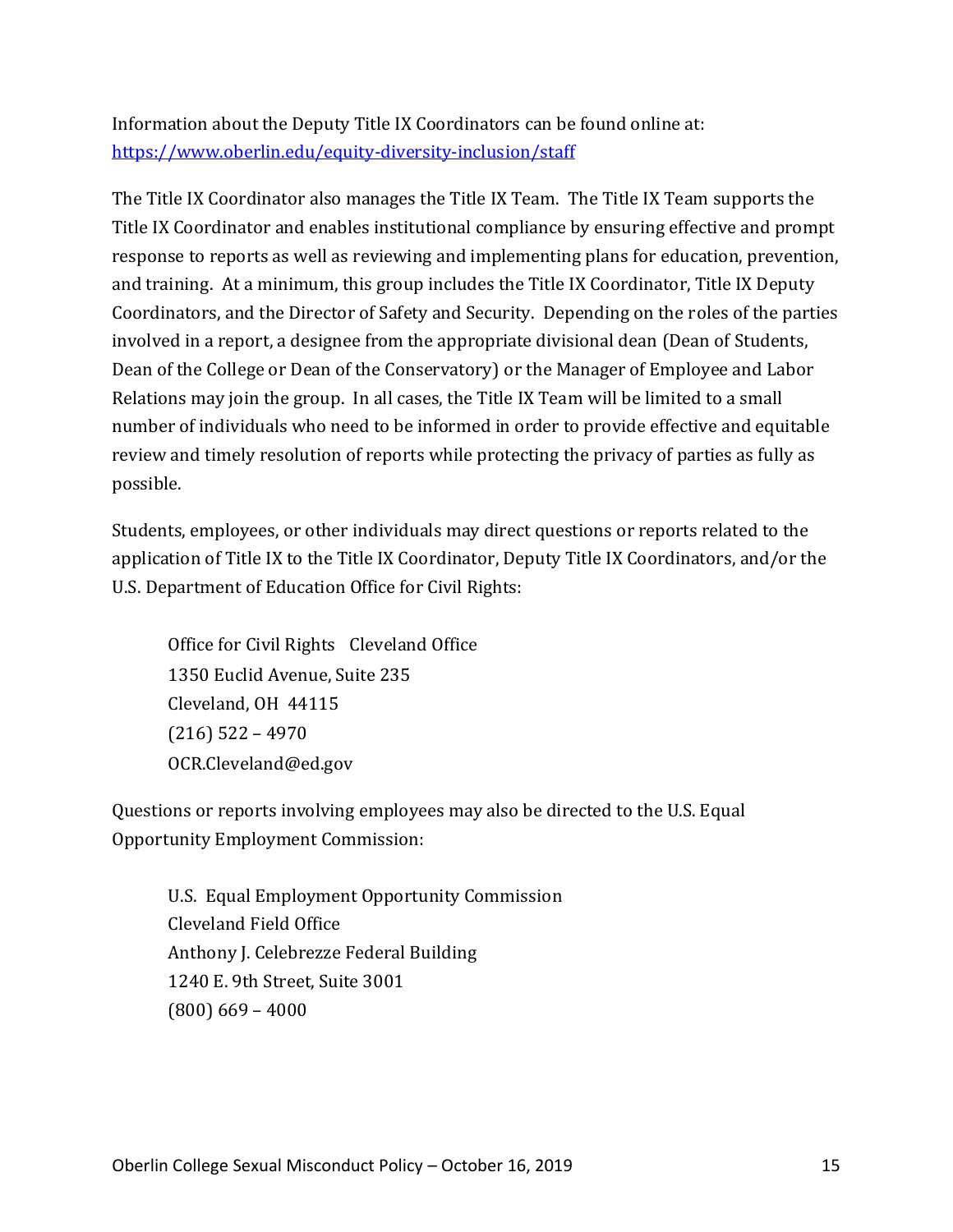Information about the Deputy Title IX Coordinators can be found online at: https://www.oberlin.edu/equity-diversity-inclusion/staff

The Title IX Coordinator also manages the Title IX Team. The Title IX Team supports the Title IX Coordinator and enables institutional compliance by ensuring effective and prompt response to reports as well as reviewing and implementing plans for education, prevention, and training. At a minimum, this group includes the Title IX Coordinator, Title IX Deputy Coordinators, and the Director of Safety and Security. Depending on the roles of the parties involved in a report, a designee from the appropriate divisional dean (Dean of Students, Dean of the College or Dean of the Conservatory) or the Manager of Employee and Labor Relations may join the group. In all cases, the Title IX Team will be limited to a small number of individuals who need to be informed in order to provide effective and equitable review and timely resolution of reports while protecting the privacy of parties as fully as possible.

Students, employees, or other individuals may direct questions or reports related to the application of Title IX to the Title IX Coordinator, Deputy Title IX Coordinators, and/or the U.S. Department of Education Office for Civil Rights:

> Office for Civil Rights Cleveland Office
> 1350 Euclid Avenue, Suite 235
> Cleveland, OH 44115
> (216) 522 – 4970
> OCR.Cleveland@ed.gov

Questions or reports involving employees may also be directed to the U.S. Equal Opportunity Employment Commission:

> U.S. Equal Employment Opportunity Commission
> Cleveland Field Office
> Anthony J. Celebrezze Federal Building
> 1240 E. 9th Street, Suite 3001
> (800) 669 – 4000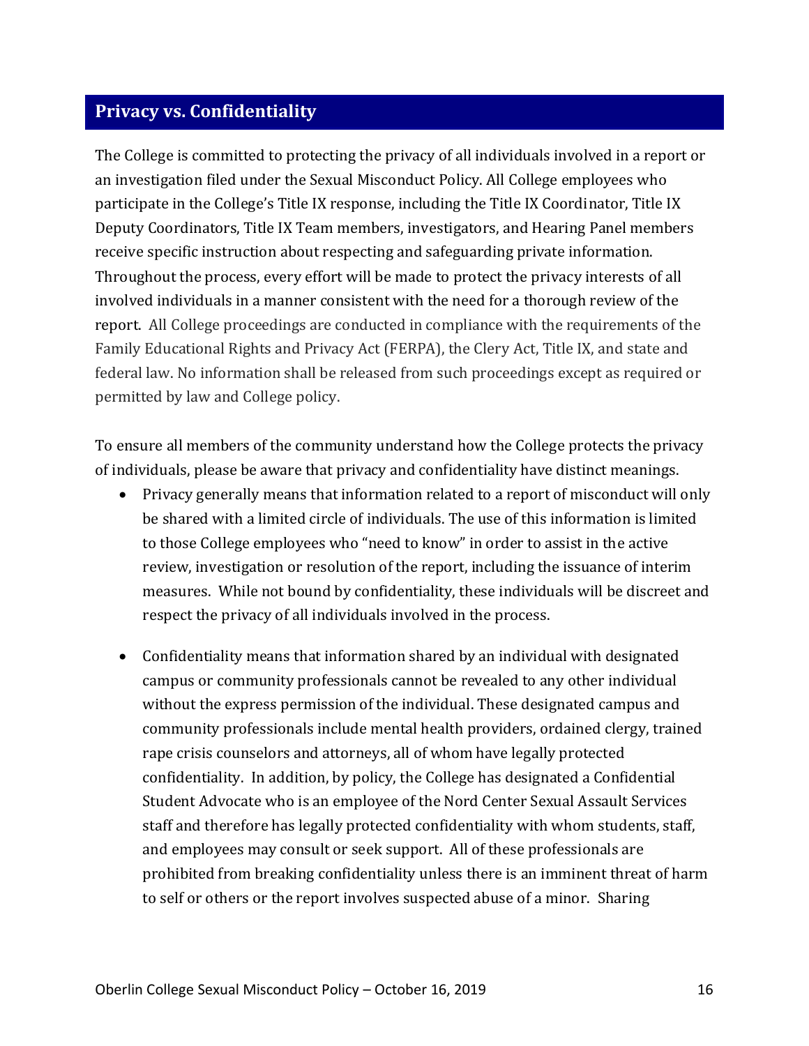## Privacy vs. Confidentiality

The College is committed to protecting the privacy of all individuals involved in a report or an investigation filed under the Sexual Misconduct Policy. All College employees who participate in the College's Title IX response, including the Title IX Coordinator, Title IX Deputy Coordinators, Title IX Team members, investigators, and Hearing Panel members receive specific instruction about respecting and safeguarding private information. Throughout the process, every effort will be made to protect the privacy interests of all involved individuals in a manner consistent with the need for a thorough review of the report. All College proceedings are conducted in compliance with the requirements of the Family Educational Rights and Privacy Act (FERPA), the Clery Act, Title IX, and state and federal law. No information shall be released from such proceedings except as required or permitted by law and College policy.

To ensure all members of the community understand how the College protects the privacy of individuals, please be aware that privacy and confidentiality have distinct meanings.

- Privacy generally means that information related to a report of misconduct will only be shared with a limited circle of individuals. The use of this information is limited to those College employees who "need to know" in order to assist in the active review, investigation or resolution of the report, including the issuance of interim measures. While not bound by confidentiality, these individuals will be discreet and respect the privacy of all individuals involved in the process.

- Confidentiality means that information shared by an individual with designated campus or community professionals cannot be revealed to any other individual without the express permission of the individual. These designated campus and community professionals include mental health providers, ordained clergy, trained rape crisis counselors and attorneys, all of whom have legally protected confidentiality. In addition, by policy, the College has designated a Confidential Student Advocate who is an employee of the Nord Center Sexual Assault Services staff and therefore has legally protected confidentiality with whom students, staff, and employees may consult or seek support. All of these professionals are prohibited from breaking confidentiality unless there is an imminent threat of harm to self or others or the report involves suspected abuse of a minor. Sharing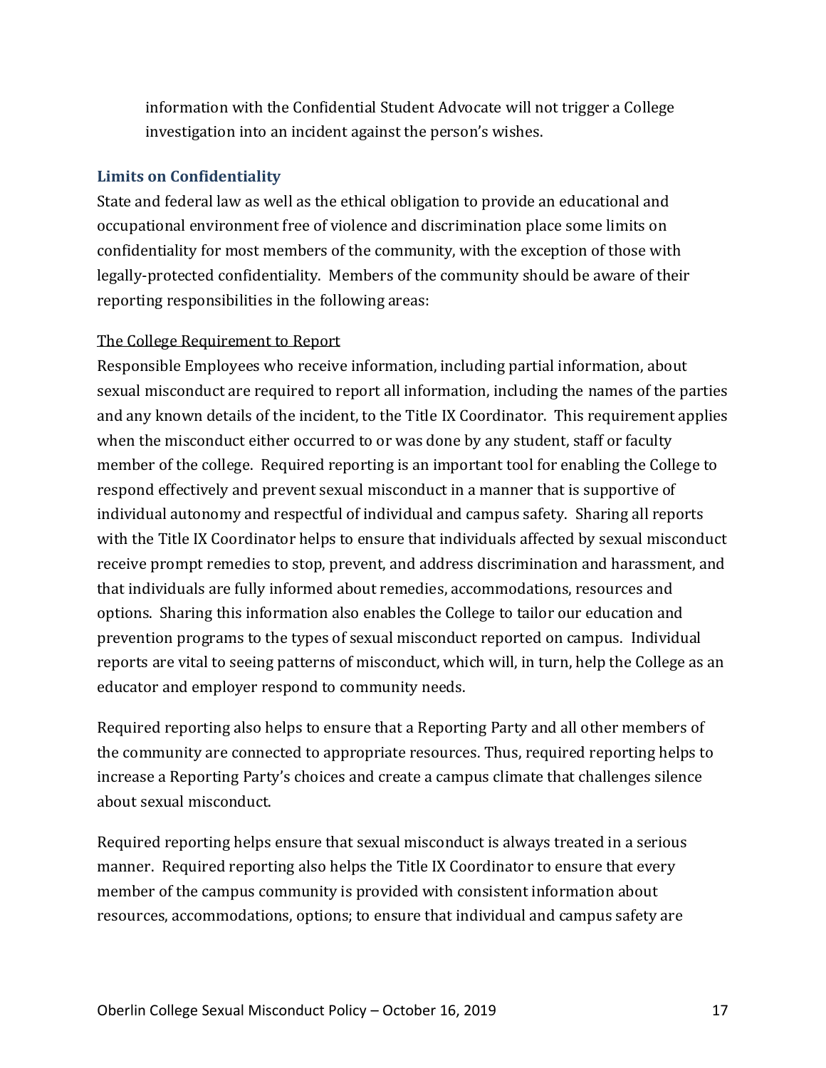information with the Confidential Student Advocate will not trigger a College investigation into an incident against the person's wishes.

### Limits on Confidentiality

State and federal law as well as the ethical obligation to provide an educational and occupational environment free of violence and discrimination place some limits on confidentiality for most members of the community, with the exception of those with legally-protected confidentiality. Members of the community should be aware of their reporting responsibilities in the following areas:

<u>The College Requirement to Report</u>

Responsible Employees who receive information, including partial information, about sexual misconduct are required to report all information, including the names of the parties and any known details of the incident, to the Title IX Coordinator. This requirement applies when the misconduct either occurred to or was done by any student, staff or faculty member of the college. Required reporting is an important tool for enabling the College to respond effectively and prevent sexual misconduct in a manner that is supportive of individual autonomy and respectful of individual and campus safety. Sharing all reports with the Title IX Coordinator helps to ensure that individuals affected by sexual misconduct receive prompt remedies to stop, prevent, and address discrimination and harassment, and that individuals are fully informed about remedies, accommodations, resources and options. Sharing this information also enables the College to tailor our education and prevention programs to the types of sexual misconduct reported on campus. Individual reports are vital to seeing patterns of misconduct, which will, in turn, help the College as an educator and employer respond to community needs.

Required reporting also helps to ensure that a Reporting Party and all other members of the community are connected to appropriate resources. Thus, required reporting helps to increase a Reporting Party's choices and create a campus climate that challenges silence about sexual misconduct.

Required reporting helps ensure that sexual misconduct is always treated in a serious manner. Required reporting also helps the Title IX Coordinator to ensure that every member of the campus community is provided with consistent information about resources, accommodations, options; to ensure that individual and campus safety are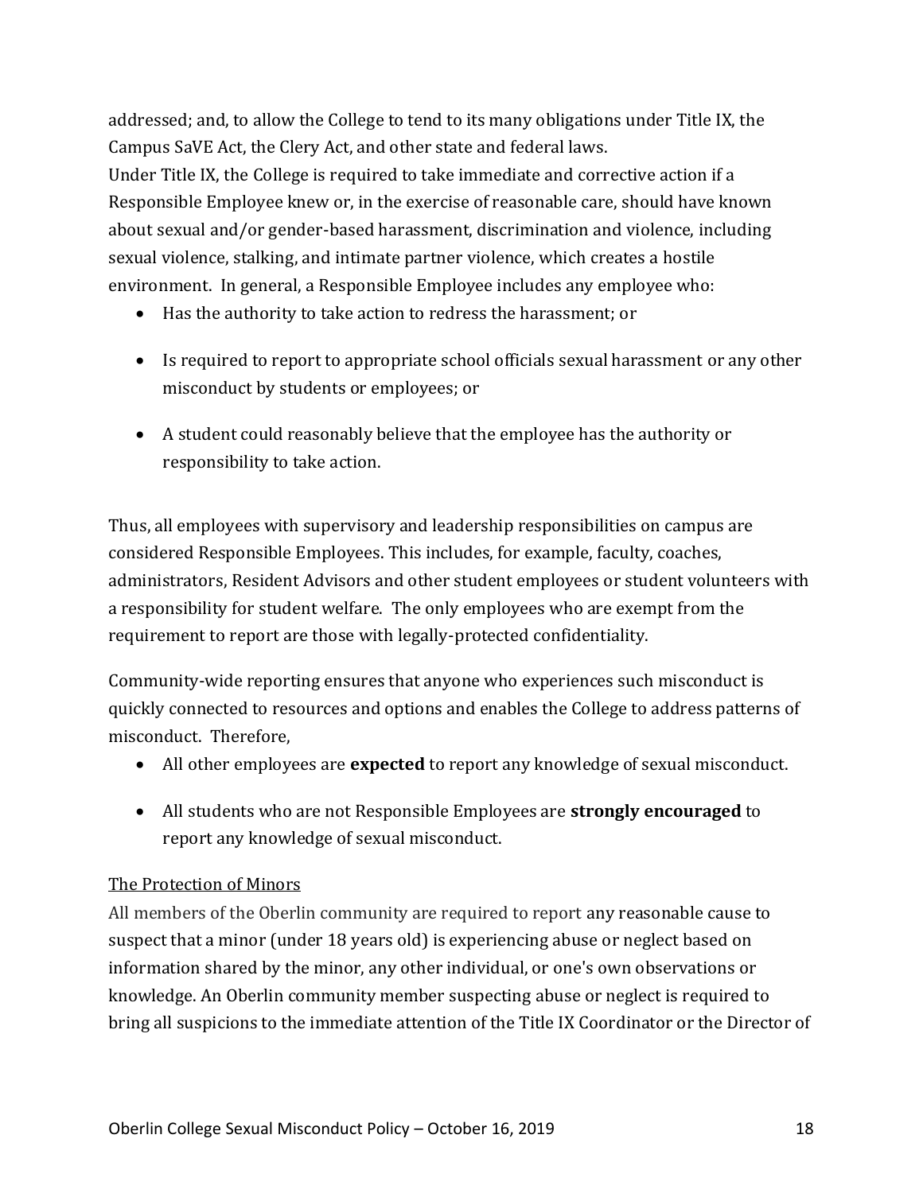addressed; and, to allow the College to tend to its many obligations under Title IX, the Campus SaVE Act, the Clery Act, and other state and federal laws.

Under Title IX, the College is required to take immediate and corrective action if a Responsible Employee knew or, in the exercise of reasonable care, should have known about sexual and/or gender-based harassment, discrimination and violence, including sexual violence, stalking, and intimate partner violence, which creates a hostile environment. In general, a Responsible Employee includes any employee who:

- Has the authority to take action to redress the harassment; or
- Is required to report to appropriate school officials sexual harassment or any other misconduct by students or employees; or
- A student could reasonably believe that the employee has the authority or responsibility to take action.

Thus, all employees with supervisory and leadership responsibilities on campus are considered Responsible Employees. This includes, for example, faculty, coaches, administrators, Resident Advisors and other student employees or student volunteers with a responsibility for student welfare. The only employees who are exempt from the requirement to report are those with legally-protected confidentiality.

Community-wide reporting ensures that anyone who experiences such misconduct is quickly connected to resources and options and enables the College to address patterns of misconduct. Therefore,

- All other employees are **expected** to report any knowledge of sexual misconduct.
- All students who are not Responsible Employees are **strongly encouraged** to report any knowledge of sexual misconduct.

<u>The Protection of Minors</u>

All members of the Oberlin community are required to report any reasonable cause to suspect that a minor (under 18 years old) is experiencing abuse or neglect based on information shared by the minor, any other individual, or one's own observations or knowledge. An Oberlin community member suspecting abuse or neglect is required to bring all suspicions to the immediate attention of the Title IX Coordinator or the Director of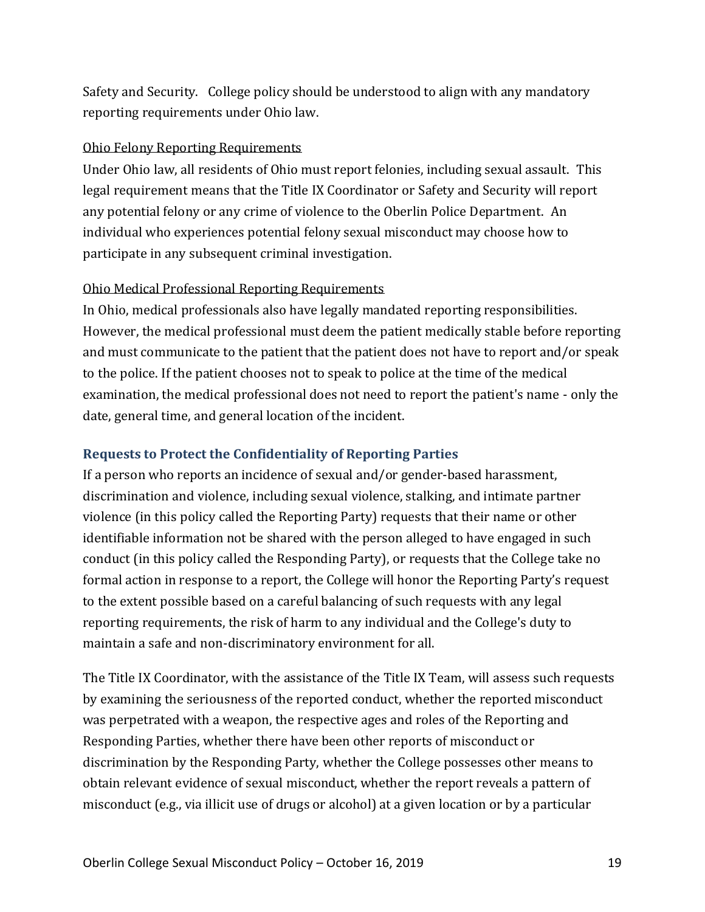Safety and Security. College policy should be understood to align with any mandatory reporting requirements under Ohio law.

Ohio Felony Reporting Requirements

Under Ohio law, all residents of Ohio must report felonies, including sexual assault. This legal requirement means that the Title IX Coordinator or Safety and Security will report any potential felony or any crime of violence to the Oberlin Police Department. An individual who experiences potential felony sexual misconduct may choose how to participate in any subsequent criminal investigation.

Ohio Medical Professional Reporting Requirements

In Ohio, medical professionals also have legally mandated reporting responsibilities. However, the medical professional must deem the patient medically stable before reporting and must communicate to the patient that the patient does not have to report and/or speak to the police. If the patient chooses not to speak to police at the time of the medical examination, the medical professional does not need to report the patient's name - only the date, general time, and general location of the incident.

### Requests to Protect the Confidentiality of Reporting Parties

If a person who reports an incidence of sexual and/or gender-based harassment, discrimination and violence, including sexual violence, stalking, and intimate partner violence (in this policy called the Reporting Party) requests that their name or other identifiable information not be shared with the person alleged to have engaged in such conduct (in this policy called the Responding Party), or requests that the College take no formal action in response to a report, the College will honor the Reporting Party's request to the extent possible based on a careful balancing of such requests with any legal reporting requirements, the risk of harm to any individual and the College's duty to maintain a safe and non-discriminatory environment for all.

The Title IX Coordinator, with the assistance of the Title IX Team, will assess such requests by examining the seriousness of the reported conduct, whether the reported misconduct was perpetrated with a weapon, the respective ages and roles of the Reporting and Responding Parties, whether there have been other reports of misconduct or discrimination by the Responding Party, whether the College possesses other means to obtain relevant evidence of sexual misconduct, whether the report reveals a pattern of misconduct (e.g., via illicit use of drugs or alcohol) at a given location or by a particular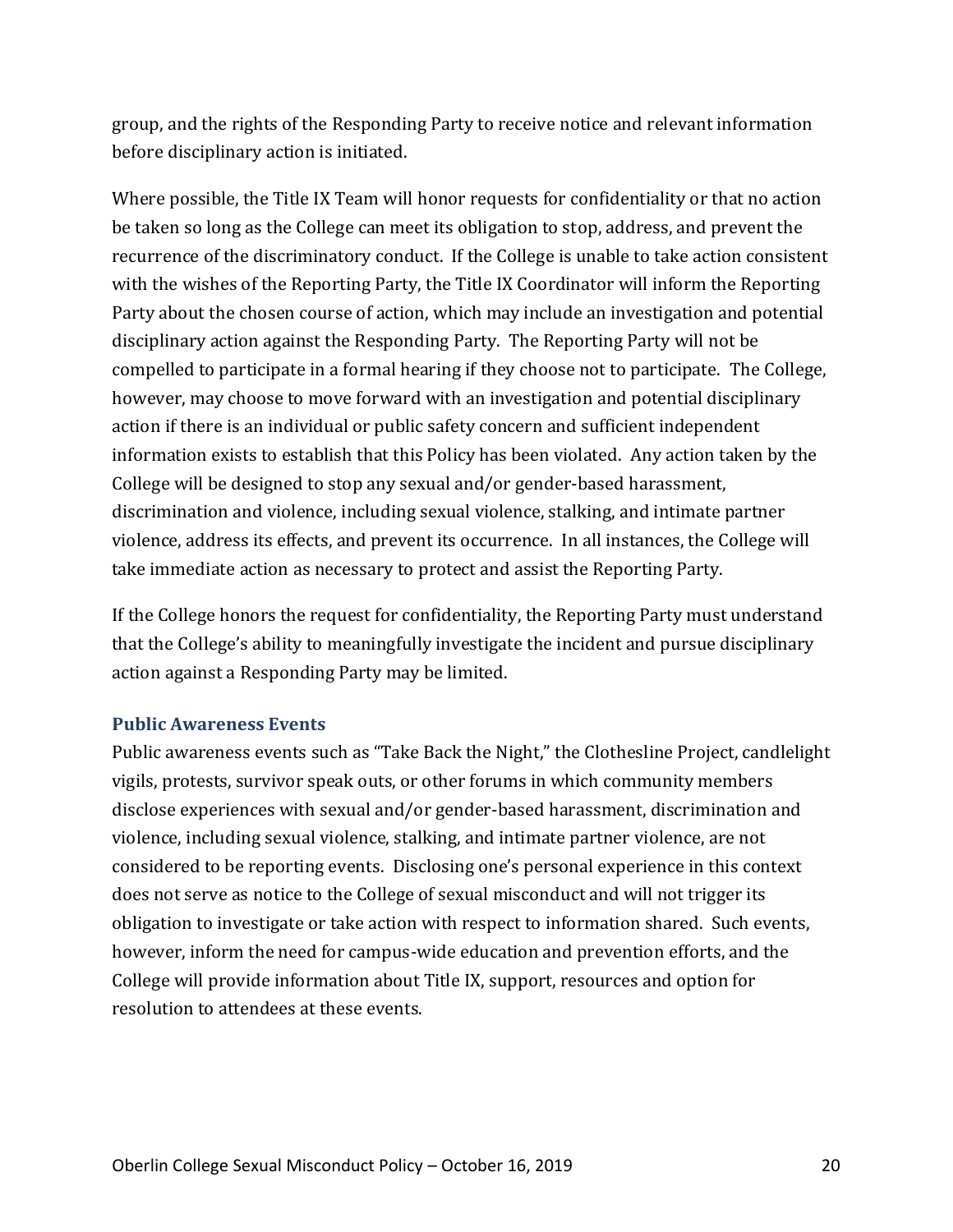group, and the rights of the Responding Party to receive notice and relevant information before disciplinary action is initiated.

Where possible, the Title IX Team will honor requests for confidentiality or that no action be taken so long as the College can meet its obligation to stop, address, and prevent the recurrence of the discriminatory conduct. If the College is unable to take action consistent with the wishes of the Reporting Party, the Title IX Coordinator will inform the Reporting Party about the chosen course of action, which may include an investigation and potential disciplinary action against the Responding Party. The Reporting Party will not be compelled to participate in a formal hearing if they choose not to participate. The College, however, may choose to move forward with an investigation and potential disciplinary action if there is an individual or public safety concern and sufficient independent information exists to establish that this Policy has been violated. Any action taken by the College will be designed to stop any sexual and/or gender-based harassment, discrimination and violence, including sexual violence, stalking, and intimate partner violence, address its effects, and prevent its occurrence. In all instances, the College will take immediate action as necessary to protect and assist the Reporting Party.

If the College honors the request for confidentiality, the Reporting Party must understand that the College's ability to meaningfully investigate the incident and pursue disciplinary action against a Responding Party may be limited.

### Public Awareness Events

Public awareness events such as "Take Back the Night," the Clothesline Project, candlelight vigils, protests, survivor speak outs, or other forums in which community members disclose experiences with sexual and/or gender-based harassment, discrimination and violence, including sexual violence, stalking, and intimate partner violence, are not considered to be reporting events. Disclosing one's personal experience in this context does not serve as notice to the College of sexual misconduct and will not trigger its obligation to investigate or take action with respect to information shared. Such events, however, inform the need for campus-wide education and prevention efforts, and the College will provide information about Title IX, support, resources and option for resolution to attendees at these events.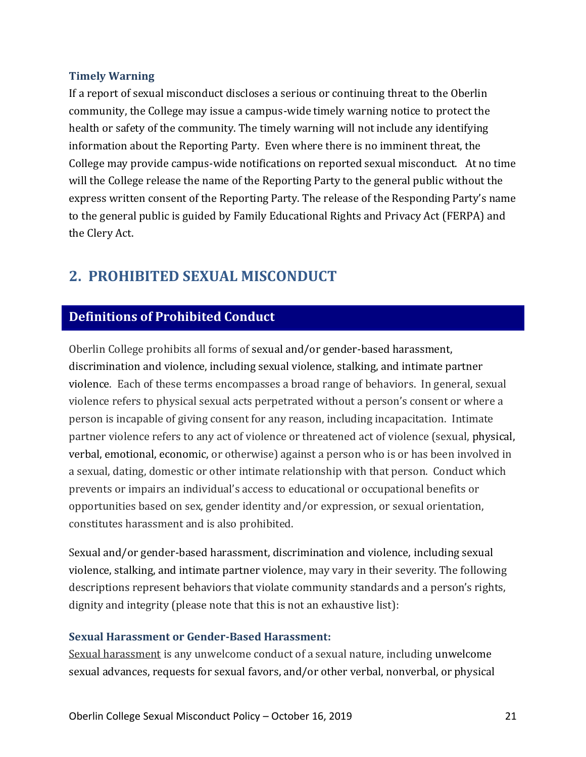### Timely Warning

If a report of sexual misconduct discloses a serious or continuing threat to the Oberlin community, the College may issue a campus-wide timely warning notice to protect the health or safety of the community. The timely warning will not include any identifying information about the Reporting Party. Even where there is no imminent threat, the College may provide campus-wide notifications on reported sexual misconduct. At no time will the College release the name of the Reporting Party to the general public without the express written consent of the Reporting Party. The release of the Responding Party's name to the general public is guided by Family Educational Rights and Privacy Act (FERPA) and the Clery Act.

## 2. PROHIBITED SEXUAL MISCONDUCT

## Definitions of Prohibited Conduct

Oberlin College prohibits all forms of sexual and/or gender-based harassment, discrimination and violence, including sexual violence, stalking, and intimate partner violence. Each of these terms encompasses a broad range of behaviors. In general, sexual violence refers to physical sexual acts perpetrated without a person's consent or where a person is incapable of giving consent for any reason, including incapacitation. Intimate partner violence refers to any act of violence or threatened act of violence (sexual, physical, verbal, emotional, economic, or otherwise) against a person who is or has been involved in a sexual, dating, domestic or other intimate relationship with that person. Conduct which prevents or impairs an individual's access to educational or occupational benefits or opportunities based on sex, gender identity and/or expression, or sexual orientation, constitutes harassment and is also prohibited.

Sexual and/or gender-based harassment, discrimination and violence, including sexual violence, stalking, and intimate partner violence, may vary in their severity. The following descriptions represent behaviors that violate community standards and a person's rights, dignity and integrity (please note that this is not an exhaustive list):

### Sexual Harassment or Gender-Based Harassment:

Sexual harassment is any unwelcome conduct of a sexual nature, including unwelcome sexual advances, requests for sexual favors, and/or other verbal, nonverbal, or physical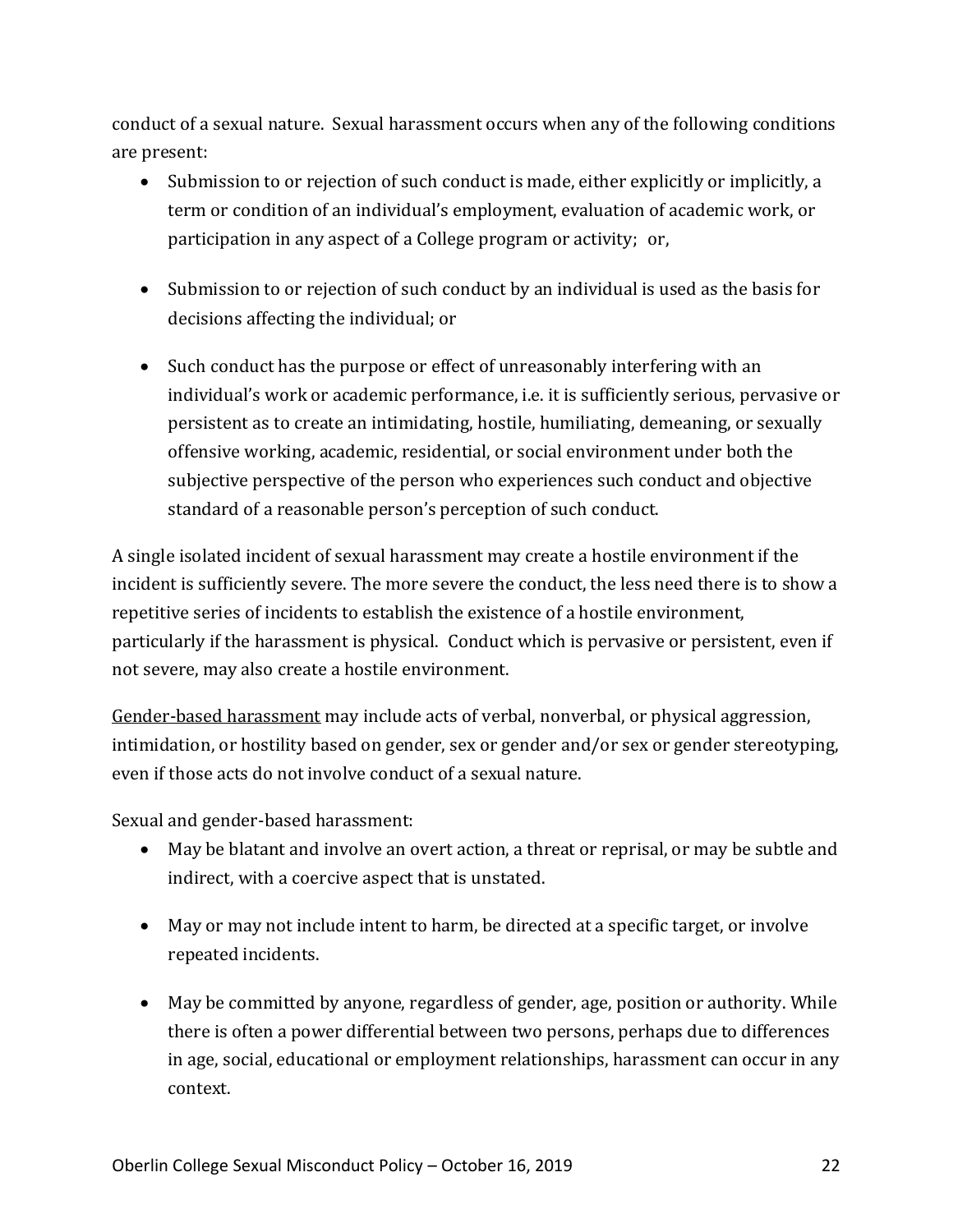conduct of a sexual nature. Sexual harassment occurs when any of the following conditions are present:

- Submission to or rejection of such conduct is made, either explicitly or implicitly, a term or condition of an individual's employment, evaluation of academic work, or participation in any aspect of a College program or activity; or,

- Submission to or rejection of such conduct by an individual is used as the basis for decisions affecting the individual; or

- Such conduct has the purpose or effect of unreasonably interfering with an individual's work or academic performance, i.e. it is sufficiently serious, pervasive or persistent as to create an intimidating, hostile, humiliating, demeaning, or sexually offensive working, academic, residential, or social environment under both the subjective perspective of the person who experiences such conduct and objective standard of a reasonable person's perception of such conduct.

A single isolated incident of sexual harassment may create a hostile environment if the incident is sufficiently severe. The more severe the conduct, the less need there is to show a repetitive series of incidents to establish the existence of a hostile environment, particularly if the harassment is physical. Conduct which is pervasive or persistent, even if not severe, may also create a hostile environment.

<u>Gender-based harassment</u> may include acts of verbal, nonverbal, or physical aggression, intimidation, or hostility based on gender, sex or gender and/or sex or gender stereotyping, even if those acts do not involve conduct of a sexual nature.

Sexual and gender-based harassment:

- May be blatant and involve an overt action, a threat or reprisal, or may be subtle and indirect, with a coercive aspect that is unstated.

- May or may not include intent to harm, be directed at a specific target, or involve repeated incidents.

- May be committed by anyone, regardless of gender, age, position or authority. While there is often a power differential between two persons, perhaps due to differences in age, social, educational or employment relationships, harassment can occur in any context.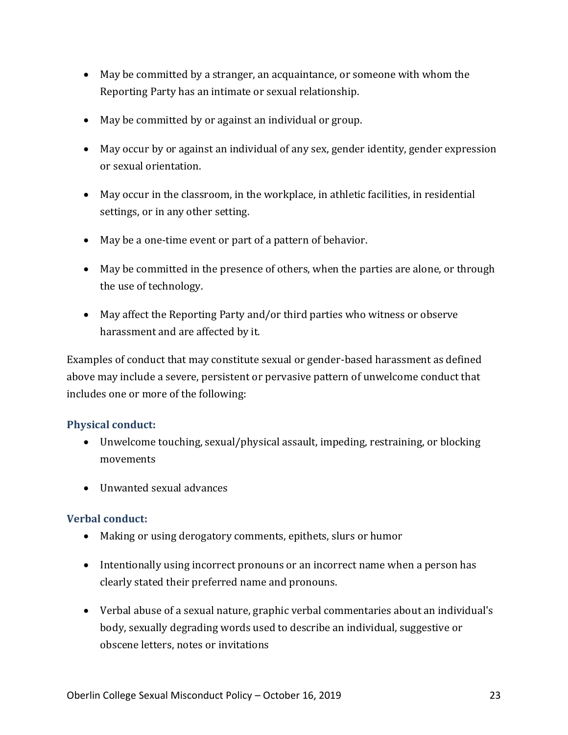- May be committed by a stranger, an acquaintance, or someone with whom the Reporting Party has an intimate or sexual relationship.
- May be committed by or against an individual or group.
- May occur by or against an individual of any sex, gender identity, gender expression or sexual orientation.
- May occur in the classroom, in the workplace, in athletic facilities, in residential settings, or in any other setting.
- May be a one-time event or part of a pattern of behavior.
- May be committed in the presence of others, when the parties are alone, or through the use of technology.
- May affect the Reporting Party and/or third parties who witness or observe harassment and are affected by it.

Examples of conduct that may constitute sexual or gender-based harassment as defined above may include a severe, persistent or pervasive pattern of unwelcome conduct that includes one or more of the following:

**Physical conduct:**

- Unwelcome touching, sexual/physical assault, impeding, restraining, or blocking movements
- Unwanted sexual advances

**Verbal conduct:**

- Making or using derogatory comments, epithets, slurs or humor
- Intentionally using incorrect pronouns or an incorrect name when a person has clearly stated their preferred name and pronouns.
- Verbal abuse of a sexual nature, graphic verbal commentaries about an individual's body, sexually degrading words used to describe an individual, suggestive or obscene letters, notes or invitations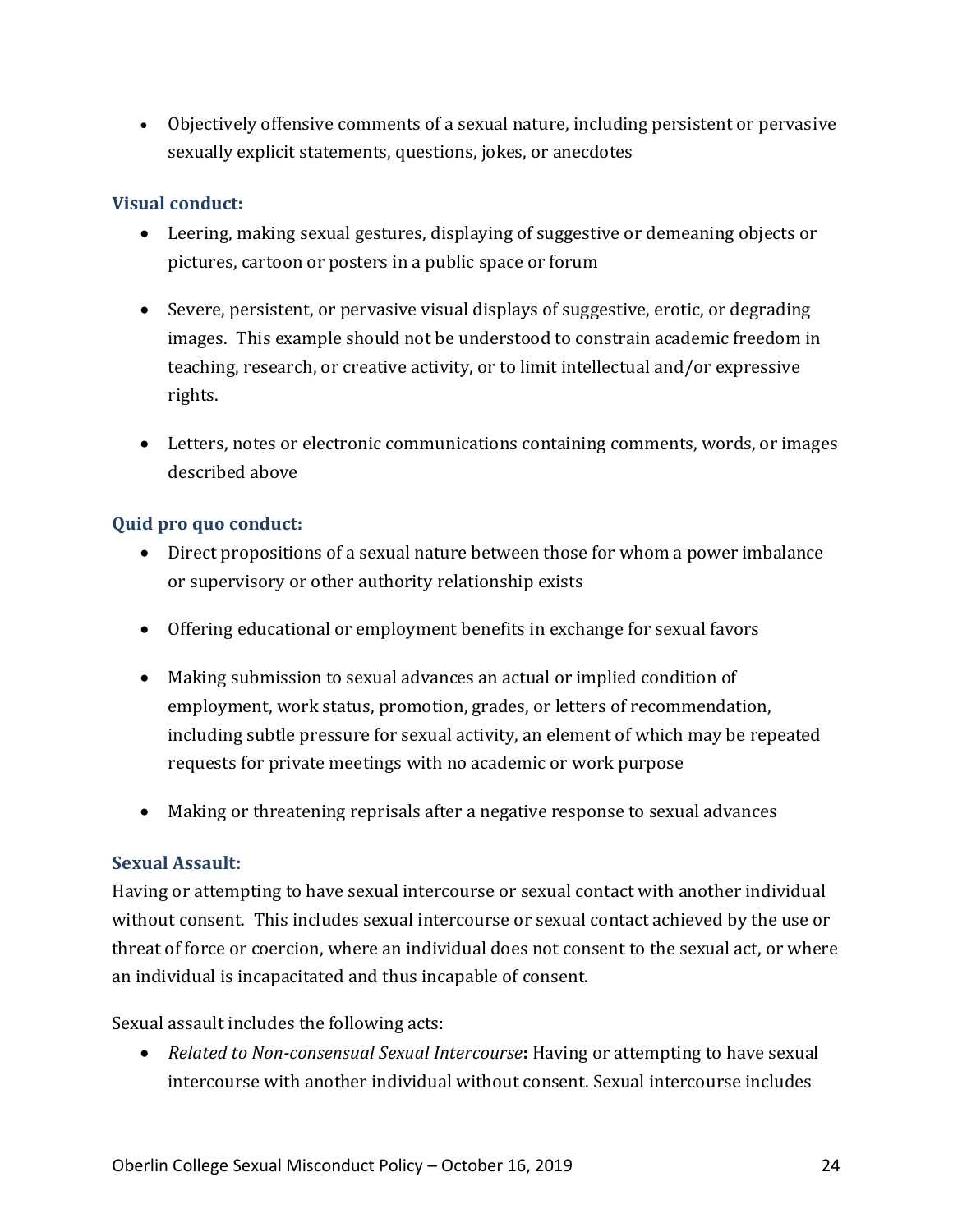- Objectively offensive comments of a sexual nature, including persistent or pervasive sexually explicit statements, questions, jokes, or anecdotes

### Visual conduct:

- Leering, making sexual gestures, displaying of suggestive or demeaning objects or pictures, cartoon or posters in a public space or forum
- Severe, persistent, or pervasive visual displays of suggestive, erotic, or degrading images. This example should not be understood to constrain academic freedom in teaching, research, or creative activity, or to limit intellectual and/or expressive rights.
- Letters, notes or electronic communications containing comments, words, or images described above

### Quid pro quo conduct:

- Direct propositions of a sexual nature between those for whom a power imbalance or supervisory or other authority relationship exists
- Offering educational or employment benefits in exchange for sexual favors
- Making submission to sexual advances an actual or implied condition of employment, work status, promotion, grades, or letters of recommendation, including subtle pressure for sexual activity, an element of which may be repeated requests for private meetings with no academic or work purpose
- Making or threatening reprisals after a negative response to sexual advances

### Sexual Assault:

Having or attempting to have sexual intercourse or sexual contact with another individual without consent. This includes sexual intercourse or sexual contact achieved by the use or threat of force or coercion, where an individual does not consent to the sexual act, or where an individual is incapacitated and thus incapable of consent.

Sexual assault includes the following acts:

- *Related to Non-consensual Sexual Intercourse***:** Having or attempting to have sexual intercourse with another individual without consent. Sexual intercourse includes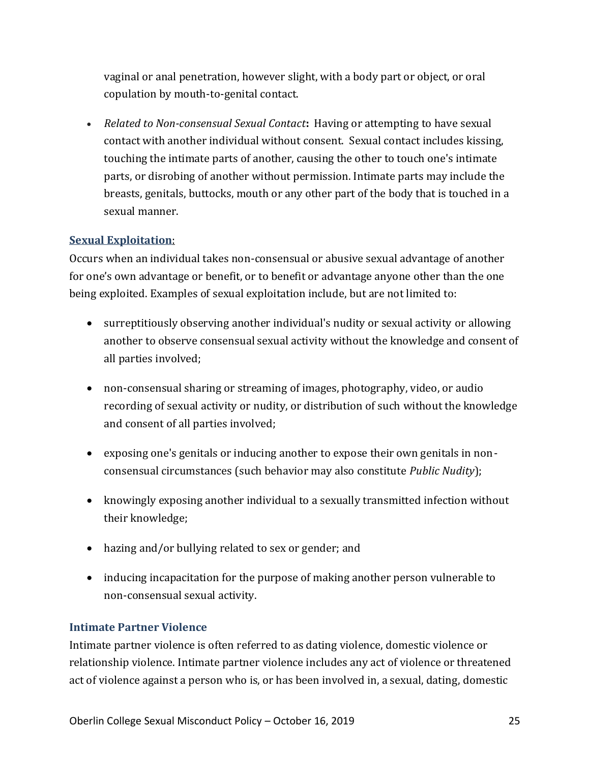vaginal or anal penetration, however slight, with a body part or object, or oral copulation by mouth-to-genital contact.

- *Related to Non-consensual Sexual Contact*: Having or attempting to have sexual contact with another individual without consent. Sexual contact includes kissing, touching the intimate parts of another, causing the other to touch one's intimate parts, or disrobing of another without permission. Intimate parts may include the breasts, genitals, buttocks, mouth or any other part of the body that is touched in a sexual manner.

### Sexual Exploitation:

Occurs when an individual takes non-consensual or abusive sexual advantage of another for one's own advantage or benefit, or to benefit or advantage anyone other than the one being exploited. Examples of sexual exploitation include, but are not limited to:

- surreptitiously observing another individual's nudity or sexual activity or allowing another to observe consensual sexual activity without the knowledge and consent of all parties involved;
- non-consensual sharing or streaming of images, photography, video, or audio recording of sexual activity or nudity, or distribution of such without the knowledge and consent of all parties involved;
- exposing one's genitals or inducing another to expose their own genitals in non-consensual circumstances (such behavior may also constitute *Public Nudity*);
- knowingly exposing another individual to a sexually transmitted infection without their knowledge;
- hazing and/or bullying related to sex or gender; and
- inducing incapacitation for the purpose of making another person vulnerable to non-consensual sexual activity.

### Intimate Partner Violence

Intimate partner violence is often referred to as dating violence, domestic violence or relationship violence. Intimate partner violence includes any act of violence or threatened act of violence against a person who is, or has been involved in, a sexual, dating, domestic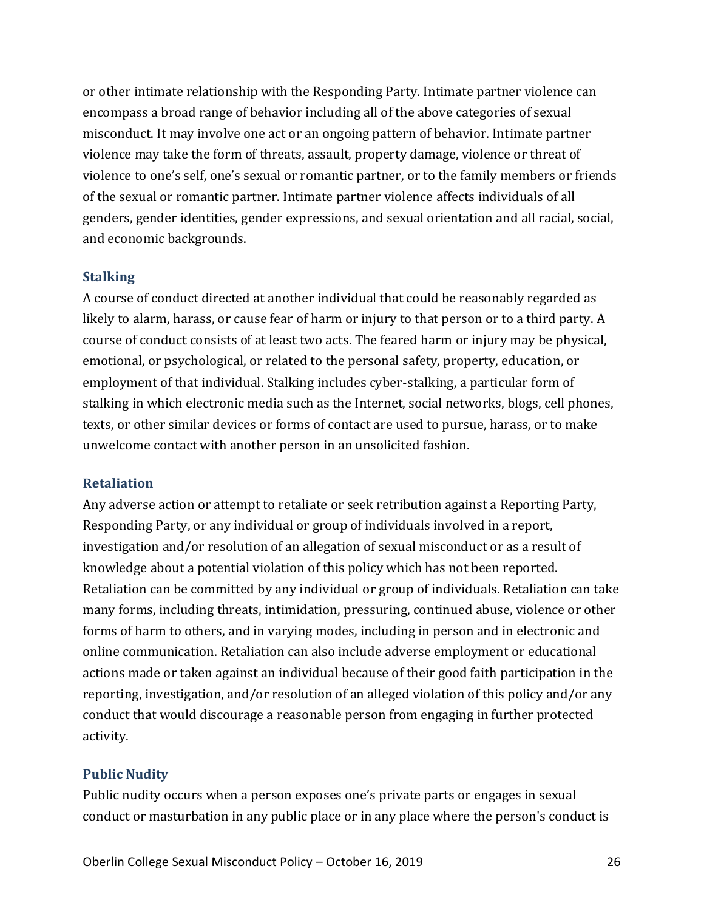or other intimate relationship with the Responding Party. Intimate partner violence can encompass a broad range of behavior including all of the above categories of sexual misconduct. It may involve one act or an ongoing pattern of behavior. Intimate partner violence may take the form of threats, assault, property damage, violence or threat of violence to one's self, one's sexual or romantic partner, or to the family members or friends of the sexual or romantic partner. Intimate partner violence affects individuals of all genders, gender identities, gender expressions, and sexual orientation and all racial, social, and economic backgrounds.

### Stalking

A course of conduct directed at another individual that could be reasonably regarded as likely to alarm, harass, or cause fear of harm or injury to that person or to a third party. A course of conduct consists of at least two acts. The feared harm or injury may be physical, emotional, or psychological, or related to the personal safety, property, education, or employment of that individual. Stalking includes cyber-stalking, a particular form of stalking in which electronic media such as the Internet, social networks, blogs, cell phones, texts, or other similar devices or forms of contact are used to pursue, harass, or to make unwelcome contact with another person in an unsolicited fashion.

### Retaliation

Any adverse action or attempt to retaliate or seek retribution against a Reporting Party, Responding Party, or any individual or group of individuals involved in a report, investigation and/or resolution of an allegation of sexual misconduct or as a result of knowledge about a potential violation of this policy which has not been reported. Retaliation can be committed by any individual or group of individuals. Retaliation can take many forms, including threats, intimidation, pressuring, continued abuse, violence or other forms of harm to others, and in varying modes, including in person and in electronic and online communication. Retaliation can also include adverse employment or educational actions made or taken against an individual because of their good faith participation in the reporting, investigation, and/or resolution of an alleged violation of this policy and/or any conduct that would discourage a reasonable person from engaging in further protected activity.

### Public Nudity

Public nudity occurs when a person exposes one's private parts or engages in sexual conduct or masturbation in any public place or in any place where the person's conduct is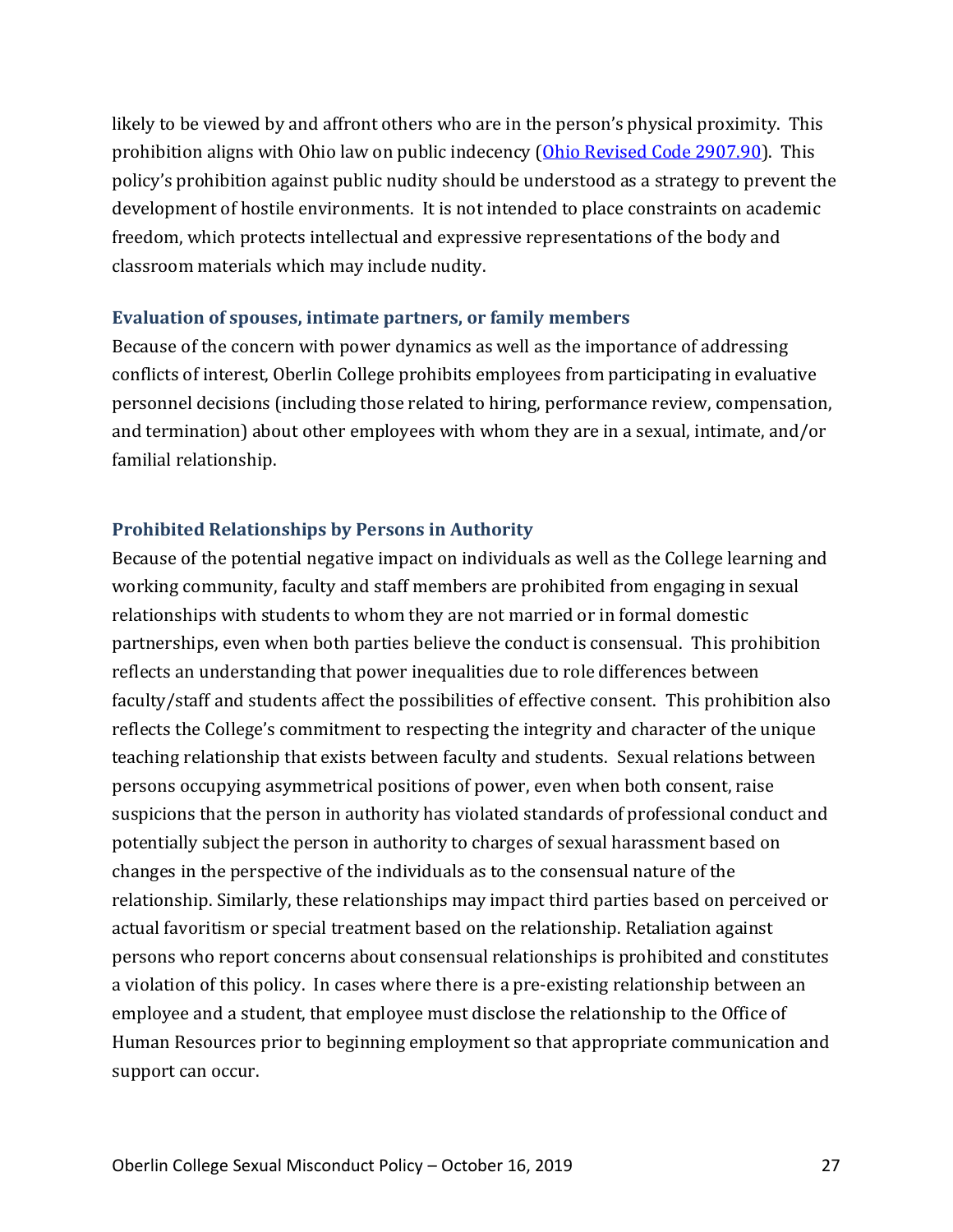likely to be viewed by and affront others who are in the person's physical proximity. This prohibition aligns with Ohio law on public indecency ([Ohio Revised Code 2907.90]). This policy's prohibition against public nudity should be understood as a strategy to prevent the development of hostile environments. It is not intended to place constraints on academic freedom, which protects intellectual and expressive representations of the body and classroom materials which may include nudity.

### Evaluation of spouses, intimate partners, or family members

Because of the concern with power dynamics as well as the importance of addressing conflicts of interest, Oberlin College prohibits employees from participating in evaluative personnel decisions (including those related to hiring, performance review, compensation, and termination) about other employees with whom they are in a sexual, intimate, and/or familial relationship.

### Prohibited Relationships by Persons in Authority

Because of the potential negative impact on individuals as well as the College learning and working community, faculty and staff members are prohibited from engaging in sexual relationships with students to whom they are not married or in formal domestic partnerships, even when both parties believe the conduct is consensual. This prohibition reflects an understanding that power inequalities due to role differences between faculty/staff and students affect the possibilities of effective consent. This prohibition also reflects the College's commitment to respecting the integrity and character of the unique teaching relationship that exists between faculty and students. Sexual relations between persons occupying asymmetrical positions of power, even when both consent, raise suspicions that the person in authority has violated standards of professional conduct and potentially subject the person in authority to charges of sexual harassment based on changes in the perspective of the individuals as to the consensual nature of the relationship. Similarly, these relationships may impact third parties based on perceived or actual favoritism or special treatment based on the relationship. Retaliation against persons who report concerns about consensual relationships is prohibited and constitutes a violation of this policy. In cases where there is a pre-existing relationship between an employee and a student, that employee must disclose the relationship to the Office of Human Resources prior to beginning employment so that appropriate communication and support can occur.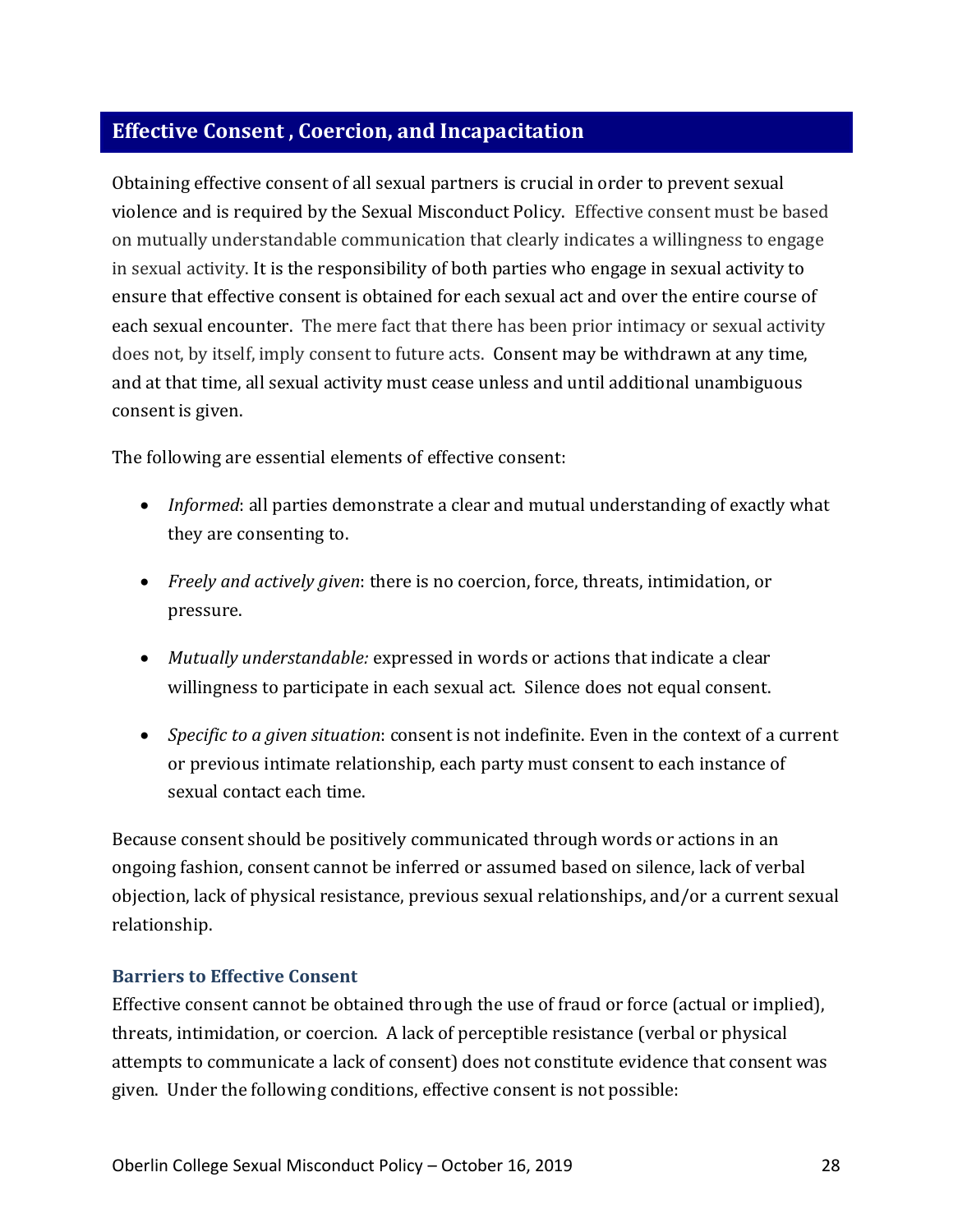## Effective Consent , Coercion, and Incapacitation

Obtaining effective consent of all sexual partners is crucial in order to prevent sexual violence and is required by the Sexual Misconduct Policy. Effective consent must be based on mutually understandable communication that clearly indicates a willingness to engage in sexual activity. It is the responsibility of both parties who engage in sexual activity to ensure that effective consent is obtained for each sexual act and over the entire course of each sexual encounter. The mere fact that there has been prior intimacy or sexual activity does not, by itself, imply consent to future acts. Consent may be withdrawn at any time, and at that time, all sexual activity must cease unless and until additional unambiguous consent is given.

The following are essential elements of effective consent:

- *Informed*: all parties demonstrate a clear and mutual understanding of exactly what they are consenting to.
- *Freely and actively given*: there is no coercion, force, threats, intimidation, or pressure.
- *Mutually understandable:* expressed in words or actions that indicate a clear willingness to participate in each sexual act. Silence does not equal consent.
- *Specific to a given situation*: consent is not indefinite. Even in the context of a current or previous intimate relationship, each party must consent to each instance of sexual contact each time.

Because consent should be positively communicated through words or actions in an ongoing fashion, consent cannot be inferred or assumed based on silence, lack of verbal objection, lack of physical resistance, previous sexual relationships, and/or a current sexual relationship.

### Barriers to Effective Consent

Effective consent cannot be obtained through the use of fraud or force (actual or implied), threats, intimidation, or coercion. A lack of perceptible resistance (verbal or physical attempts to communicate a lack of consent) does not constitute evidence that consent was given. Under the following conditions, effective consent is not possible: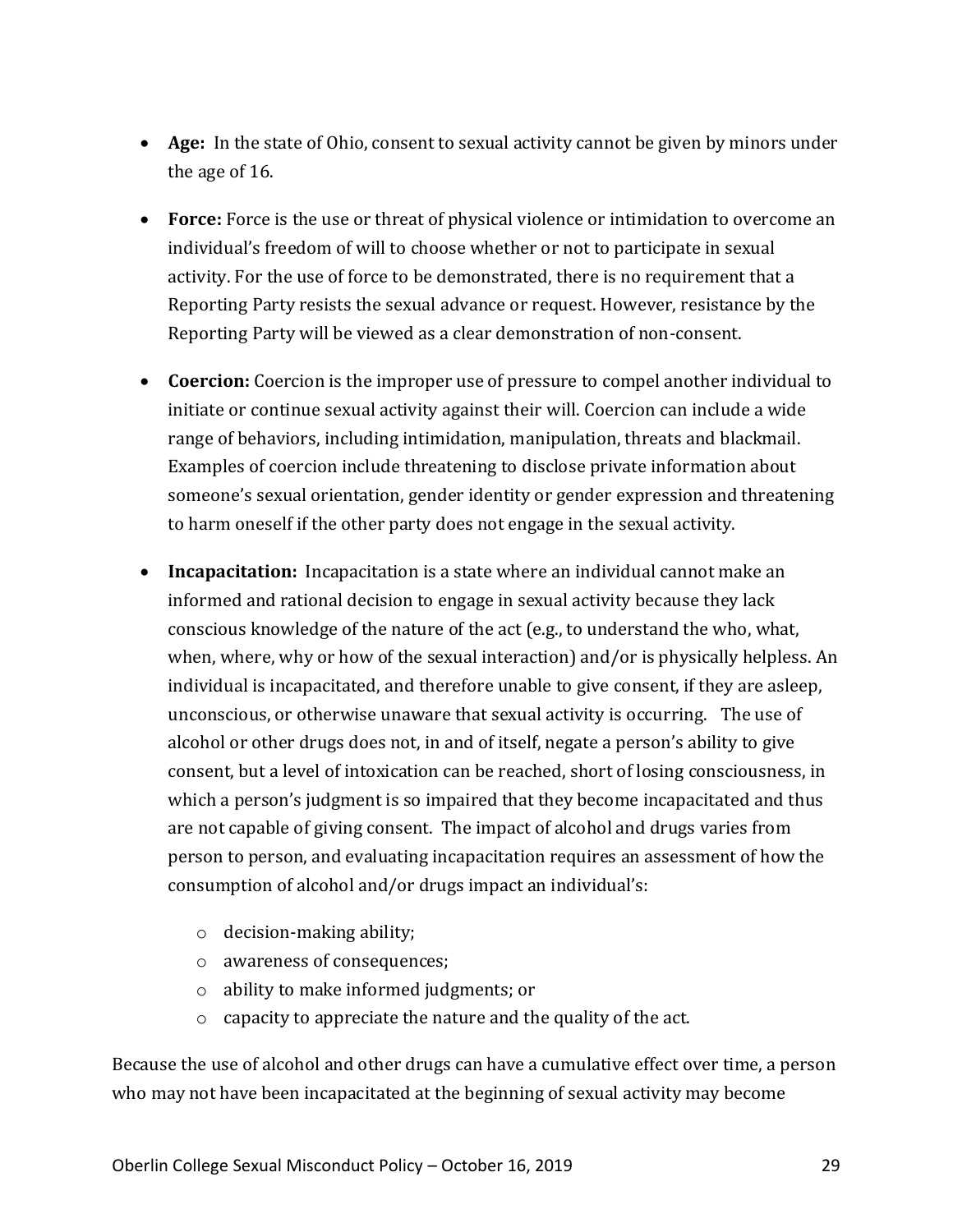- **Age:** In the state of Ohio, consent to sexual activity cannot be given by minors under the age of 16.

- **Force:** Force is the use or threat of physical violence or intimidation to overcome an individual's freedom of will to choose whether or not to participate in sexual activity. For the use of force to be demonstrated, there is no requirement that a Reporting Party resists the sexual advance or request. However, resistance by the Reporting Party will be viewed as a clear demonstration of non-consent.

- **Coercion:** Coercion is the improper use of pressure to compel another individual to initiate or continue sexual activity against their will. Coercion can include a wide range of behaviors, including intimidation, manipulation, threats and blackmail. Examples of coercion include threatening to disclose private information about someone's sexual orientation, gender identity or gender expression and threatening to harm oneself if the other party does not engage in the sexual activity.

- **Incapacitation:** Incapacitation is a state where an individual cannot make an informed and rational decision to engage in sexual activity because they lack conscious knowledge of the nature of the act (e.g., to understand the who, what, when, where, why or how of the sexual interaction) and/or is physically helpless. An individual is incapacitated, and therefore unable to give consent, if they are asleep, unconscious, or otherwise unaware that sexual activity is occurring. The use of alcohol or other drugs does not, in and of itself, negate a person's ability to give consent, but a level of intoxication can be reached, short of losing consciousness, in which a person's judgment is so impaired that they become incapacitated and thus are not capable of giving consent. The impact of alcohol and drugs varies from person to person, and evaluating incapacitation requires an assessment of how the consumption of alcohol and/or drugs impact an individual's:
  - decision-making ability;
  - awareness of consequences;
  - ability to make informed judgments; or
  - capacity to appreciate the nature and the quality of the act.

Because the use of alcohol and other drugs can have a cumulative effect over time, a person who may not have been incapacitated at the beginning of sexual activity may become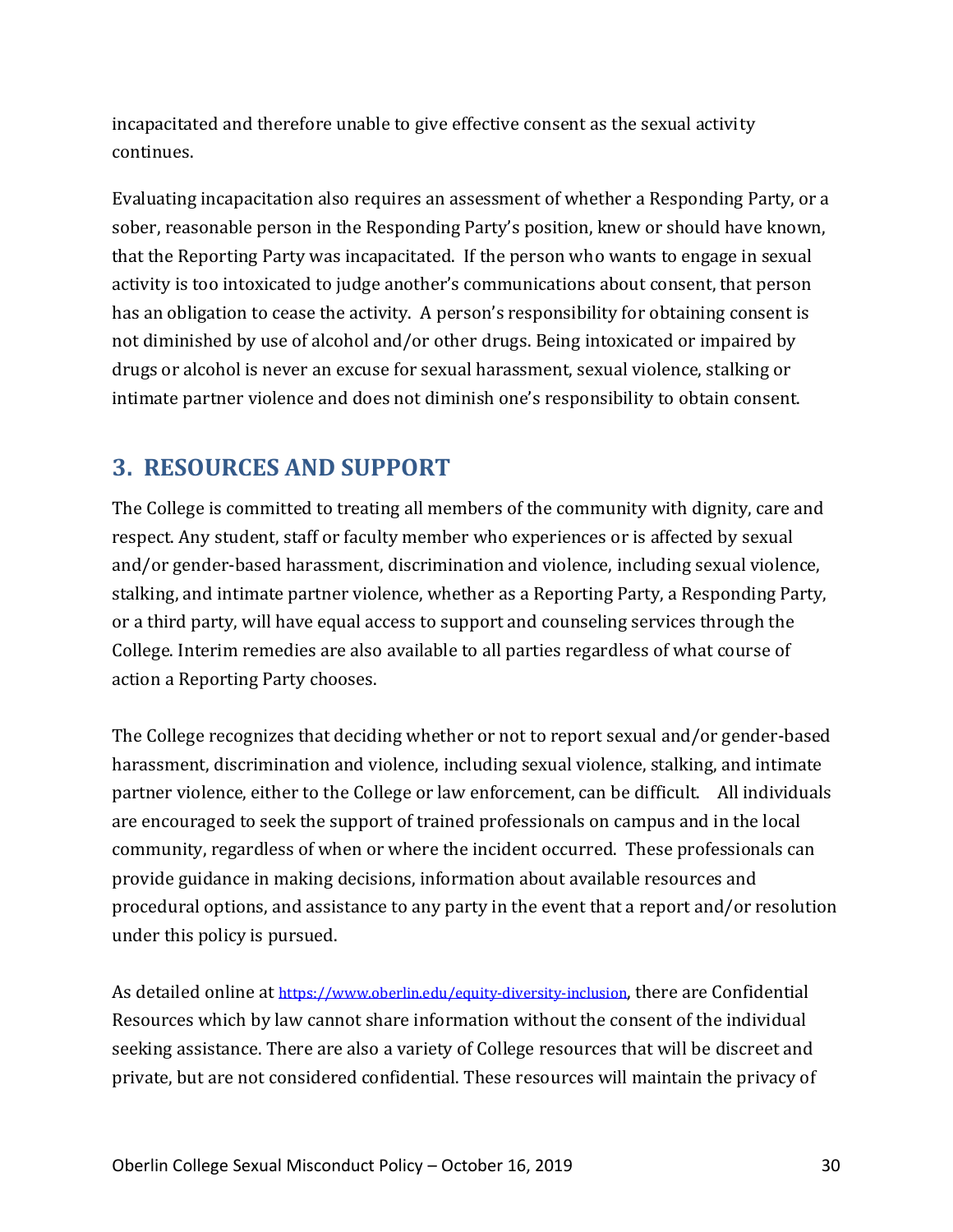incapacitated and therefore unable to give effective consent as the sexual activity continues.

Evaluating incapacitation also requires an assessment of whether a Responding Party, or a sober, reasonable person in the Responding Party's position, knew or should have known, that the Reporting Party was incapacitated. If the person who wants to engage in sexual activity is too intoxicated to judge another's communications about consent, that person has an obligation to cease the activity. A person's responsibility for obtaining consent is not diminished by use of alcohol and/or other drugs. Being intoxicated or impaired by drugs or alcohol is never an excuse for sexual harassment, sexual violence, stalking or intimate partner violence and does not diminish one's responsibility to obtain consent.

## 3. RESOURCES AND SUPPORT

The College is committed to treating all members of the community with dignity, care and respect. Any student, staff or faculty member who experiences or is affected by sexual and/or gender-based harassment, discrimination and violence, including sexual violence, stalking, and intimate partner violence, whether as a Reporting Party, a Responding Party, or a third party, will have equal access to support and counseling services through the College. Interim remedies are also available to all parties regardless of what course of action a Reporting Party chooses.

The College recognizes that deciding whether or not to report sexual and/or gender-based harassment, discrimination and violence, including sexual violence, stalking, and intimate partner violence, either to the College or law enforcement, can be difficult. All individuals are encouraged to seek the support of trained professionals on campus and in the local community, regardless of when or where the incident occurred. These professionals can provide guidance in making decisions, information about available resources and procedural options, and assistance to any party in the event that a report and/or resolution under this policy is pursued.

As detailed online at https://www.oberlin.edu/equity-diversity-inclusion, there are Confidential Resources which by law cannot share information without the consent of the individual seeking assistance. There are also a variety of College resources that will be discreet and private, but are not considered confidential. These resources will maintain the privacy of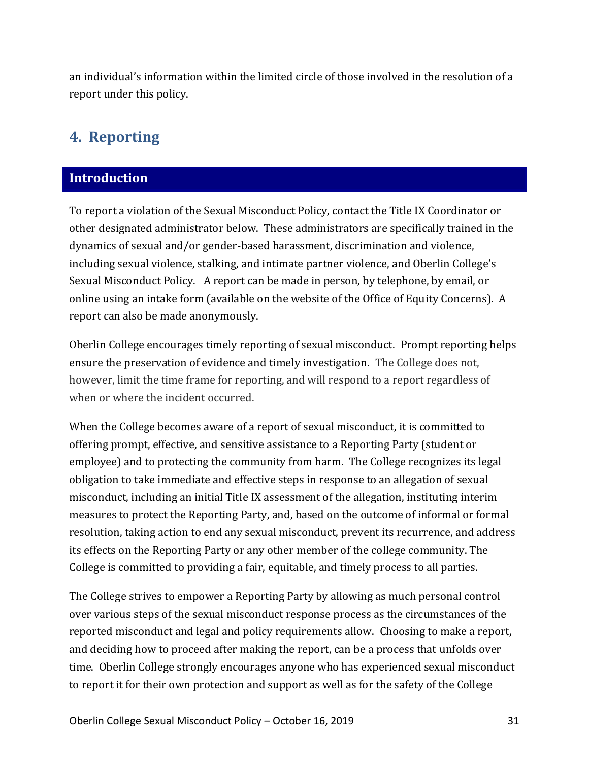an individual's information within the limited circle of those involved in the resolution of a report under this policy.

## 4. Reporting

### Introduction

To report a violation of the Sexual Misconduct Policy, contact the Title IX Coordinator or other designated administrator below. These administrators are specifically trained in the dynamics of sexual and/or gender-based harassment, discrimination and violence, including sexual violence, stalking, and intimate partner violence, and Oberlin College's Sexual Misconduct Policy. A report can be made in person, by telephone, by email, or online using an intake form (available on the website of the Office of Equity Concerns). A report can also be made anonymously.

Oberlin College encourages timely reporting of sexual misconduct. Prompt reporting helps ensure the preservation of evidence and timely investigation. The College does not, however, limit the time frame for reporting, and will respond to a report regardless of when or where the incident occurred.

When the College becomes aware of a report of sexual misconduct, it is committed to offering prompt, effective, and sensitive assistance to a Reporting Party (student or employee) and to protecting the community from harm. The College recognizes its legal obligation to take immediate and effective steps in response to an allegation of sexual misconduct, including an initial Title IX assessment of the allegation, instituting interim measures to protect the Reporting Party, and, based on the outcome of informal or formal resolution, taking action to end any sexual misconduct, prevent its recurrence, and address its effects on the Reporting Party or any other member of the college community. The College is committed to providing a fair, equitable, and timely process to all parties.

The College strives to empower a Reporting Party by allowing as much personal control over various steps of the sexual misconduct response process as the circumstances of the reported misconduct and legal and policy requirements allow. Choosing to make a report, and deciding how to proceed after making the report, can be a process that unfolds over time. Oberlin College strongly encourages anyone who has experienced sexual misconduct to report it for their own protection and support as well as for the safety of the College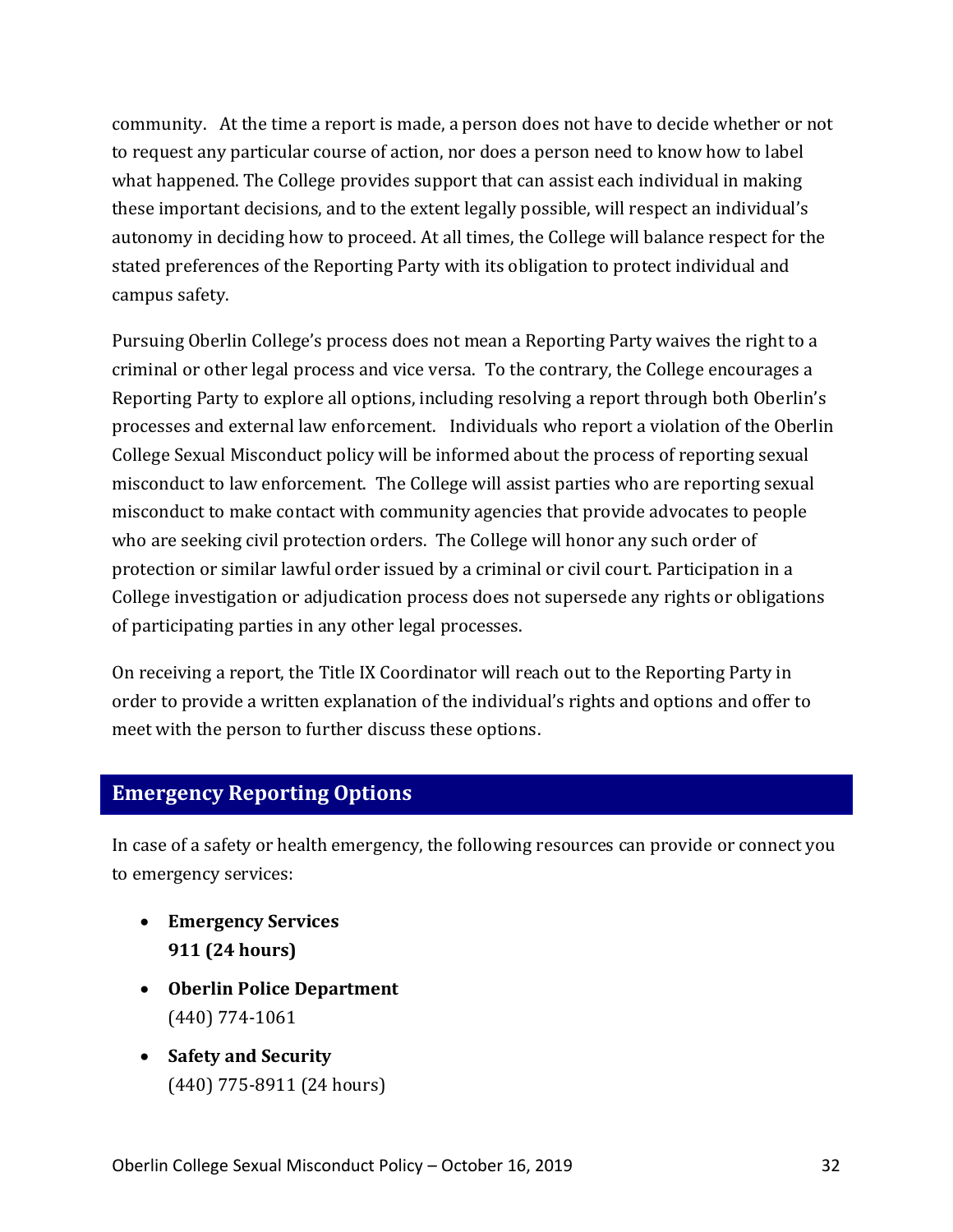community. At the time a report is made, a person does not have to decide whether or not to request any particular course of action, nor does a person need to know how to label what happened. The College provides support that can assist each individual in making these important decisions, and to the extent legally possible, will respect an individual's autonomy in deciding how to proceed. At all times, the College will balance respect for the stated preferences of the Reporting Party with its obligation to protect individual and campus safety.

Pursuing Oberlin College's process does not mean a Reporting Party waives the right to a criminal or other legal process and vice versa. To the contrary, the College encourages a Reporting Party to explore all options, including resolving a report through both Oberlin's processes and external law enforcement. Individuals who report a violation of the Oberlin College Sexual Misconduct policy will be informed about the process of reporting sexual misconduct to law enforcement. The College will assist parties who are reporting sexual misconduct to make contact with community agencies that provide advocates to people who are seeking civil protection orders. The College will honor any such order of protection or similar lawful order issued by a criminal or civil court. Participation in a College investigation or adjudication process does not supersede any rights or obligations of participating parties in any other legal processes.

On receiving a report, the Title IX Coordinator will reach out to the Reporting Party in order to provide a written explanation of the individual's rights and options and offer to meet with the person to further discuss these options.

## Emergency Reporting Options

In case of a safety or health emergency, the following resources can provide or connect you to emergency services:

- **Emergency Services**
  **911 (24 hours)**
- **Oberlin Police Department**
  (440) 774-1061
- **Safety and Security**
  (440) 775-8911 (24 hours)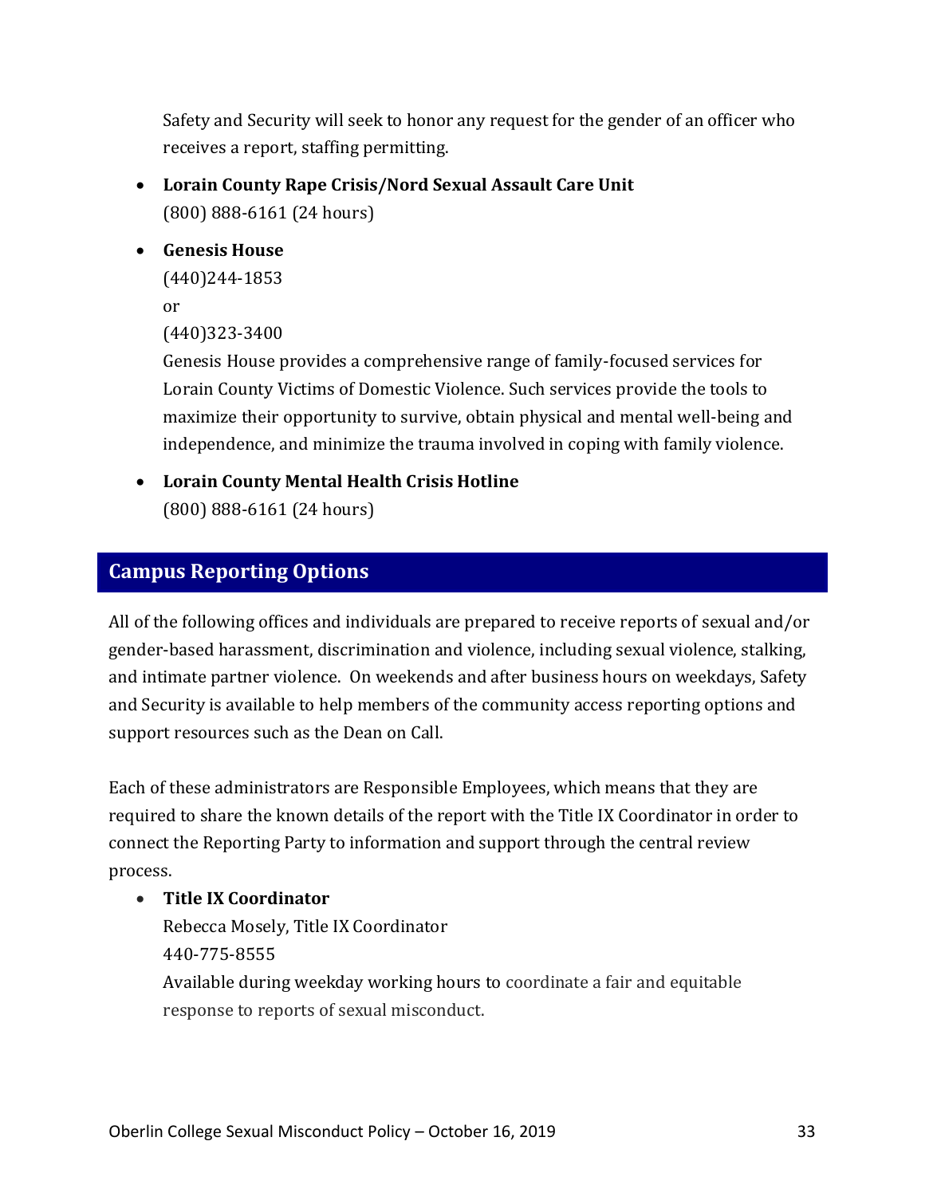Safety and Security will seek to honor any request for the gender of an officer who receives a report, staffing permitting.

- **Lorain County Rape Crisis/Nord Sexual Assault Care Unit**
  (800) 888-6161 (24 hours)
- **Genesis House**
  (440)244-1853
  or
  (440)323-3400
  Genesis House provides a comprehensive range of family-focused services for Lorain County Victims of Domestic Violence. Such services provide the tools to maximize their opportunity to survive, obtain physical and mental well-being and independence, and minimize the trauma involved in coping with family violence.
- **Lorain County Mental Health Crisis Hotline**
  (800) 888-6161 (24 hours)

## Campus Reporting Options

All of the following offices and individuals are prepared to receive reports of sexual and/or gender-based harassment, discrimination and violence, including sexual violence, stalking, and intimate partner violence. On weekends and after business hours on weekdays, Safety and Security is available to help members of the community access reporting options and support resources such as the Dean on Call.

Each of these administrators are Responsible Employees, which means that they are required to share the known details of the report with the Title IX Coordinator in order to connect the Reporting Party to information and support through the central review process.

- **Title IX Coordinator**
  Rebecca Mosely, Title IX Coordinator
  440-775-8555
  Available during weekday working hours to coordinate a fair and equitable response to reports of sexual misconduct.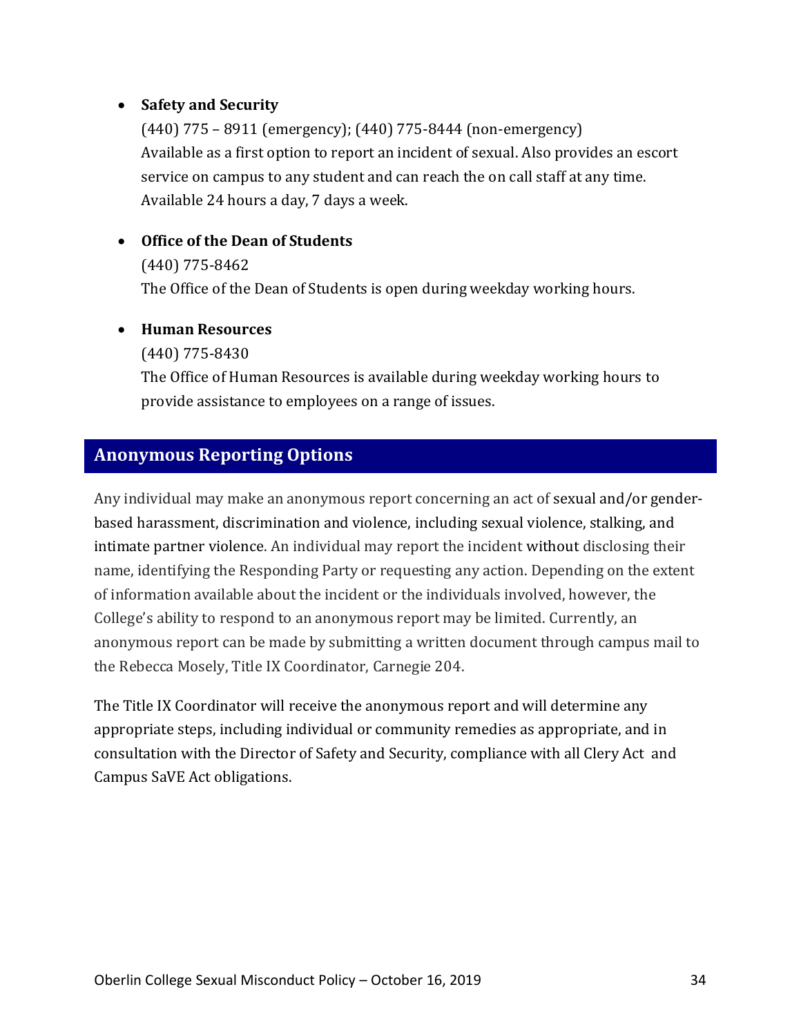- **Safety and Security**
  (440) 775 – 8911 (emergency); (440) 775-8444 (non-emergency)
  Available as a first option to report an incident of sexual. Also provides an escort service on campus to any student and can reach the on call staff at any time. Available 24 hours a day, 7 days a week.

- **Office of the Dean of Students**
  (440) 775-8462
  The Office of the Dean of Students is open during weekday working hours.

- **Human Resources**
  (440) 775-8430
  The Office of Human Resources is available during weekday working hours to provide assistance to employees on a range of issues.

## Anonymous Reporting Options

Any individual may make an anonymous report concerning an act of sexual and/or gender-based harassment, discrimination and violence, including sexual violence, stalking, and intimate partner violence. An individual may report the incident without disclosing their name, identifying the Responding Party or requesting any action. Depending on the extent of information available about the incident or the individuals involved, however, the College's ability to respond to an anonymous report may be limited. Currently, an anonymous report can be made by submitting a written document through campus mail to the Rebecca Mosely, Title IX Coordinator, Carnegie 204.

The Title IX Coordinator will receive the anonymous report and will determine any appropriate steps, including individual or community remedies as appropriate, and in consultation with the Director of Safety and Security, compliance with all Clery Act and Campus SaVE Act obligations.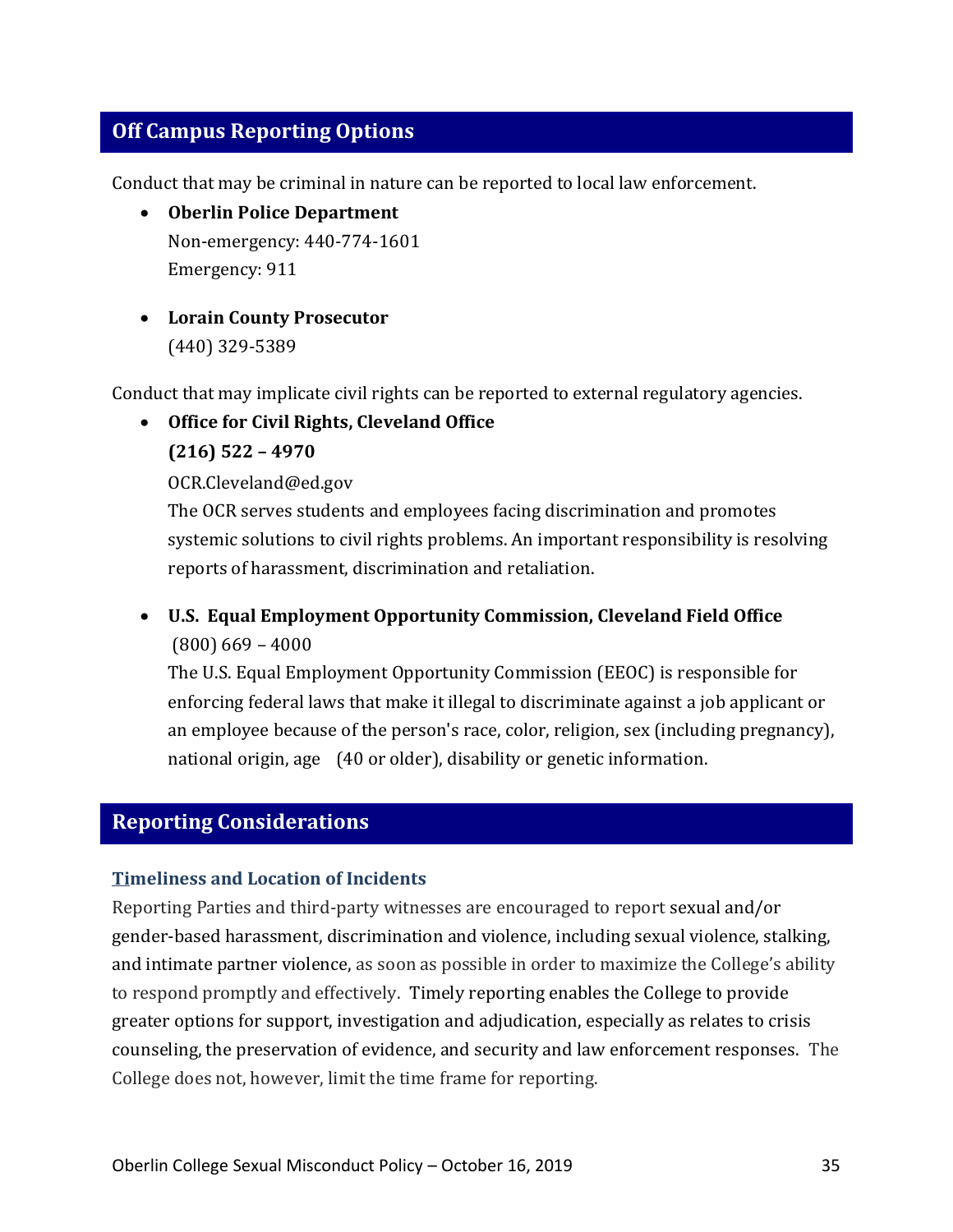## Off Campus Reporting Options

Conduct that may be criminal in nature can be reported to local law enforcement.

- **Oberlin Police Department**
  Non-emergency: 440-774-1601
  Emergency: 911

- **Lorain County Prosecutor**
  (440) 329-5389

Conduct that may implicate civil rights can be reported to external regulatory agencies.

- **Office for Civil Rights, Cleveland Office**
  **(216) 522 – 4970**
  OCR.Cleveland@ed.gov
  The OCR serves students and employees facing discrimination and promotes systemic solutions to civil rights problems. An important responsibility is resolving reports of harassment, discrimination and retaliation.

- **U.S. Equal Employment Opportunity Commission, Cleveland Field Office**
  (800) 669 – 4000
  The U.S. Equal Employment Opportunity Commission (EEOC) is responsible for enforcing federal laws that make it illegal to discriminate against a job applicant or an employee because of the person's race, color, religion, sex (including pregnancy), national origin, age (40 or older), disability or genetic information.

## Reporting Considerations

### Timeliness and Location of Incidents

Reporting Parties and third-party witnesses are encouraged to report sexual and/or gender-based harassment, discrimination and violence, including sexual violence, stalking, and intimate partner violence, as soon as possible in order to maximize the College's ability to respond promptly and effectively. Timely reporting enables the College to provide greater options for support, investigation and adjudication, especially as relates to crisis counseling, the preservation of evidence, and security and law enforcement responses. The College does not, however, limit the time frame for reporting.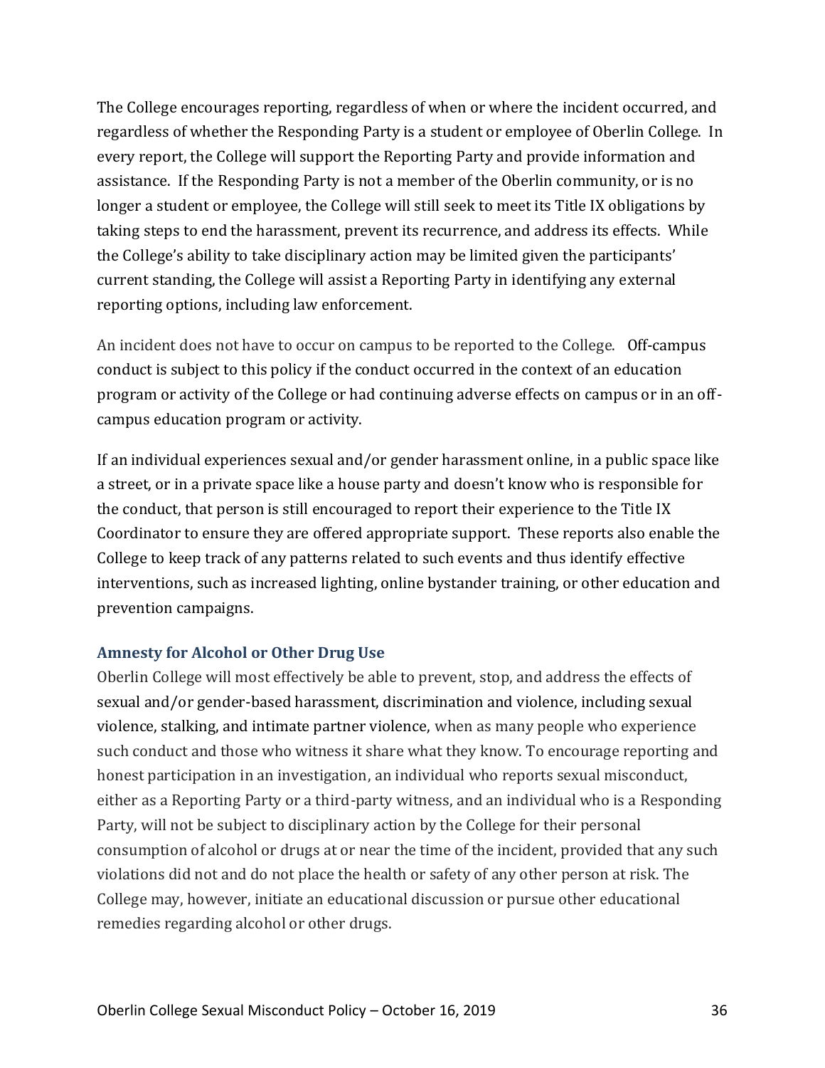The College encourages reporting, regardless of when or where the incident occurred, and regardless of whether the Responding Party is a student or employee of Oberlin College. In every report, the College will support the Reporting Party and provide information and assistance. If the Responding Party is not a member of the Oberlin community, or is no longer a student or employee, the College will still seek to meet its Title IX obligations by taking steps to end the harassment, prevent its recurrence, and address its effects. While the College's ability to take disciplinary action may be limited given the participants' current standing, the College will assist a Reporting Party in identifying any external reporting options, including law enforcement.

An incident does not have to occur on campus to be reported to the College. Off-campus conduct is subject to this policy if the conduct occurred in the context of an education program or activity of the College or had continuing adverse effects on campus or in an off-campus education program or activity.

If an individual experiences sexual and/or gender harassment online, in a public space like a street, or in a private space like a house party and doesn't know who is responsible for the conduct, that person is still encouraged to report their experience to the Title IX Coordinator to ensure they are offered appropriate support. These reports also enable the College to keep track of any patterns related to such events and thus identify effective interventions, such as increased lighting, online bystander training, or other education and prevention campaigns.

### Amnesty for Alcohol or Other Drug Use

Oberlin College will most effectively be able to prevent, stop, and address the effects of sexual and/or gender-based harassment, discrimination and violence, including sexual violence, stalking, and intimate partner violence, when as many people who experience such conduct and those who witness it share what they know. To encourage reporting and honest participation in an investigation, an individual who reports sexual misconduct, either as a Reporting Party or a third-party witness, and an individual who is a Responding Party, will not be subject to disciplinary action by the College for their personal consumption of alcohol or drugs at or near the time of the incident, provided that any such violations did not and do not place the health or safety of any other person at risk. The College may, however, initiate an educational discussion or pursue other educational remedies regarding alcohol or other drugs.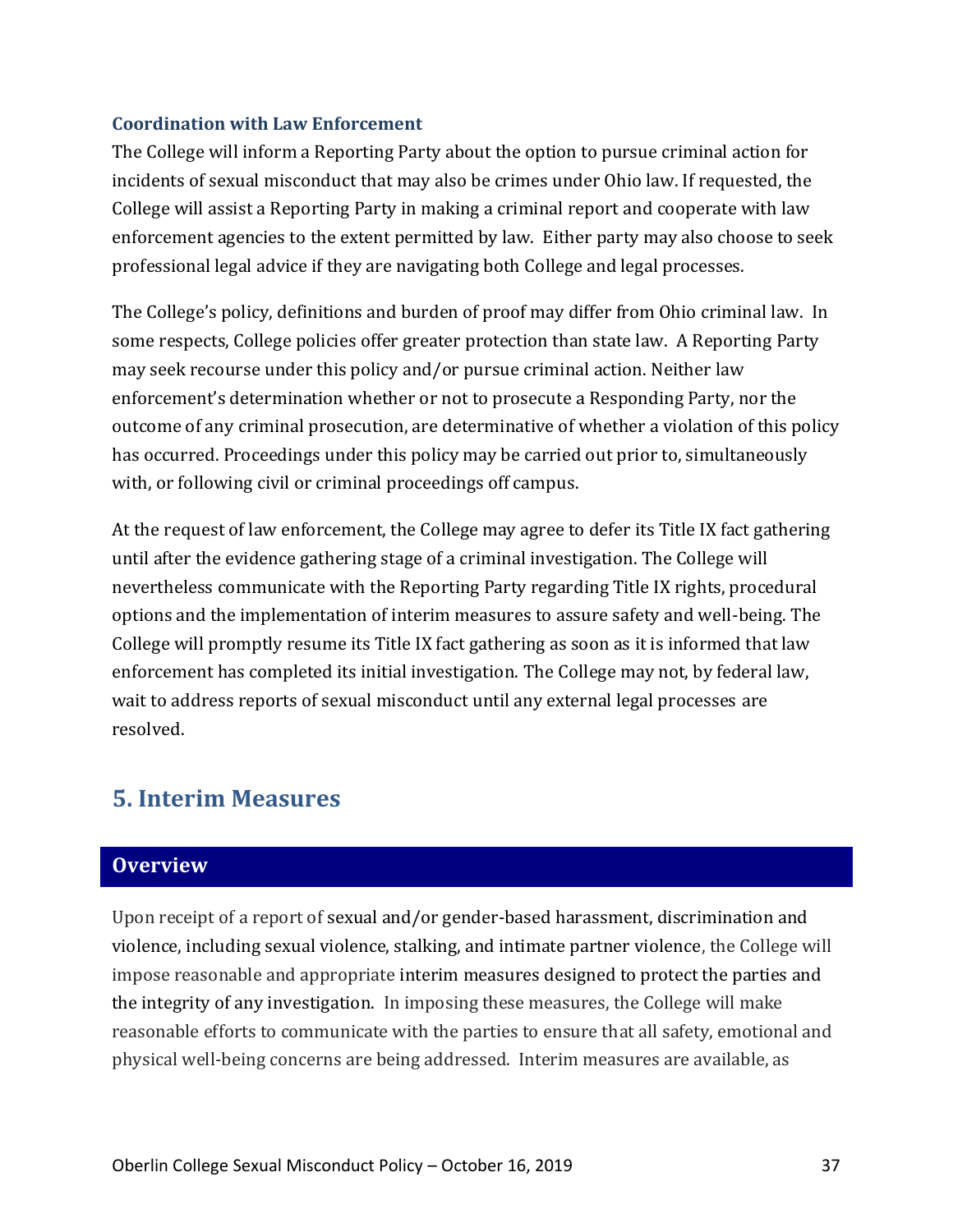### Coordination with Law Enforcement

The College will inform a Reporting Party about the option to pursue criminal action for incidents of sexual misconduct that may also be crimes under Ohio law. If requested, the College will assist a Reporting Party in making a criminal report and cooperate with law enforcement agencies to the extent permitted by law. Either party may also choose to seek professional legal advice if they are navigating both College and legal processes.

The College's policy, definitions and burden of proof may differ from Ohio criminal law. In some respects, College policies offer greater protection than state law. A Reporting Party may seek recourse under this policy and/or pursue criminal action. Neither law enforcement's determination whether or not to prosecute a Responding Party, nor the outcome of any criminal prosecution, are determinative of whether a violation of this policy has occurred. Proceedings under this policy may be carried out prior to, simultaneously with, or following civil or criminal proceedings off campus.

At the request of law enforcement, the College may agree to defer its Title IX fact gathering until after the evidence gathering stage of a criminal investigation. The College will nevertheless communicate with the Reporting Party regarding Title IX rights, procedural options and the implementation of interim measures to assure safety and well-being. The College will promptly resume its Title IX fact gathering as soon as it is informed that law enforcement has completed its initial investigation. The College may not, by federal law, wait to address reports of sexual misconduct until any external legal processes are resolved.

## 5. Interim Measures

### Overview

Upon receipt of a report of sexual and/or gender-based harassment, discrimination and violence, including sexual violence, stalking, and intimate partner violence, the College will impose reasonable and appropriate interim measures designed to protect the parties and the integrity of any investigation. In imposing these measures, the College will make reasonable efforts to communicate with the parties to ensure that all safety, emotional and physical well-being concerns are being addressed. Interim measures are available, as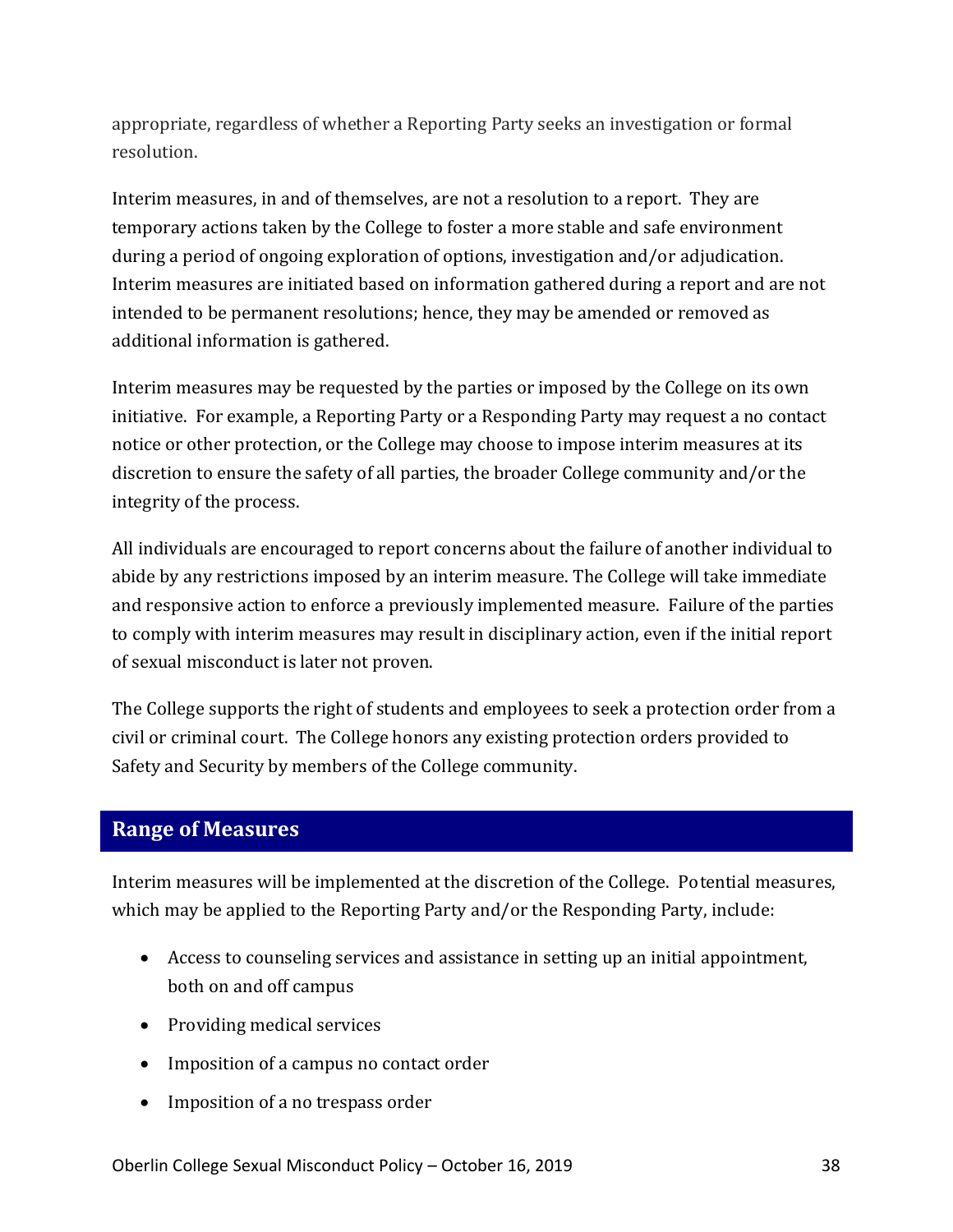appropriate, regardless of whether a Reporting Party seeks an investigation or formal resolution.

Interim measures, in and of themselves, are not a resolution to a report. They are temporary actions taken by the College to foster a more stable and safe environment during a period of ongoing exploration of options, investigation and/or adjudication. Interim measures are initiated based on information gathered during a report and are not intended to be permanent resolutions; hence, they may be amended or removed as additional information is gathered.

Interim measures may be requested by the parties or imposed by the College on its own initiative. For example, a Reporting Party or a Responding Party may request a no contact notice or other protection, or the College may choose to impose interim measures at its discretion to ensure the safety of all parties, the broader College community and/or the integrity of the process.

All individuals are encouraged to report concerns about the failure of another individual to abide by any restrictions imposed by an interim measure. The College will take immediate and responsive action to enforce a previously implemented measure. Failure of the parties to comply with interim measures may result in disciplinary action, even if the initial report of sexual misconduct is later not proven.

The College supports the right of students and employees to seek a protection order from a civil or criminal court. The College honors any existing protection orders provided to Safety and Security by members of the College community.

## Range of Measures

Interim measures will be implemented at the discretion of the College. Potential measures, which may be applied to the Reporting Party and/or the Responding Party, include:

- Access to counseling services and assistance in setting up an initial appointment, both on and off campus
- Providing medical services
- Imposition of a campus no contact order
- Imposition of a no trespass order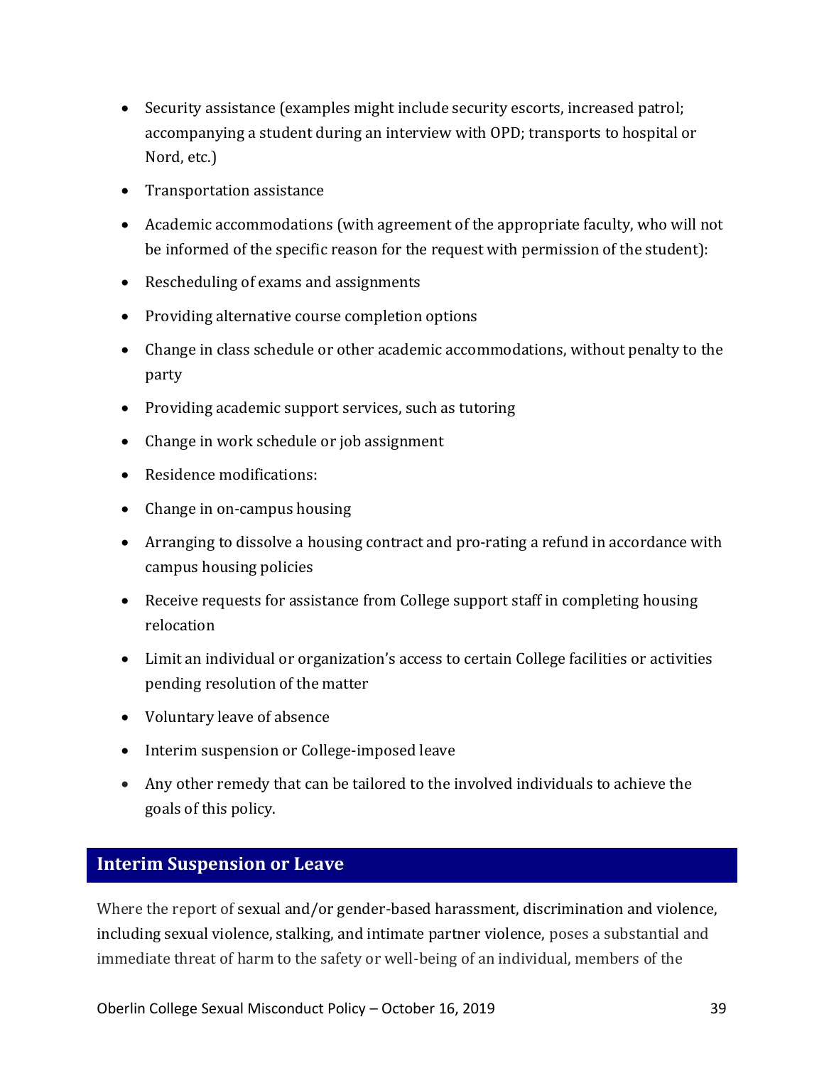- Security assistance (examples might include security escorts, increased patrol; accompanying a student during an interview with OPD; transports to hospital or Nord, etc.)
- Transportation assistance
- Academic accommodations (with agreement of the appropriate faculty, who will not be informed of the specific reason for the request with permission of the student):
- Rescheduling of exams and assignments
- Providing alternative course completion options
- Change in class schedule or other academic accommodations, without penalty to the party
- Providing academic support services, such as tutoring
- Change in work schedule or job assignment
- Residence modifications:
- Change in on-campus housing
- Arranging to dissolve a housing contract and pro-rating a refund in accordance with campus housing policies
- Receive requests for assistance from College support staff in completing housing relocation
- Limit an individual or organization's access to certain College facilities or activities pending resolution of the matter
- Voluntary leave of absence
- Interim suspension or College-imposed leave
- Any other remedy that can be tailored to the involved individuals to achieve the goals of this policy.

## Interim Suspension or Leave

Where the report of sexual and/or gender-based harassment, discrimination and violence, including sexual violence, stalking, and intimate partner violence, poses a substantial and immediate threat of harm to the safety or well-being of an individual, members of the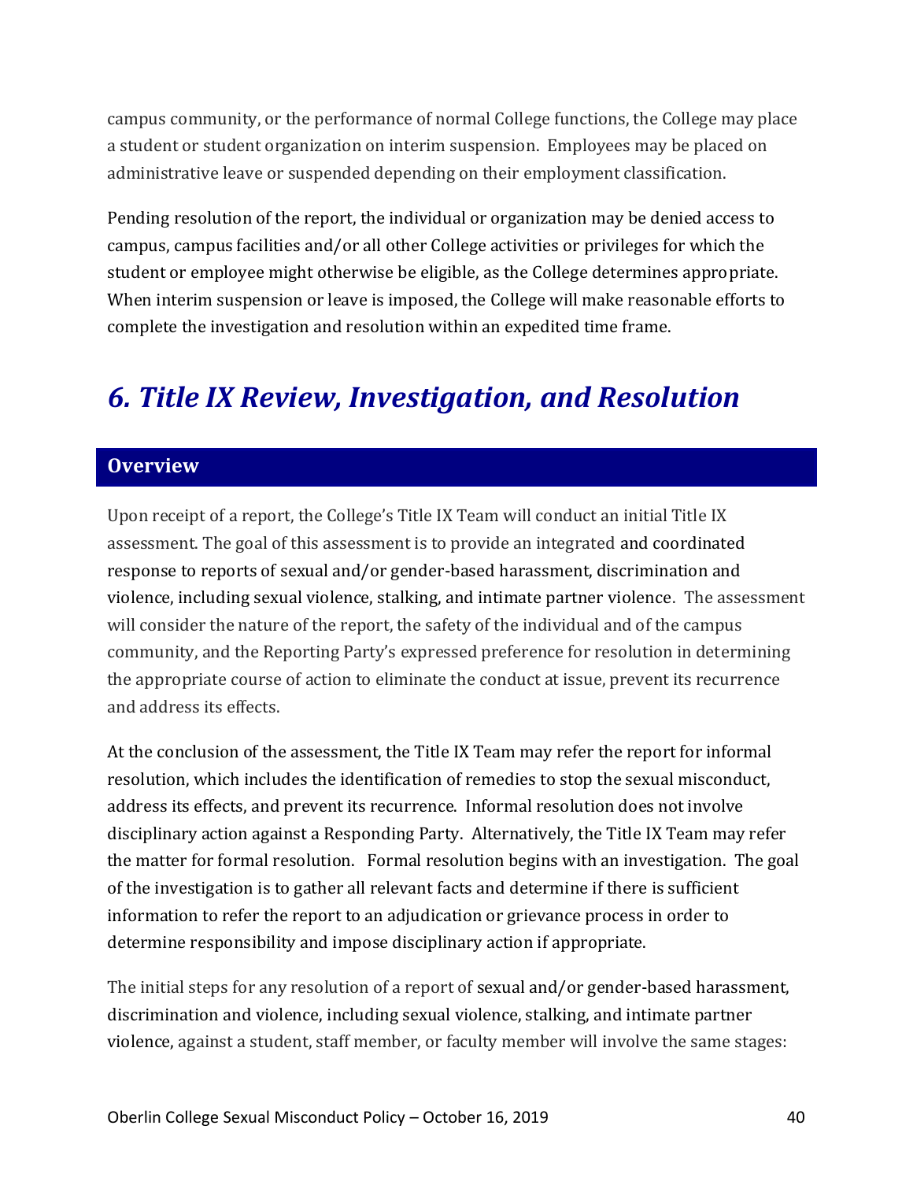campus community, or the performance of normal College functions, the College may place a student or student organization on interim suspension. Employees may be placed on administrative leave or suspended depending on their employment classification.

Pending resolution of the report, the individual or organization may be denied access to campus, campus facilities and/or all other College activities or privileges for which the student or employee might otherwise be eligible, as the College determines appropriate. When interim suspension or leave is imposed, the College will make reasonable efforts to complete the investigation and resolution within an expedited time frame.

# *6. Title IX Review, Investigation, and Resolution*

## Overview

Upon receipt of a report, the College's Title IX Team will conduct an initial Title IX assessment. The goal of this assessment is to provide an integrated and coordinated response to reports of sexual and/or gender-based harassment, discrimination and violence, including sexual violence, stalking, and intimate partner violence. The assessment will consider the nature of the report, the safety of the individual and of the campus community, and the Reporting Party's expressed preference for resolution in determining the appropriate course of action to eliminate the conduct at issue, prevent its recurrence and address its effects.

At the conclusion of the assessment, the Title IX Team may refer the report for informal resolution, which includes the identification of remedies to stop the sexual misconduct, address its effects, and prevent its recurrence. Informal resolution does not involve disciplinary action against a Responding Party. Alternatively, the Title IX Team may refer the matter for formal resolution. Formal resolution begins with an investigation. The goal of the investigation is to gather all relevant facts and determine if there is sufficient information to refer the report to an adjudication or grievance process in order to determine responsibility and impose disciplinary action if appropriate.

The initial steps for any resolution of a report of sexual and/or gender-based harassment, discrimination and violence, including sexual violence, stalking, and intimate partner violence, against a student, staff member, or faculty member will involve the same stages: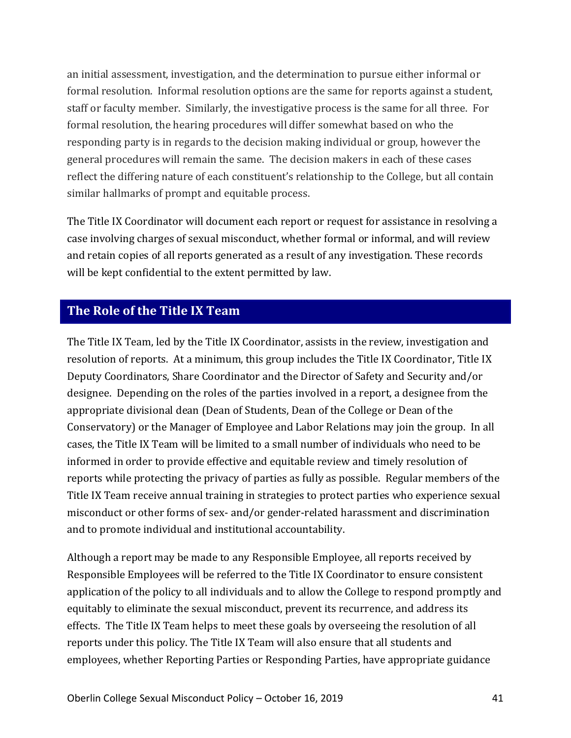an initial assessment, investigation, and the determination to pursue either informal or formal resolution. Informal resolution options are the same for reports against a student, staff or faculty member. Similarly, the investigative process is the same for all three. For formal resolution, the hearing procedures will differ somewhat based on who the responding party is in regards to the decision making individual or group, however the general procedures will remain the same. The decision makers in each of these cases reflect the differing nature of each constituent's relationship to the College, but all contain similar hallmarks of prompt and equitable process.

The Title IX Coordinator will document each report or request for assistance in resolving a case involving charges of sexual misconduct, whether formal or informal, and will review and retain copies of all reports generated as a result of any investigation. These records will be kept confidential to the extent permitted by law.

## The Role of the Title IX Team

The Title IX Team, led by the Title IX Coordinator, assists in the review, investigation and resolution of reports. At a minimum, this group includes the Title IX Coordinator, Title IX Deputy Coordinators, Share Coordinator and the Director of Safety and Security and/or designee. Depending on the roles of the parties involved in a report, a designee from the appropriate divisional dean (Dean of Students, Dean of the College or Dean of the Conservatory) or the Manager of Employee and Labor Relations may join the group. In all cases, the Title IX Team will be limited to a small number of individuals who need to be informed in order to provide effective and equitable review and timely resolution of reports while protecting the privacy of parties as fully as possible. Regular members of the Title IX Team receive annual training in strategies to protect parties who experience sexual misconduct or other forms of sex- and/or gender-related harassment and discrimination and to promote individual and institutional accountability.

Although a report may be made to any Responsible Employee, all reports received by Responsible Employees will be referred to the Title IX Coordinator to ensure consistent application of the policy to all individuals and to allow the College to respond promptly and equitably to eliminate the sexual misconduct, prevent its recurrence, and address its effects. The Title IX Team helps to meet these goals by overseeing the resolution of all reports under this policy. The Title IX Team will also ensure that all students and employees, whether Reporting Parties or Responding Parties, have appropriate guidance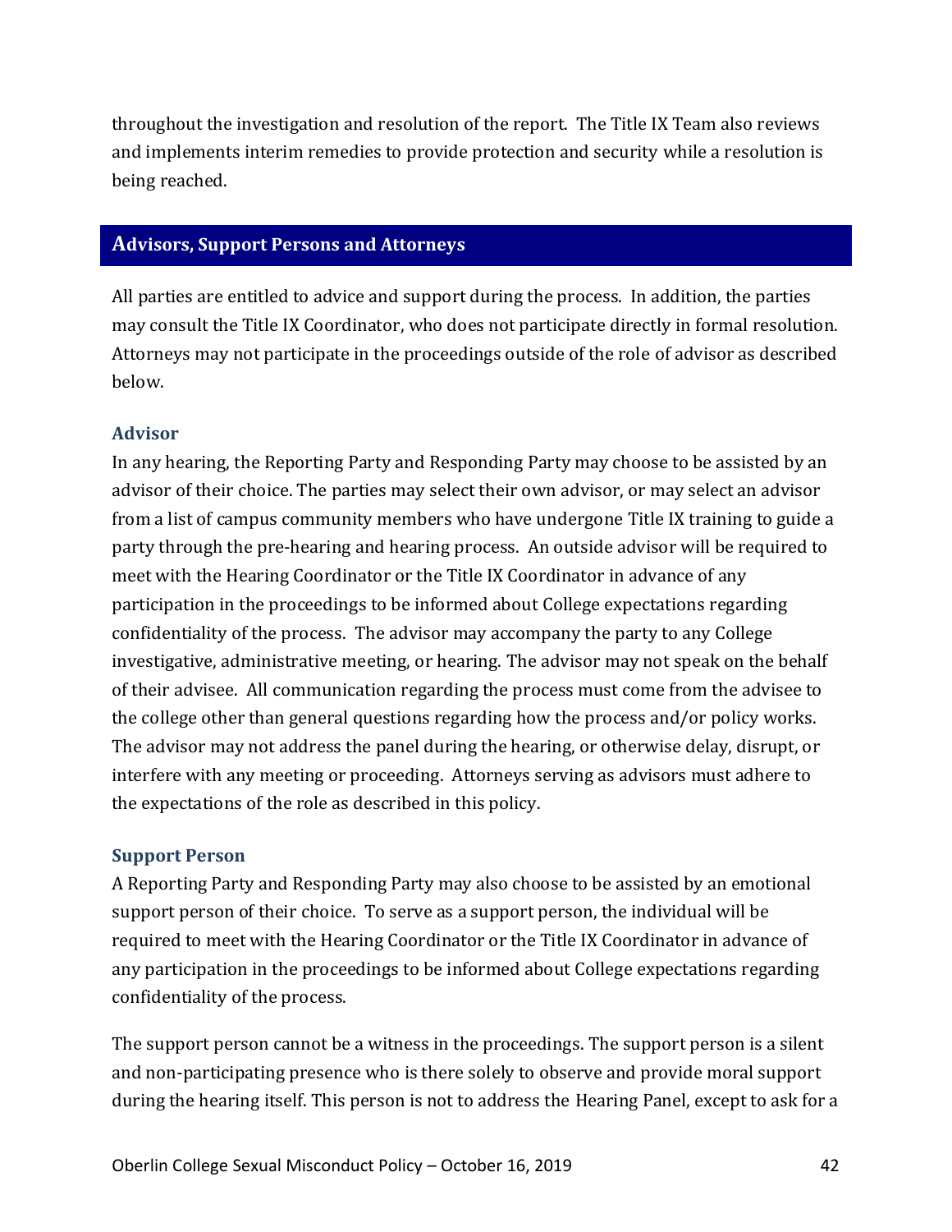throughout the investigation and resolution of the report. The Title IX Team also reviews and implements interim remedies to provide protection and security while a resolution is being reached.

## Advisors, Support Persons and Attorneys

All parties are entitled to advice and support during the process. In addition, the parties may consult the Title IX Coordinator, who does not participate directly in formal resolution. Attorneys may not participate in the proceedings outside of the role of advisor as described below.

### Advisor

In any hearing, the Reporting Party and Responding Party may choose to be assisted by an advisor of their choice. The parties may select their own advisor, or may select an advisor from a list of campus community members who have undergone Title IX training to guide a party through the pre-hearing and hearing process. An outside advisor will be required to meet with the Hearing Coordinator or the Title IX Coordinator in advance of any participation in the proceedings to be informed about College expectations regarding confidentiality of the process. The advisor may accompany the party to any College investigative, administrative meeting, or hearing. The advisor may not speak on the behalf of their advisee. All communication regarding the process must come from the advisee to the college other than general questions regarding how the process and/or policy works. The advisor may not address the panel during the hearing, or otherwise delay, disrupt, or interfere with any meeting or proceeding. Attorneys serving as advisors must adhere to the expectations of the role as described in this policy.

### Support Person

A Reporting Party and Responding Party may also choose to be assisted by an emotional support person of their choice. To serve as a support person, the individual will be required to meet with the Hearing Coordinator or the Title IX Coordinator in advance of any participation in the proceedings to be informed about College expectations regarding confidentiality of the process.

The support person cannot be a witness in the proceedings. The support person is a silent and non-participating presence who is there solely to observe and provide moral support during the hearing itself. This person is not to address the Hearing Panel, except to ask for a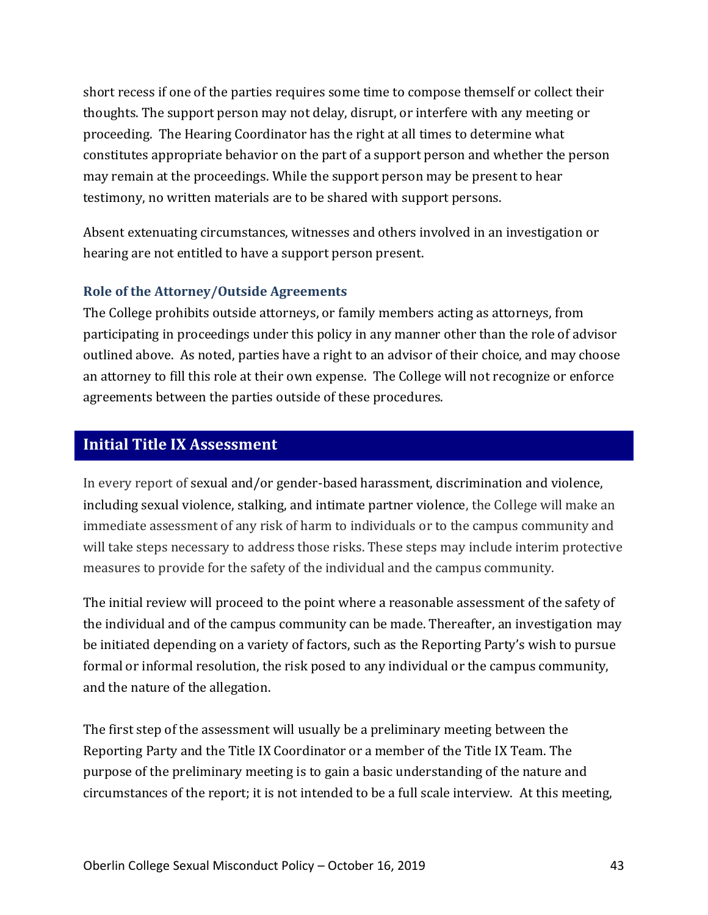short recess if one of the parties requires some time to compose themself or collect their thoughts. The support person may not delay, disrupt, or interfere with any meeting or proceeding. The Hearing Coordinator has the right at all times to determine what constitutes appropriate behavior on the part of a support person and whether the person may remain at the proceedings. While the support person may be present to hear testimony, no written materials are to be shared with support persons.

Absent extenuating circumstances, witnesses and others involved in an investigation or hearing are not entitled to have a support person present.

### Role of the Attorney/Outside Agreements

The College prohibits outside attorneys, or family members acting as attorneys, from participating in proceedings under this policy in any manner other than the role of advisor outlined above. As noted, parties have a right to an advisor of their choice, and may choose an attorney to fill this role at their own expense. The College will not recognize or enforce agreements between the parties outside of these procedures.

## Initial Title IX Assessment

In every report of sexual and/or gender-based harassment, discrimination and violence, including sexual violence, stalking, and intimate partner violence, the College will make an immediate assessment of any risk of harm to individuals or to the campus community and will take steps necessary to address those risks. These steps may include interim protective measures to provide for the safety of the individual and the campus community.

The initial review will proceed to the point where a reasonable assessment of the safety of the individual and of the campus community can be made. Thereafter, an investigation may be initiated depending on a variety of factors, such as the Reporting Party's wish to pursue formal or informal resolution, the risk posed to any individual or the campus community, and the nature of the allegation.

The first step of the assessment will usually be a preliminary meeting between the Reporting Party and the Title IX Coordinator or a member of the Title IX Team. The purpose of the preliminary meeting is to gain a basic understanding of the nature and circumstances of the report; it is not intended to be a full scale interview. At this meeting,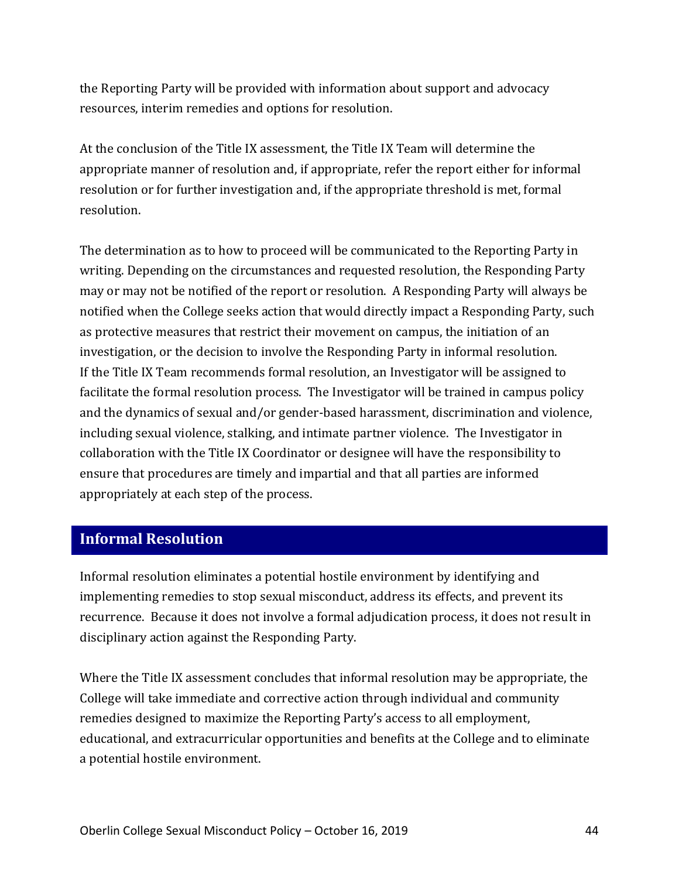the Reporting Party will be provided with information about support and advocacy resources, interim remedies and options for resolution.

At the conclusion of the Title IX assessment, the Title IX Team will determine the appropriate manner of resolution and, if appropriate, refer the report either for informal resolution or for further investigation and, if the appropriate threshold is met, formal resolution.

The determination as to how to proceed will be communicated to the Reporting Party in writing. Depending on the circumstances and requested resolution, the Responding Party may or may not be notified of the report or resolution. A Responding Party will always be notified when the College seeks action that would directly impact a Responding Party, such as protective measures that restrict their movement on campus, the initiation of an investigation, or the decision to involve the Responding Party in informal resolution. If the Title IX Team recommends formal resolution, an Investigator will be assigned to facilitate the formal resolution process. The Investigator will be trained in campus policy and the dynamics of sexual and/or gender-based harassment, discrimination and violence, including sexual violence, stalking, and intimate partner violence. The Investigator in collaboration with the Title IX Coordinator or designee will have the responsibility to ensure that procedures are timely and impartial and that all parties are informed appropriately at each step of the process.

## Informal Resolution

Informal resolution eliminates a potential hostile environment by identifying and implementing remedies to stop sexual misconduct, address its effects, and prevent its recurrence. Because it does not involve a formal adjudication process, it does not result in disciplinary action against the Responding Party.

Where the Title IX assessment concludes that informal resolution may be appropriate, the College will take immediate and corrective action through individual and community remedies designed to maximize the Reporting Party's access to all employment, educational, and extracurricular opportunities and benefits at the College and to eliminate a potential hostile environment.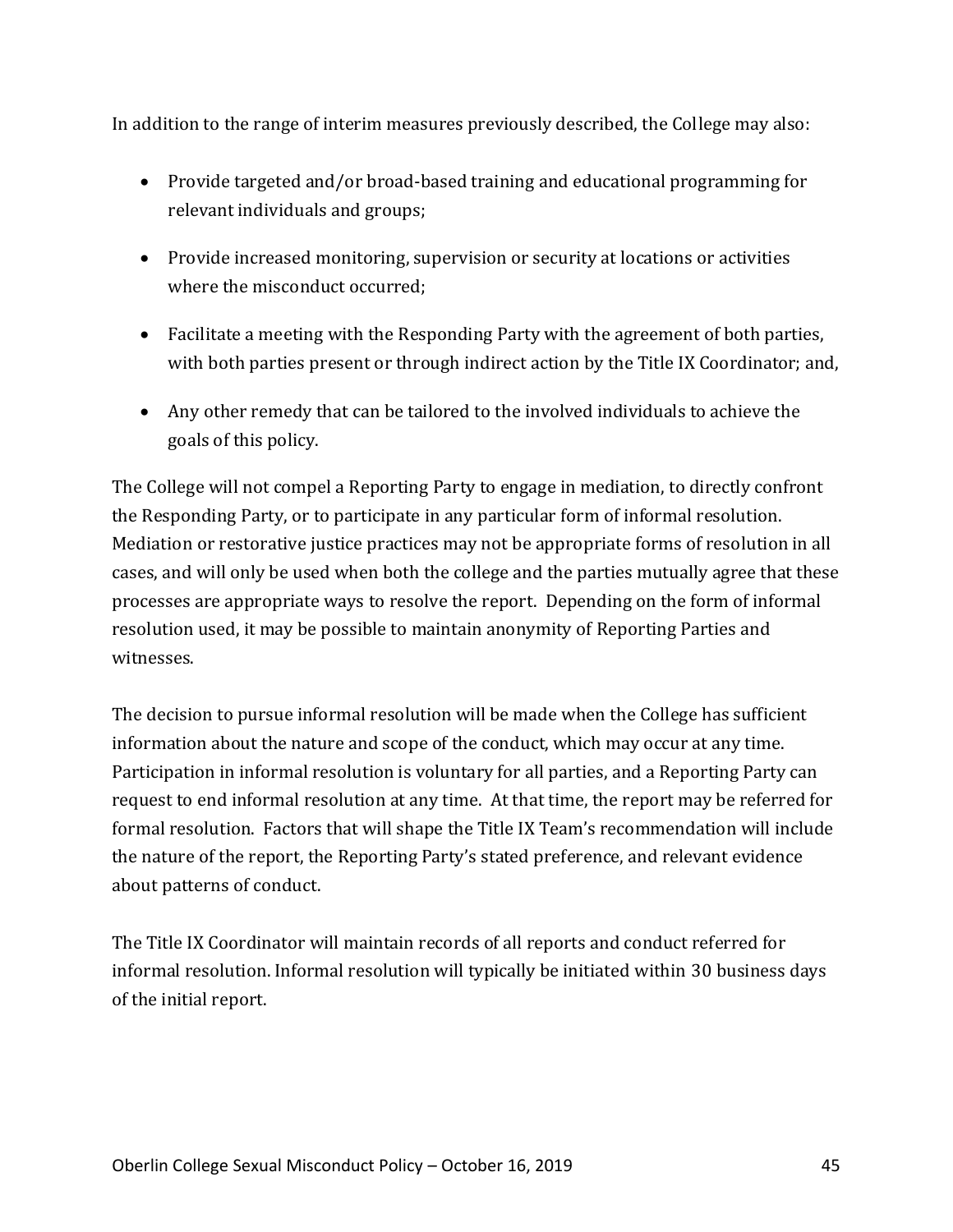In addition to the range of interim measures previously described, the College may also:

- Provide targeted and/or broad-based training and educational programming for relevant individuals and groups;
- Provide increased monitoring, supervision or security at locations or activities where the misconduct occurred;
- Facilitate a meeting with the Responding Party with the agreement of both parties, with both parties present or through indirect action by the Title IX Coordinator; and,
- Any other remedy that can be tailored to the involved individuals to achieve the goals of this policy.

The College will not compel a Reporting Party to engage in mediation, to directly confront the Responding Party, or to participate in any particular form of informal resolution. Mediation or restorative justice practices may not be appropriate forms of resolution in all cases, and will only be used when both the college and the parties mutually agree that these processes are appropriate ways to resolve the report. Depending on the form of informal resolution used, it may be possible to maintain anonymity of Reporting Parties and witnesses.

The decision to pursue informal resolution will be made when the College has sufficient information about the nature and scope of the conduct, which may occur at any time. Participation in informal resolution is voluntary for all parties, and a Reporting Party can request to end informal resolution at any time. At that time, the report may be referred for formal resolution. Factors that will shape the Title IX Team's recommendation will include the nature of the report, the Reporting Party's stated preference, and relevant evidence about patterns of conduct.

The Title IX Coordinator will maintain records of all reports and conduct referred for informal resolution. Informal resolution will typically be initiated within 30 business days of the initial report.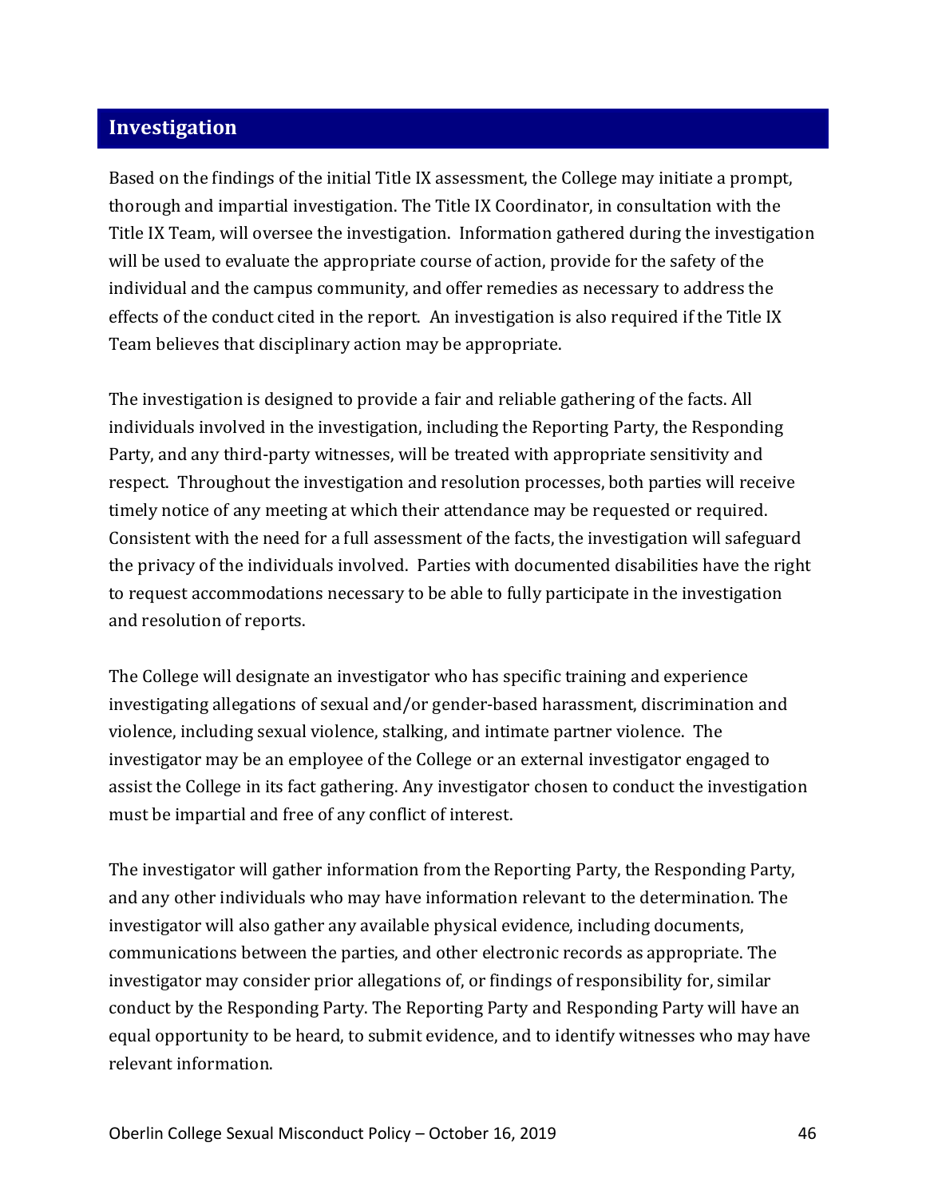## Investigation

Based on the findings of the initial Title IX assessment, the College may initiate a prompt, thorough and impartial investigation. The Title IX Coordinator, in consultation with the Title IX Team, will oversee the investigation. Information gathered during the investigation will be used to evaluate the appropriate course of action, provide for the safety of the individual and the campus community, and offer remedies as necessary to address the effects of the conduct cited in the report. An investigation is also required if the Title IX Team believes that disciplinary action may be appropriate.

The investigation is designed to provide a fair and reliable gathering of the facts. All individuals involved in the investigation, including the Reporting Party, the Responding Party, and any third-party witnesses, will be treated with appropriate sensitivity and respect. Throughout the investigation and resolution processes, both parties will receive timely notice of any meeting at which their attendance may be requested or required. Consistent with the need for a full assessment of the facts, the investigation will safeguard the privacy of the individuals involved. Parties with documented disabilities have the right to request accommodations necessary to be able to fully participate in the investigation and resolution of reports.

The College will designate an investigator who has specific training and experience investigating allegations of sexual and/or gender-based harassment, discrimination and violence, including sexual violence, stalking, and intimate partner violence. The investigator may be an employee of the College or an external investigator engaged to assist the College in its fact gathering. Any investigator chosen to conduct the investigation must be impartial and free of any conflict of interest.

The investigator will gather information from the Reporting Party, the Responding Party, and any other individuals who may have information relevant to the determination. The investigator will also gather any available physical evidence, including documents, communications between the parties, and other electronic records as appropriate. The investigator may consider prior allegations of, or findings of responsibility for, similar conduct by the Responding Party. The Reporting Party and Responding Party will have an equal opportunity to be heard, to submit evidence, and to identify witnesses who may have relevant information.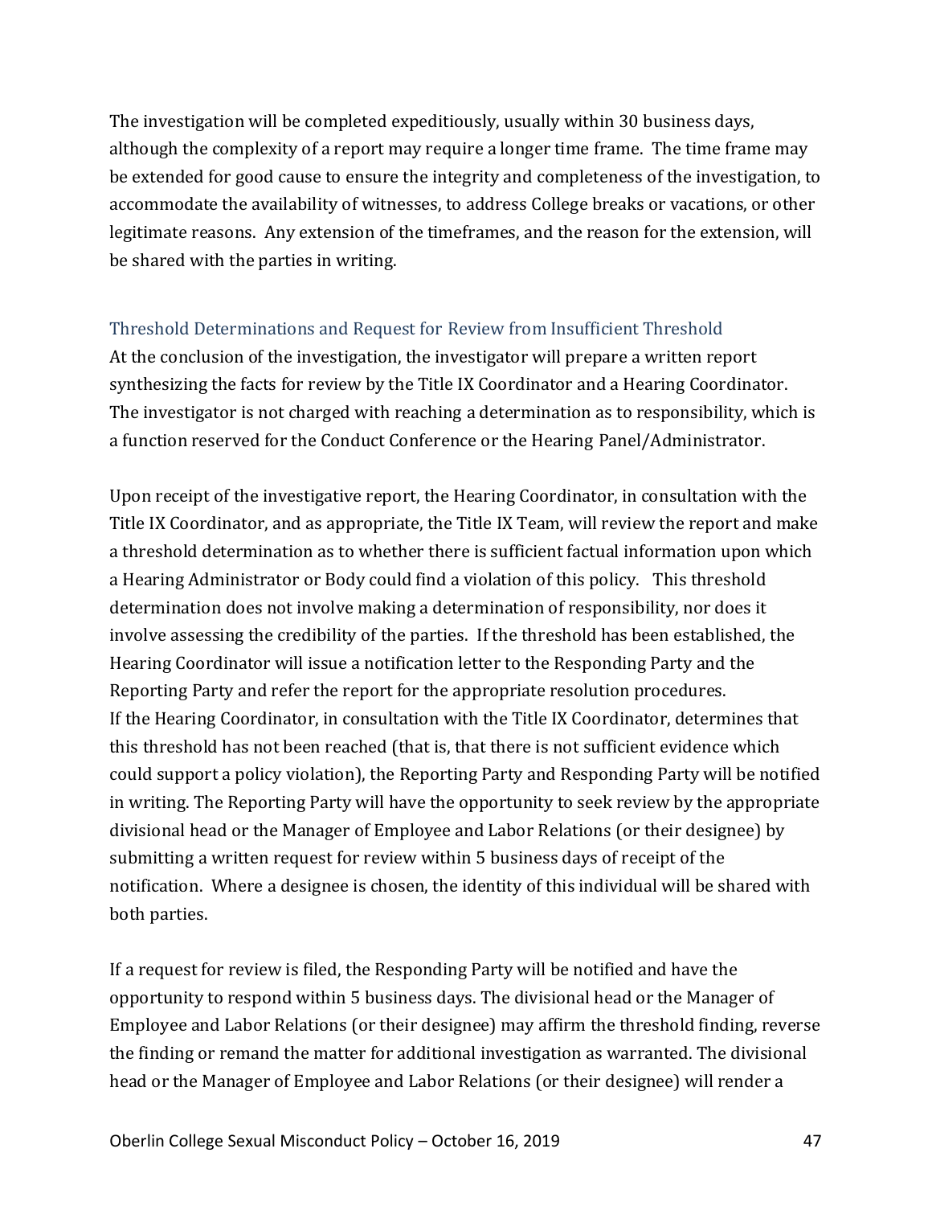The investigation will be completed expeditiously, usually within 30 business days, although the complexity of a report may require a longer time frame. The time frame may be extended for good cause to ensure the integrity and completeness of the investigation, to accommodate the availability of witnesses, to address College breaks or vacations, or other legitimate reasons. Any extension of the timeframes, and the reason for the extension, will be shared with the parties in writing.

### Threshold Determinations and Request for Review from Insufficient Threshold

At the conclusion of the investigation, the investigator will prepare a written report synthesizing the facts for review by the Title IX Coordinator and a Hearing Coordinator. The investigator is not charged with reaching a determination as to responsibility, which is a function reserved for the Conduct Conference or the Hearing Panel/Administrator.

Upon receipt of the investigative report, the Hearing Coordinator, in consultation with the Title IX Coordinator, and as appropriate, the Title IX Team, will review the report and make a threshold determination as to whether there is sufficient factual information upon which a Hearing Administrator or Body could find a violation of this policy. This threshold determination does not involve making a determination of responsibility, nor does it involve assessing the credibility of the parties. If the threshold has been established, the Hearing Coordinator will issue a notification letter to the Responding Party and the Reporting Party and refer the report for the appropriate resolution procedures.
If the Hearing Coordinator, in consultation with the Title IX Coordinator, determines that this threshold has not been reached (that is, that there is not sufficient evidence which could support a policy violation), the Reporting Party and Responding Party will be notified in writing. The Reporting Party will have the opportunity to seek review by the appropriate divisional head or the Manager of Employee and Labor Relations (or their designee) by submitting a written request for review within 5 business days of receipt of the notification. Where a designee is chosen, the identity of this individual will be shared with both parties.

If a request for review is filed, the Responding Party will be notified and have the opportunity to respond within 5 business days. The divisional head or the Manager of Employee and Labor Relations (or their designee) may affirm the threshold finding, reverse the finding or remand the matter for additional investigation as warranted. The divisional head or the Manager of Employee and Labor Relations (or their designee) will render a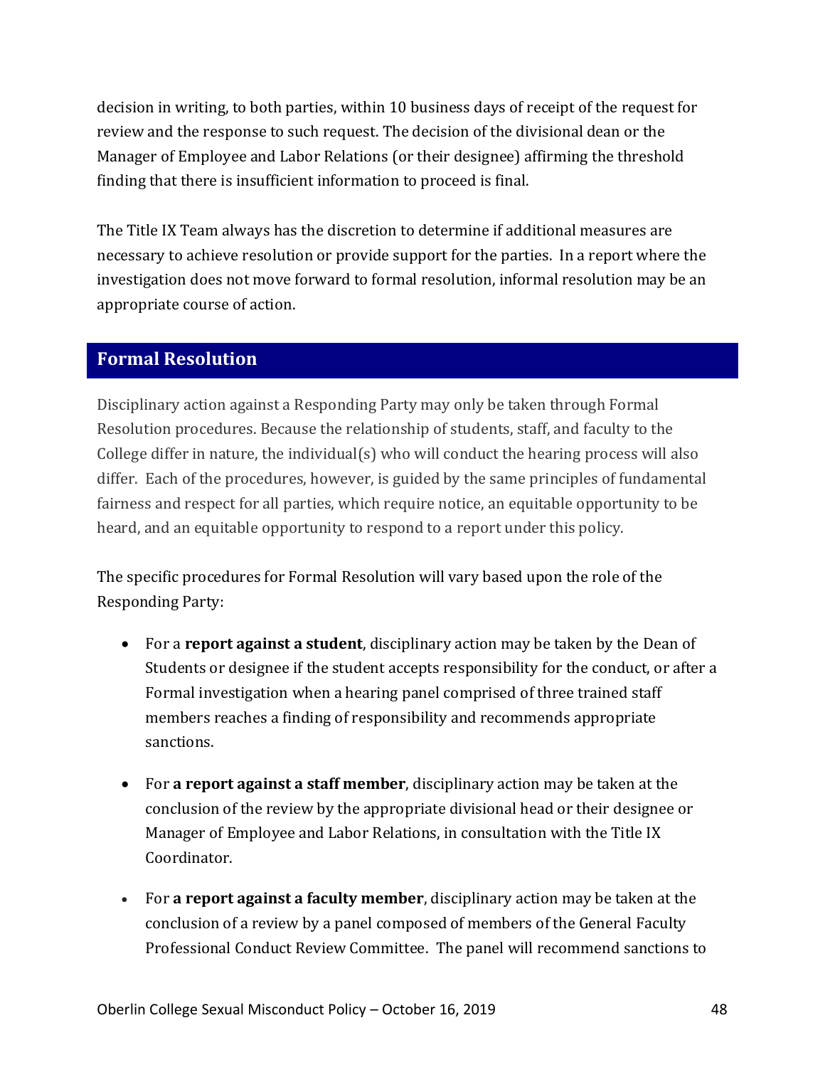decision in writing, to both parties, within 10 business days of receipt of the request for review and the response to such request. The decision of the divisional dean or the Manager of Employee and Labor Relations (or their designee) affirming the threshold finding that there is insufficient information to proceed is final.

The Title IX Team always has the discretion to determine if additional measures are necessary to achieve resolution or provide support for the parties. In a report where the investigation does not move forward to formal resolution, informal resolution may be an appropriate course of action.

## Formal Resolution

Disciplinary action against a Responding Party may only be taken through Formal Resolution procedures. Because the relationship of students, staff, and faculty to the College differ in nature, the individual(s) who will conduct the hearing process will also differ. Each of the procedures, however, is guided by the same principles of fundamental fairness and respect for all parties, which require notice, an equitable opportunity to be heard, and an equitable opportunity to respond to a report under this policy.

The specific procedures for Formal Resolution will vary based upon the role of the Responding Party:

- For a **report against a student**, disciplinary action may be taken by the Dean of Students or designee if the student accepts responsibility for the conduct, or after a Formal investigation when a hearing panel comprised of three trained staff members reaches a finding of responsibility and recommends appropriate sanctions.
- For **a report against a staff member**, disciplinary action may be taken at the conclusion of the review by the appropriate divisional head or their designee or Manager of Employee and Labor Relations, in consultation with the Title IX Coordinator.
- For **a report against a faculty member**, disciplinary action may be taken at the conclusion of a review by a panel composed of members of the General Faculty Professional Conduct Review Committee. The panel will recommend sanctions to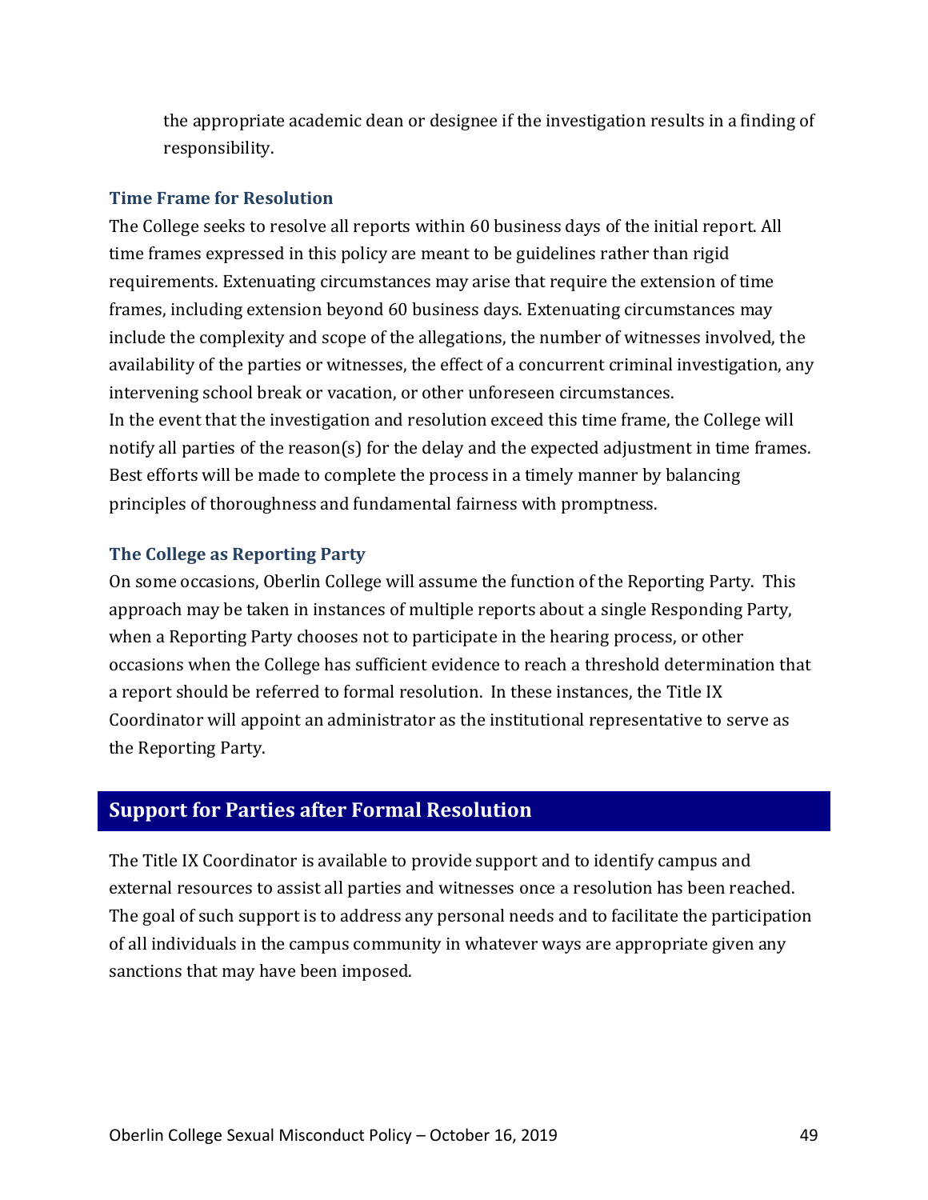the appropriate academic dean or designee if the investigation results in a finding of responsibility.

### Time Frame for Resolution

The College seeks to resolve all reports within 60 business days of the initial report. All time frames expressed in this policy are meant to be guidelines rather than rigid requirements. Extenuating circumstances may arise that require the extension of time frames, including extension beyond 60 business days. Extenuating circumstances may include the complexity and scope of the allegations, the number of witnesses involved, the availability of the parties or witnesses, the effect of a concurrent criminal investigation, any intervening school break or vacation, or other unforeseen circumstances.
In the event that the investigation and resolution exceed this time frame, the College will notify all parties of the reason(s) for the delay and the expected adjustment in time frames. Best efforts will be made to complete the process in a timely manner by balancing principles of thoroughness and fundamental fairness with promptness.

### The College as Reporting Party

On some occasions, Oberlin College will assume the function of the Reporting Party. This approach may be taken in instances of multiple reports about a single Responding Party, when a Reporting Party chooses not to participate in the hearing process, or other occasions when the College has sufficient evidence to reach a threshold determination that a report should be referred to formal resolution. In these instances, the Title IX Coordinator will appoint an administrator as the institutional representative to serve as the Reporting Party.

## Support for Parties after Formal Resolution

The Title IX Coordinator is available to provide support and to identify campus and external resources to assist all parties and witnesses once a resolution has been reached. The goal of such support is to address any personal needs and to facilitate the participation of all individuals in the campus community in whatever ways are appropriate given any sanctions that may have been imposed.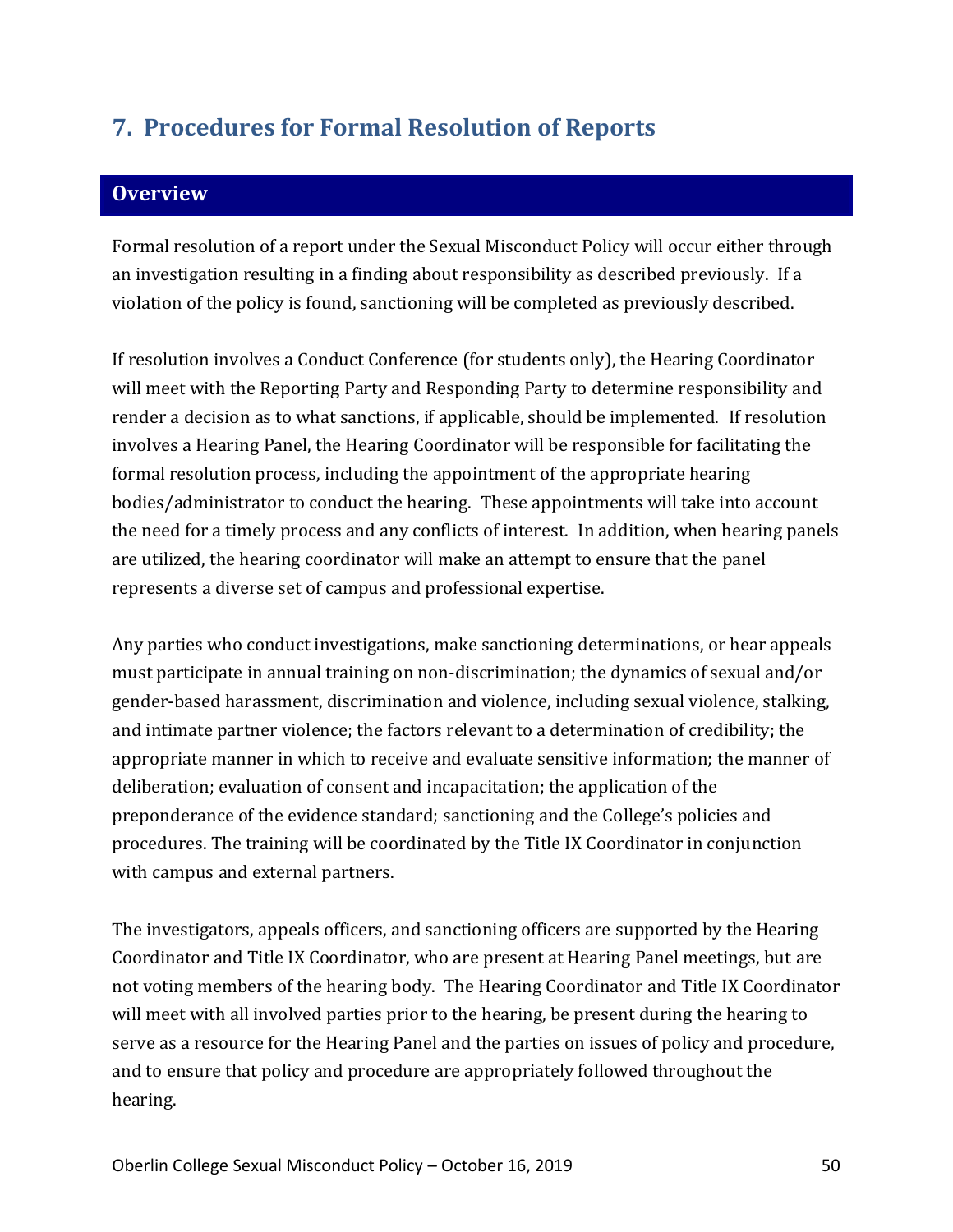## 7. Procedures for Formal Resolution of Reports

### Overview

Formal resolution of a report under the Sexual Misconduct Policy will occur either through an investigation resulting in a finding about responsibility as described previously. If a violation of the policy is found, sanctioning will be completed as previously described.

If resolution involves a Conduct Conference (for students only), the Hearing Coordinator will meet with the Reporting Party and Responding Party to determine responsibility and render a decision as to what sanctions, if applicable, should be implemented. If resolution involves a Hearing Panel, the Hearing Coordinator will be responsible for facilitating the formal resolution process, including the appointment of the appropriate hearing bodies/administrator to conduct the hearing. These appointments will take into account the need for a timely process and any conflicts of interest. In addition, when hearing panels are utilized, the hearing coordinator will make an attempt to ensure that the panel represents a diverse set of campus and professional expertise.

Any parties who conduct investigations, make sanctioning determinations, or hear appeals must participate in annual training on non-discrimination; the dynamics of sexual and/or gender-based harassment, discrimination and violence, including sexual violence, stalking, and intimate partner violence; the factors relevant to a determination of credibility; the appropriate manner in which to receive and evaluate sensitive information; the manner of deliberation; evaluation of consent and incapacitation; the application of the preponderance of the evidence standard; sanctioning and the College's policies and procedures. The training will be coordinated by the Title IX Coordinator in conjunction with campus and external partners.

The investigators, appeals officers, and sanctioning officers are supported by the Hearing Coordinator and Title IX Coordinator, who are present at Hearing Panel meetings, but are not voting members of the hearing body. The Hearing Coordinator and Title IX Coordinator will meet with all involved parties prior to the hearing, be present during the hearing to serve as a resource for the Hearing Panel and the parties on issues of policy and procedure, and to ensure that policy and procedure are appropriately followed throughout the hearing.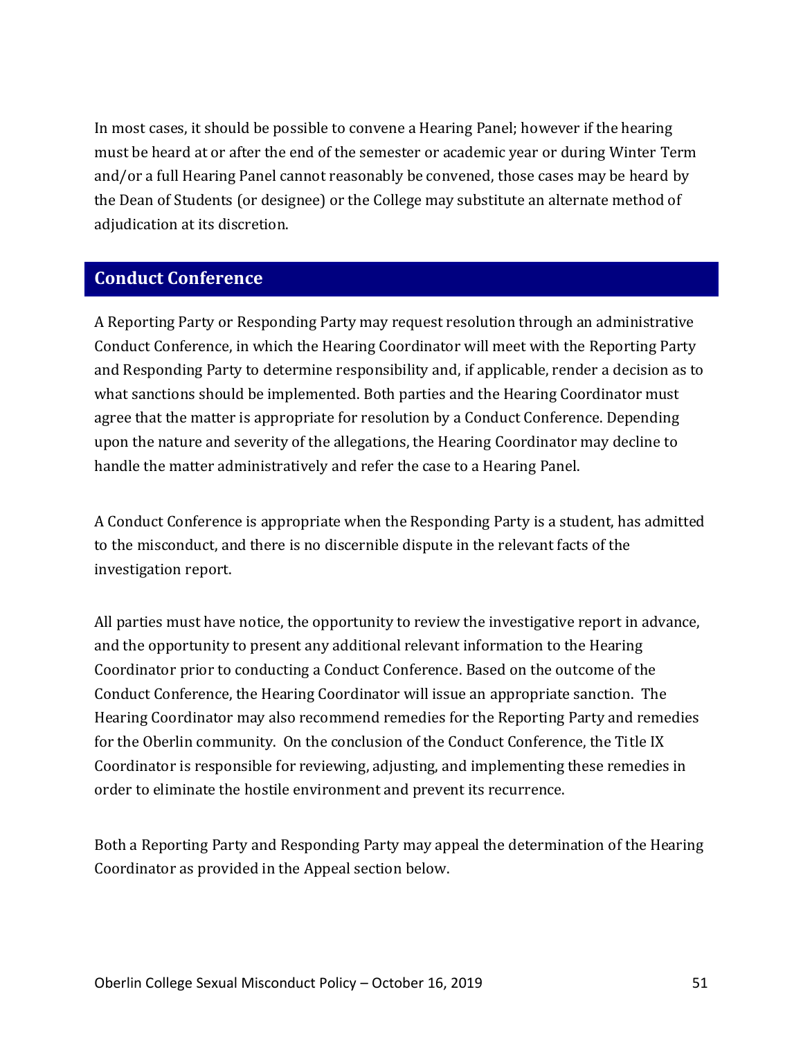In most cases, it should be possible to convene a Hearing Panel; however if the hearing must be heard at or after the end of the semester or academic year or during Winter Term and/or a full Hearing Panel cannot reasonably be convened, those cases may be heard by the Dean of Students (or designee) or the College may substitute an alternate method of adjudication at its discretion.

## Conduct Conference

A Reporting Party or Responding Party may request resolution through an administrative Conduct Conference, in which the Hearing Coordinator will meet with the Reporting Party and Responding Party to determine responsibility and, if applicable, render a decision as to what sanctions should be implemented. Both parties and the Hearing Coordinator must agree that the matter is appropriate for resolution by a Conduct Conference. Depending upon the nature and severity of the allegations, the Hearing Coordinator may decline to handle the matter administratively and refer the case to a Hearing Panel.

A Conduct Conference is appropriate when the Responding Party is a student, has admitted to the misconduct, and there is no discernible dispute in the relevant facts of the investigation report.

All parties must have notice, the opportunity to review the investigative report in advance, and the opportunity to present any additional relevant information to the Hearing Coordinator prior to conducting a Conduct Conference. Based on the outcome of the Conduct Conference, the Hearing Coordinator will issue an appropriate sanction. The Hearing Coordinator may also recommend remedies for the Reporting Party and remedies for the Oberlin community. On the conclusion of the Conduct Conference, the Title IX Coordinator is responsible for reviewing, adjusting, and implementing these remedies in order to eliminate the hostile environment and prevent its recurrence.

Both a Reporting Party and Responding Party may appeal the determination of the Hearing Coordinator as provided in the Appeal section below.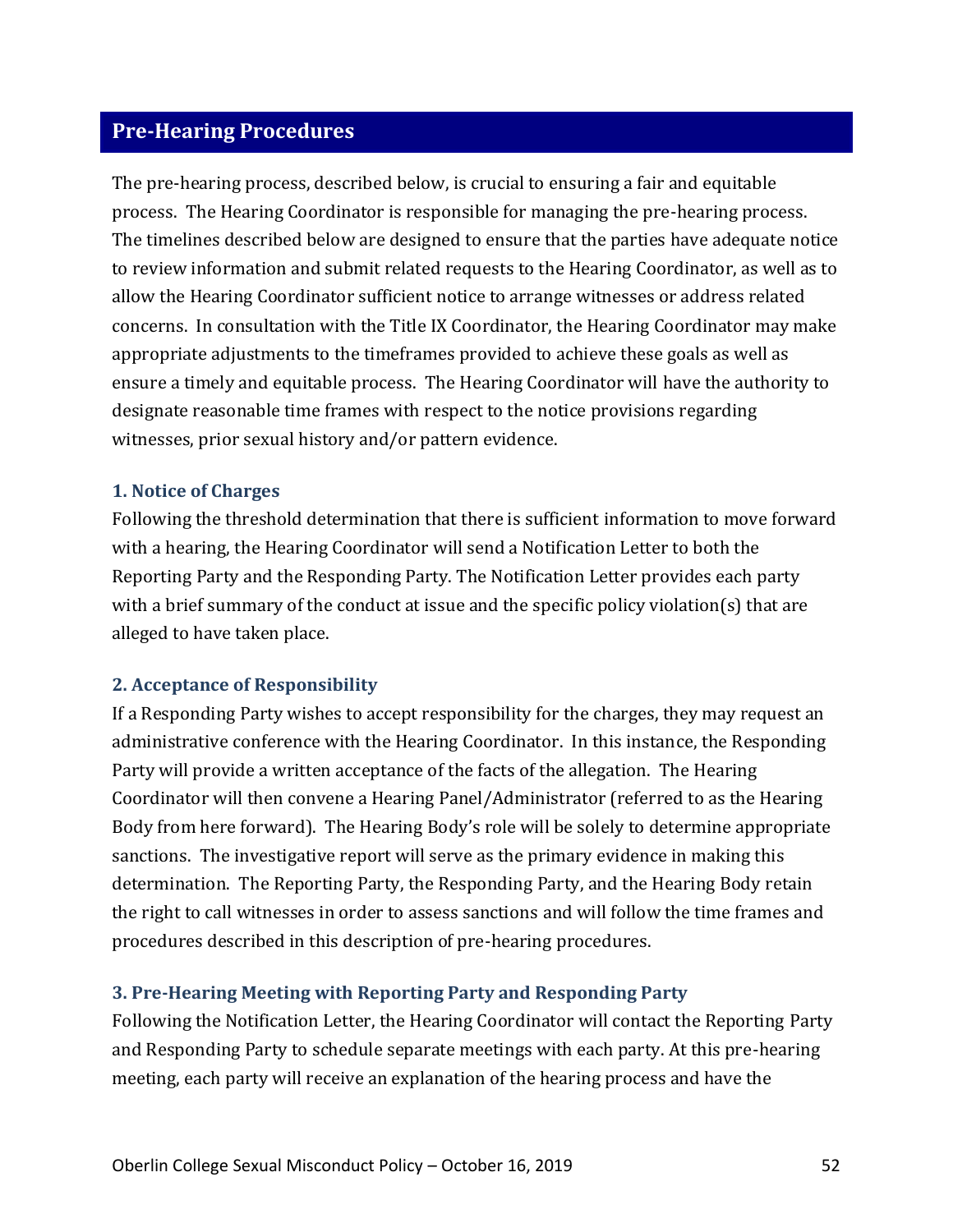## Pre-Hearing Procedures

The pre-hearing process, described below, is crucial to ensuring a fair and equitable process. The Hearing Coordinator is responsible for managing the pre-hearing process. The timelines described below are designed to ensure that the parties have adequate notice to review information and submit related requests to the Hearing Coordinator, as well as to allow the Hearing Coordinator sufficient notice to arrange witnesses or address related concerns. In consultation with the Title IX Coordinator, the Hearing Coordinator may make appropriate adjustments to the timeframes provided to achieve these goals as well as ensure a timely and equitable process. The Hearing Coordinator will have the authority to designate reasonable time frames with respect to the notice provisions regarding witnesses, prior sexual history and/or pattern evidence.

### 1. Notice of Charges

Following the threshold determination that there is sufficient information to move forward with a hearing, the Hearing Coordinator will send a Notification Letter to both the Reporting Party and the Responding Party. The Notification Letter provides each party with a brief summary of the conduct at issue and the specific policy violation(s) that are alleged to have taken place.

### 2. Acceptance of Responsibility

If a Responding Party wishes to accept responsibility for the charges, they may request an administrative conference with the Hearing Coordinator. In this instance, the Responding Party will provide a written acceptance of the facts of the allegation. The Hearing Coordinator will then convene a Hearing Panel/Administrator (referred to as the Hearing Body from here forward). The Hearing Body's role will be solely to determine appropriate sanctions. The investigative report will serve as the primary evidence in making this determination. The Reporting Party, the Responding Party, and the Hearing Body retain the right to call witnesses in order to assess sanctions and will follow the time frames and procedures described in this description of pre-hearing procedures.

### 3. Pre-Hearing Meeting with Reporting Party and Responding Party

Following the Notification Letter, the Hearing Coordinator will contact the Reporting Party and Responding Party to schedule separate meetings with each party. At this pre-hearing meeting, each party will receive an explanation of the hearing process and have the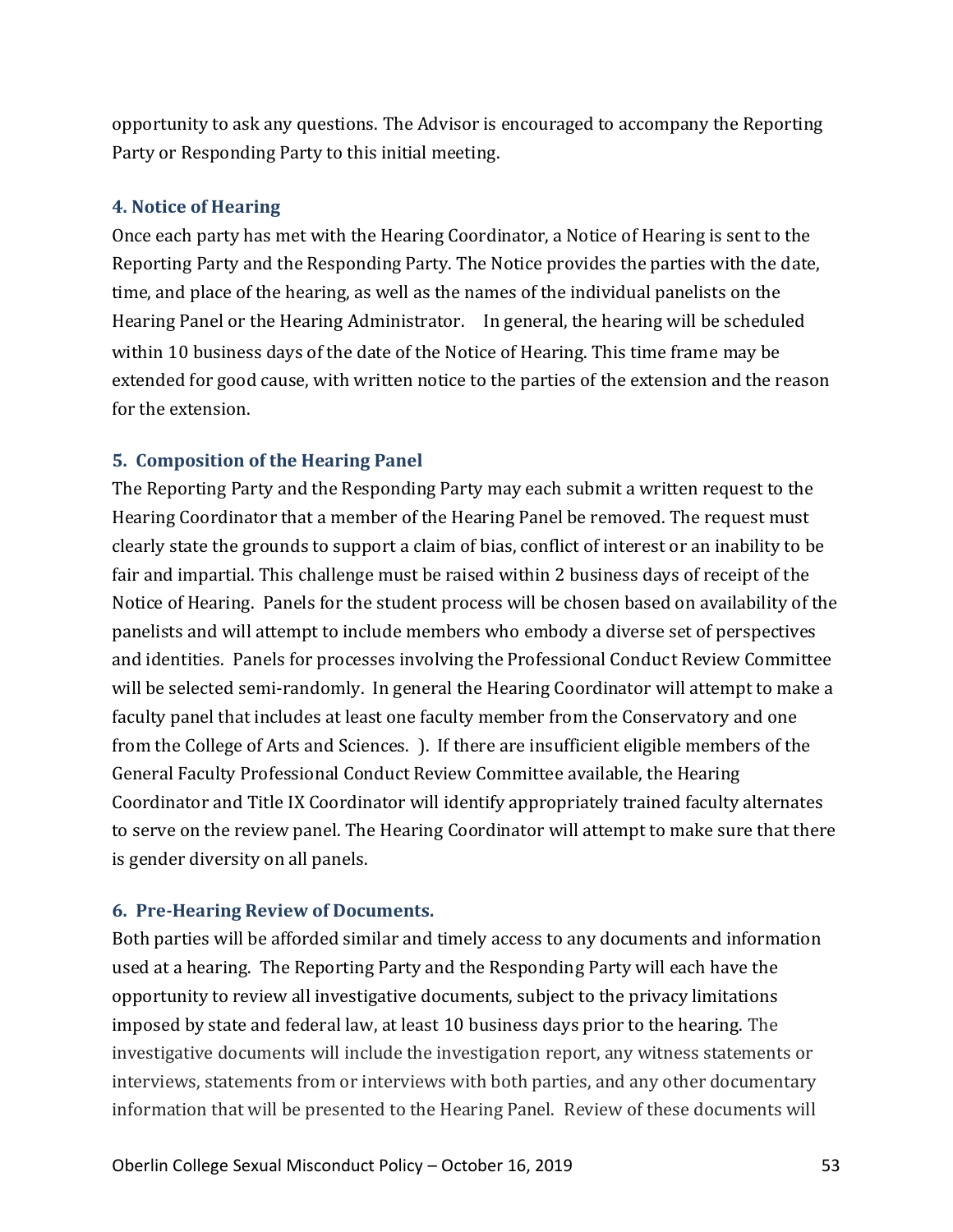opportunity to ask any questions. The Advisor is encouraged to accompany the Reporting Party or Responding Party to this initial meeting.

### 4. Notice of Hearing

Once each party has met with the Hearing Coordinator, a Notice of Hearing is sent to the Reporting Party and the Responding Party. The Notice provides the parties with the date, time, and place of the hearing, as well as the names of the individual panelists on the Hearing Panel or the Hearing Administrator. In general, the hearing will be scheduled within 10 business days of the date of the Notice of Hearing. This time frame may be extended for good cause, with written notice to the parties of the extension and the reason for the extension.

### 5. Composition of the Hearing Panel

The Reporting Party and the Responding Party may each submit a written request to the Hearing Coordinator that a member of the Hearing Panel be removed. The request must clearly state the grounds to support a claim of bias, conflict of interest or an inability to be fair and impartial. This challenge must be raised within 2 business days of receipt of the Notice of Hearing. Panels for the student process will be chosen based on availability of the panelists and will attempt to include members who embody a diverse set of perspectives and identities. Panels for processes involving the Professional Conduct Review Committee will be selected semi-randomly. In general the Hearing Coordinator will attempt to make a faculty panel that includes at least one faculty member from the Conservatory and one from the College of Arts and Sciences. ). If there are insufficient eligible members of the General Faculty Professional Conduct Review Committee available, the Hearing Coordinator and Title IX Coordinator will identify appropriately trained faculty alternates to serve on the review panel. The Hearing Coordinator will attempt to make sure that there is gender diversity on all panels.

### 6. Pre-Hearing Review of Documents.

Both parties will be afforded similar and timely access to any documents and information used at a hearing. The Reporting Party and the Responding Party will each have the opportunity to review all investigative documents, subject to the privacy limitations imposed by state and federal law, at least 10 business days prior to the hearing. The investigative documents will include the investigation report, any witness statements or interviews, statements from or interviews with both parties, and any other documentary information that will be presented to the Hearing Panel. Review of these documents will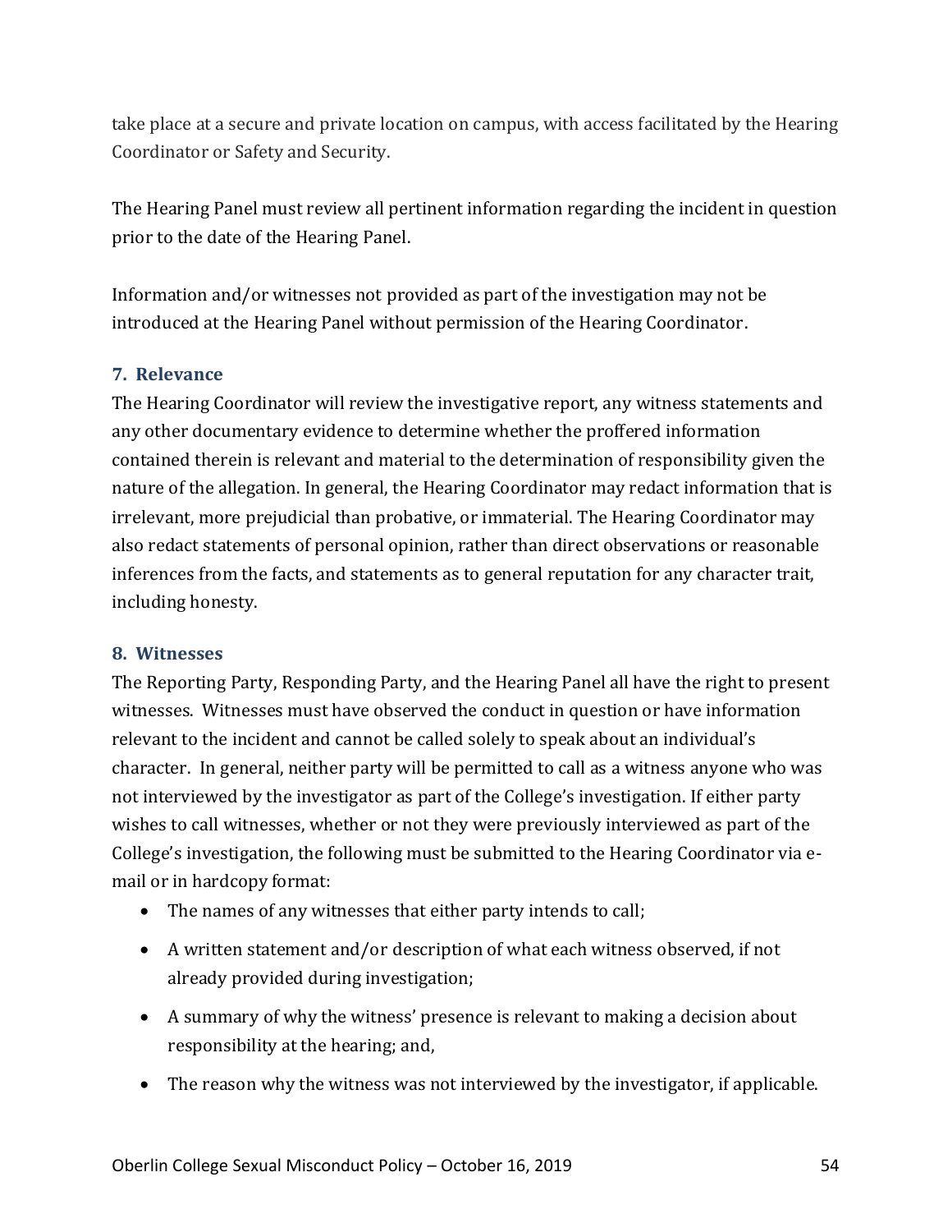take place at a secure and private location on campus, with access facilitated by the Hearing Coordinator or Safety and Security.

The Hearing Panel must review all pertinent information regarding the incident in question prior to the date of the Hearing Panel.

Information and/or witnesses not provided as part of the investigation may not be introduced at the Hearing Panel without permission of the Hearing Coordinator.

### 7. Relevance

The Hearing Coordinator will review the investigative report, any witness statements and any other documentary evidence to determine whether the proffered information contained therein is relevant and material to the determination of responsibility given the nature of the allegation. In general, the Hearing Coordinator may redact information that is irrelevant, more prejudicial than probative, or immaterial. The Hearing Coordinator may also redact statements of personal opinion, rather than direct observations or reasonable inferences from the facts, and statements as to general reputation for any character trait, including honesty.

### 8. Witnesses

The Reporting Party, Responding Party, and the Hearing Panel all have the right to present witnesses. Witnesses must have observed the conduct in question or have information relevant to the incident and cannot be called solely to speak about an individual's character. In general, neither party will be permitted to call as a witness anyone who was not interviewed by the investigator as part of the College's investigation. If either party wishes to call witnesses, whether or not they were previously interviewed as part of the College's investigation, the following must be submitted to the Hearing Coordinator via e-mail or in hardcopy format:

- The names of any witnesses that either party intends to call;
- A written statement and/or description of what each witness observed, if not already provided during investigation;
- A summary of why the witness' presence is relevant to making a decision about responsibility at the hearing; and,
- The reason why the witness was not interviewed by the investigator, if applicable.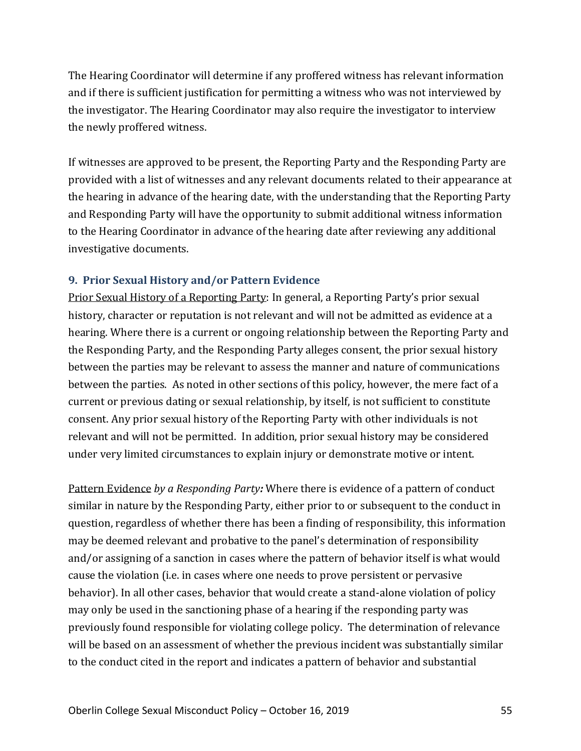The Hearing Coordinator will determine if any proffered witness has relevant information and if there is sufficient justification for permitting a witness who was not interviewed by the investigator. The Hearing Coordinator may also require the investigator to interview the newly proffered witness.

If witnesses are approved to be present, the Reporting Party and the Responding Party are provided with a list of witnesses and any relevant documents related to their appearance at the hearing in advance of the hearing date, with the understanding that the Reporting Party and Responding Party will have the opportunity to submit additional witness information to the Hearing Coordinator in advance of the hearing date after reviewing any additional investigative documents.

### 9. Prior Sexual History and/or Pattern Evidence

Prior Sexual History of a Reporting Party: In general, a Reporting Party's prior sexual history, character or reputation is not relevant and will not be admitted as evidence at a hearing. Where there is a current or ongoing relationship between the Reporting Party and the Responding Party, and the Responding Party alleges consent, the prior sexual history between the parties may be relevant to assess the manner and nature of communications between the parties. As noted in other sections of this policy, however, the mere fact of a current or previous dating or sexual relationship, by itself, is not sufficient to constitute consent. Any prior sexual history of the Reporting Party with other individuals is not relevant and will not be permitted. In addition, prior sexual history may be considered under very limited circumstances to explain injury or demonstrate motive or intent.

Pattern Evidence *by a Responding Party:* Where there is evidence of a pattern of conduct similar in nature by the Responding Party, either prior to or subsequent to the conduct in question, regardless of whether there has been a finding of responsibility, this information may be deemed relevant and probative to the panel's determination of responsibility and/or assigning of a sanction in cases where the pattern of behavior itself is what would cause the violation (i.e. in cases where one needs to prove persistent or pervasive behavior). In all other cases, behavior that would create a stand-alone violation of policy may only be used in the sanctioning phase of a hearing if the responding party was previously found responsible for violating college policy. The determination of relevance will be based on an assessment of whether the previous incident was substantially similar to the conduct cited in the report and indicates a pattern of behavior and substantial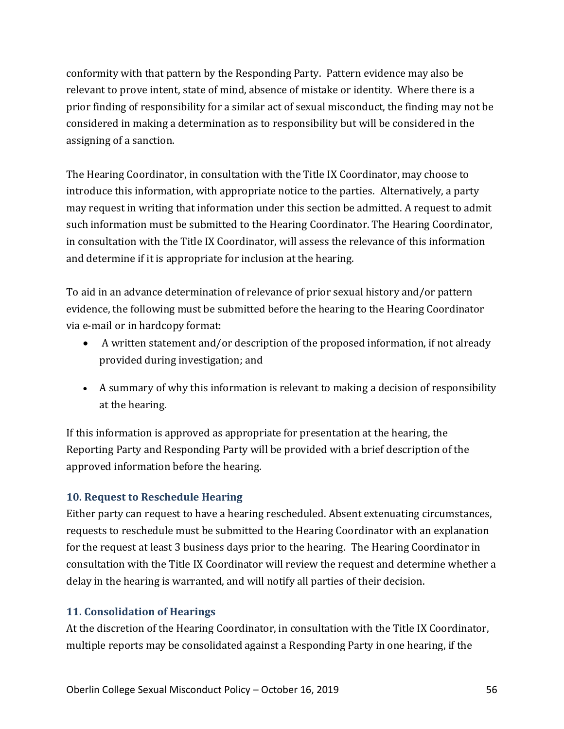conformity with that pattern by the Responding Party. Pattern evidence may also be relevant to prove intent, state of mind, absence of mistake or identity. Where there is a prior finding of responsibility for a similar act of sexual misconduct, the finding may not be considered in making a determination as to responsibility but will be considered in the assigning of a sanction.

The Hearing Coordinator, in consultation with the Title IX Coordinator, may choose to introduce this information, with appropriate notice to the parties. Alternatively, a party may request in writing that information under this section be admitted. A request to admit such information must be submitted to the Hearing Coordinator. The Hearing Coordinator, in consultation with the Title IX Coordinator, will assess the relevance of this information and determine if it is appropriate for inclusion at the hearing.

To aid in an advance determination of relevance of prior sexual history and/or pattern evidence, the following must be submitted before the hearing to the Hearing Coordinator via e-mail or in hardcopy format:

- A written statement and/or description of the proposed information, if not already provided during investigation; and
- A summary of why this information is relevant to making a decision of responsibility at the hearing.

If this information is approved as appropriate for presentation at the hearing, the Reporting Party and Responding Party will be provided with a brief description of the approved information before the hearing.

### 10. Request to Reschedule Hearing

Either party can request to have a hearing rescheduled. Absent extenuating circumstances, requests to reschedule must be submitted to the Hearing Coordinator with an explanation for the request at least 3 business days prior to the hearing. The Hearing Coordinator in consultation with the Title IX Coordinator will review the request and determine whether a delay in the hearing is warranted, and will notify all parties of their decision.

### 11. Consolidation of Hearings

At the discretion of the Hearing Coordinator, in consultation with the Title IX Coordinator, multiple reports may be consolidated against a Responding Party in one hearing, if the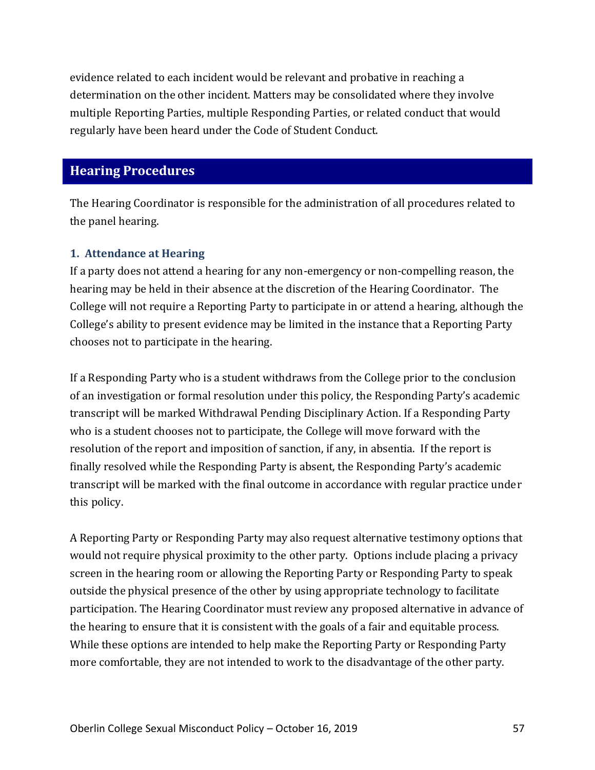evidence related to each incident would be relevant and probative in reaching a determination on the other incident. Matters may be consolidated where they involve multiple Reporting Parties, multiple Responding Parties, or related conduct that would regularly have been heard under the Code of Student Conduct.

## Hearing Procedures

The Hearing Coordinator is responsible for the administration of all procedures related to the panel hearing.

### 1. Attendance at Hearing

If a party does not attend a hearing for any non-emergency or non-compelling reason, the hearing may be held in their absence at the discretion of the Hearing Coordinator. The College will not require a Reporting Party to participate in or attend a hearing, although the College's ability to present evidence may be limited in the instance that a Reporting Party chooses not to participate in the hearing.

If a Responding Party who is a student withdraws from the College prior to the conclusion of an investigation or formal resolution under this policy, the Responding Party's academic transcript will be marked Withdrawal Pending Disciplinary Action. If a Responding Party who is a student chooses not to participate, the College will move forward with the resolution of the report and imposition of sanction, if any, in absentia. If the report is finally resolved while the Responding Party is absent, the Responding Party's academic transcript will be marked with the final outcome in accordance with regular practice under this policy.

A Reporting Party or Responding Party may also request alternative testimony options that would not require physical proximity to the other party. Options include placing a privacy screen in the hearing room or allowing the Reporting Party or Responding Party to speak outside the physical presence of the other by using appropriate technology to facilitate participation. The Hearing Coordinator must review any proposed alternative in advance of the hearing to ensure that it is consistent with the goals of a fair and equitable process. While these options are intended to help make the Reporting Party or Responding Party more comfortable, they are not intended to work to the disadvantage of the other party.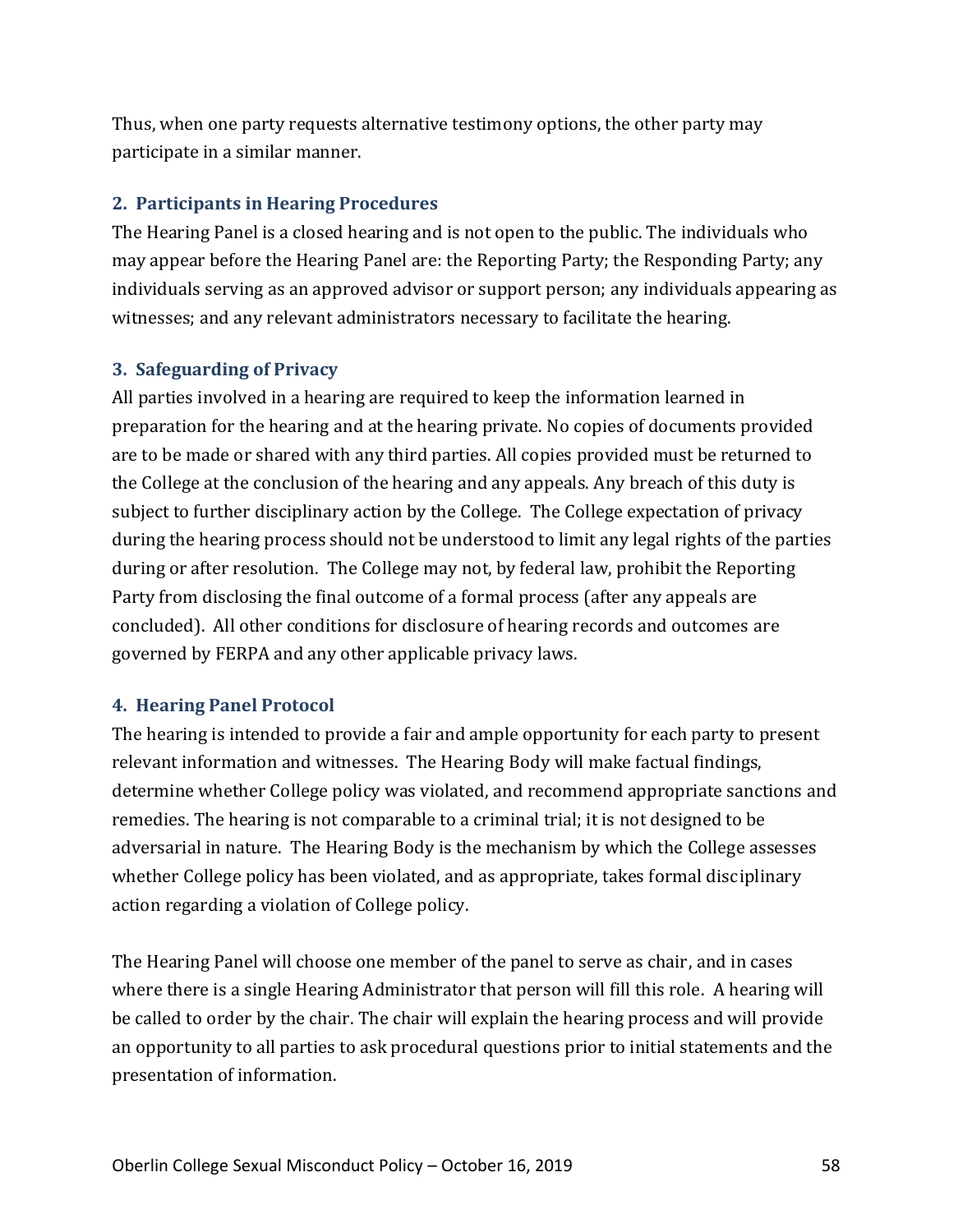Thus, when one party requests alternative testimony options, the other party may participate in a similar manner.

### 2. Participants in Hearing Procedures

The Hearing Panel is a closed hearing and is not open to the public. The individuals who may appear before the Hearing Panel are: the Reporting Party; the Responding Party; any individuals serving as an approved advisor or support person; any individuals appearing as witnesses; and any relevant administrators necessary to facilitate the hearing.

### 3. Safeguarding of Privacy

All parties involved in a hearing are required to keep the information learned in preparation for the hearing and at the hearing private. No copies of documents provided are to be made or shared with any third parties. All copies provided must be returned to the College at the conclusion of the hearing and any appeals. Any breach of this duty is subject to further disciplinary action by the College. The College expectation of privacy during the hearing process should not be understood to limit any legal rights of the parties during or after resolution. The College may not, by federal law, prohibit the Reporting Party from disclosing the final outcome of a formal process (after any appeals are concluded). All other conditions for disclosure of hearing records and outcomes are governed by FERPA and any other applicable privacy laws.

### 4. Hearing Panel Protocol

The hearing is intended to provide a fair and ample opportunity for each party to present relevant information and witnesses. The Hearing Body will make factual findings, determine whether College policy was violated, and recommend appropriate sanctions and remedies. The hearing is not comparable to a criminal trial; it is not designed to be adversarial in nature. The Hearing Body is the mechanism by which the College assesses whether College policy has been violated, and as appropriate, takes formal disciplinary action regarding a violation of College policy.

The Hearing Panel will choose one member of the panel to serve as chair, and in cases where there is a single Hearing Administrator that person will fill this role. A hearing will be called to order by the chair. The chair will explain the hearing process and will provide an opportunity to all parties to ask procedural questions prior to initial statements and the presentation of information.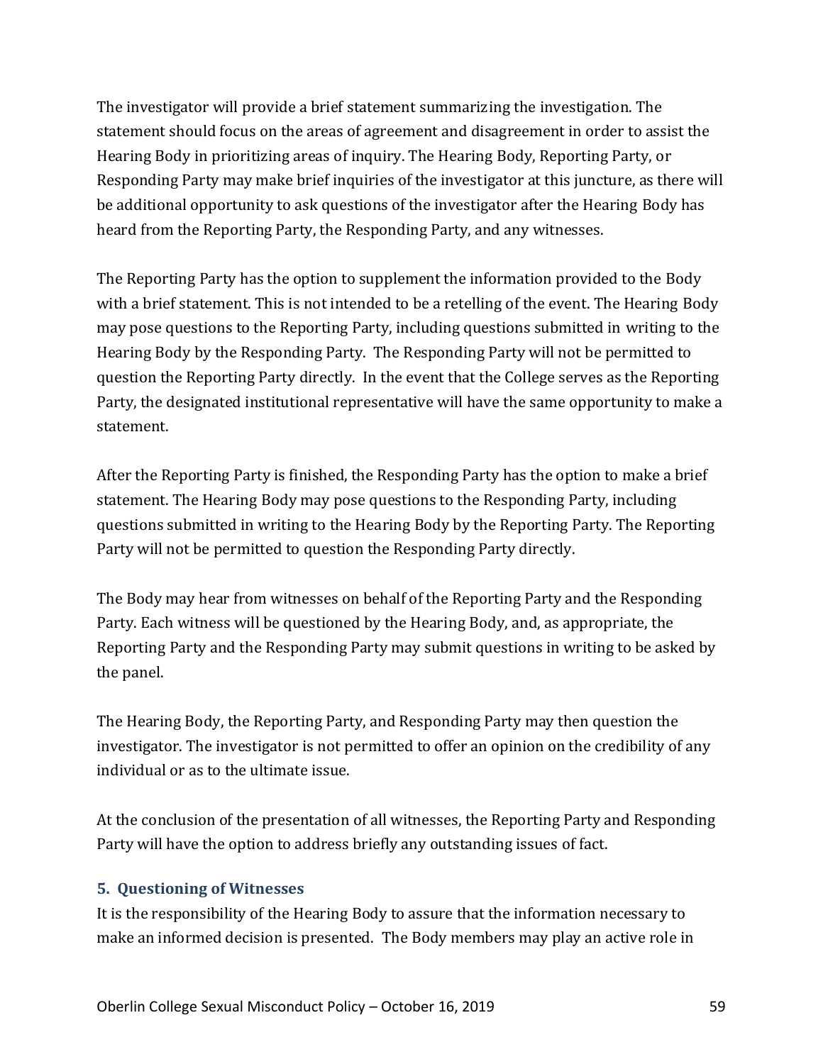The investigator will provide a brief statement summarizing the investigation. The statement should focus on the areas of agreement and disagreement in order to assist the Hearing Body in prioritizing areas of inquiry. The Hearing Body, Reporting Party, or Responding Party may make brief inquiries of the investigator at this juncture, as there will be additional opportunity to ask questions of the investigator after the Hearing Body has heard from the Reporting Party, the Responding Party, and any witnesses.

The Reporting Party has the option to supplement the information provided to the Body with a brief statement. This is not intended to be a retelling of the event. The Hearing Body may pose questions to the Reporting Party, including questions submitted in writing to the Hearing Body by the Responding Party. The Responding Party will not be permitted to question the Reporting Party directly. In the event that the College serves as the Reporting Party, the designated institutional representative will have the same opportunity to make a statement.

After the Reporting Party is finished, the Responding Party has the option to make a brief statement. The Hearing Body may pose questions to the Responding Party, including questions submitted in writing to the Hearing Body by the Reporting Party. The Reporting Party will not be permitted to question the Responding Party directly.

The Body may hear from witnesses on behalf of the Reporting Party and the Responding Party. Each witness will be questioned by the Hearing Body, and, as appropriate, the Reporting Party and the Responding Party may submit questions in writing to be asked by the panel.

The Hearing Body, the Reporting Party, and Responding Party may then question the investigator. The investigator is not permitted to offer an opinion on the credibility of any individual or as to the ultimate issue.

At the conclusion of the presentation of all witnesses, the Reporting Party and Responding Party will have the option to address briefly any outstanding issues of fact.

### 5. Questioning of Witnesses

It is the responsibility of the Hearing Body to assure that the information necessary to make an informed decision is presented. The Body members may play an active role in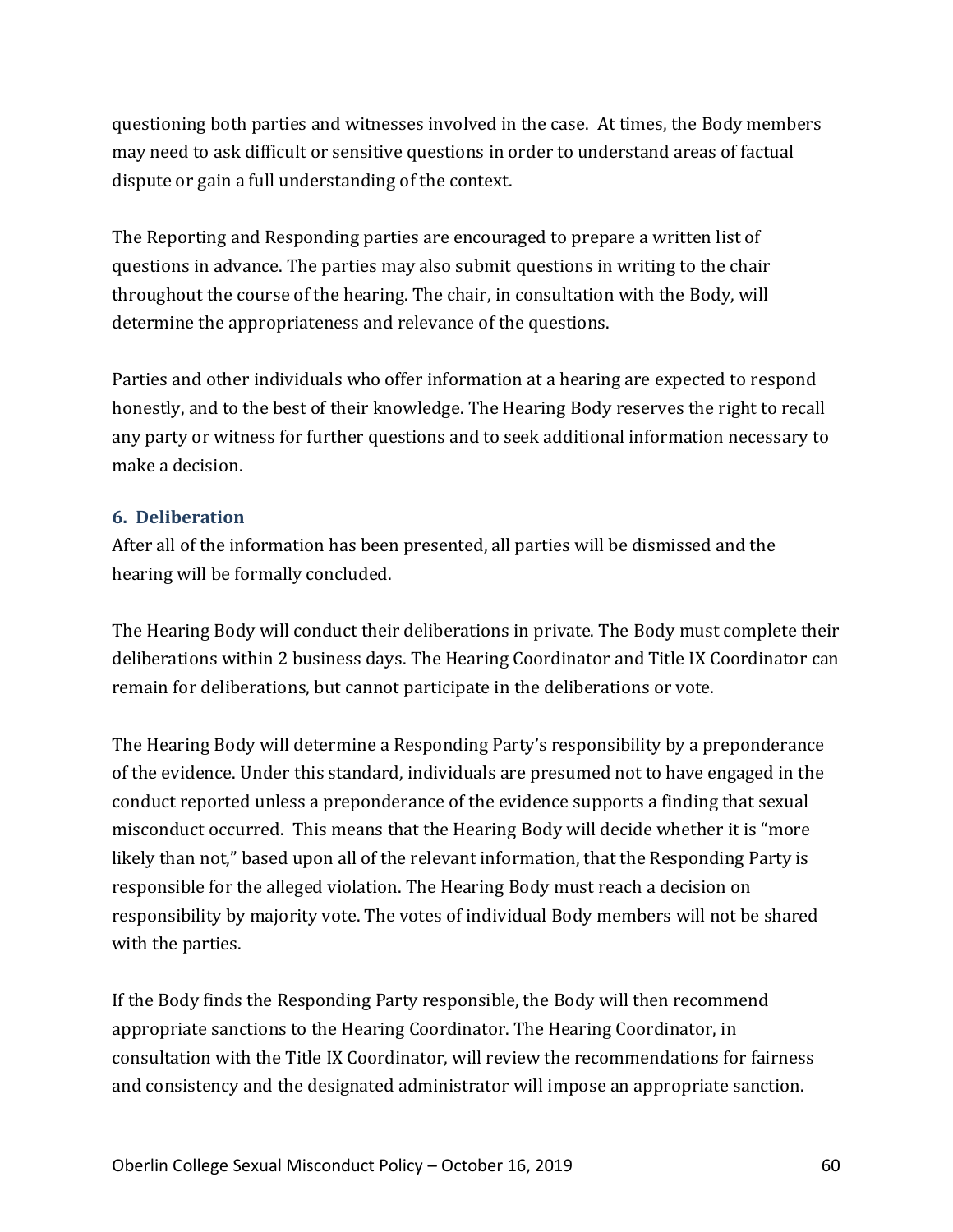questioning both parties and witnesses involved in the case. At times, the Body members may need to ask difficult or sensitive questions in order to understand areas of factual dispute or gain a full understanding of the context.

The Reporting and Responding parties are encouraged to prepare a written list of questions in advance. The parties may also submit questions in writing to the chair throughout the course of the hearing. The chair, in consultation with the Body, will determine the appropriateness and relevance of the questions.

Parties and other individuals who offer information at a hearing are expected to respond honestly, and to the best of their knowledge. The Hearing Body reserves the right to recall any party or witness for further questions and to seek additional information necessary to make a decision.

### 6. Deliberation

After all of the information has been presented, all parties will be dismissed and the hearing will be formally concluded.

The Hearing Body will conduct their deliberations in private. The Body must complete their deliberations within 2 business days. The Hearing Coordinator and Title IX Coordinator can remain for deliberations, but cannot participate in the deliberations or vote.

The Hearing Body will determine a Responding Party's responsibility by a preponderance of the evidence. Under this standard, individuals are presumed not to have engaged in the conduct reported unless a preponderance of the evidence supports a finding that sexual misconduct occurred. This means that the Hearing Body will decide whether it is "more likely than not," based upon all of the relevant information, that the Responding Party is responsible for the alleged violation. The Hearing Body must reach a decision on responsibility by majority vote. The votes of individual Body members will not be shared with the parties.

If the Body finds the Responding Party responsible, the Body will then recommend appropriate sanctions to the Hearing Coordinator. The Hearing Coordinator, in consultation with the Title IX Coordinator, will review the recommendations for fairness and consistency and the designated administrator will impose an appropriate sanction.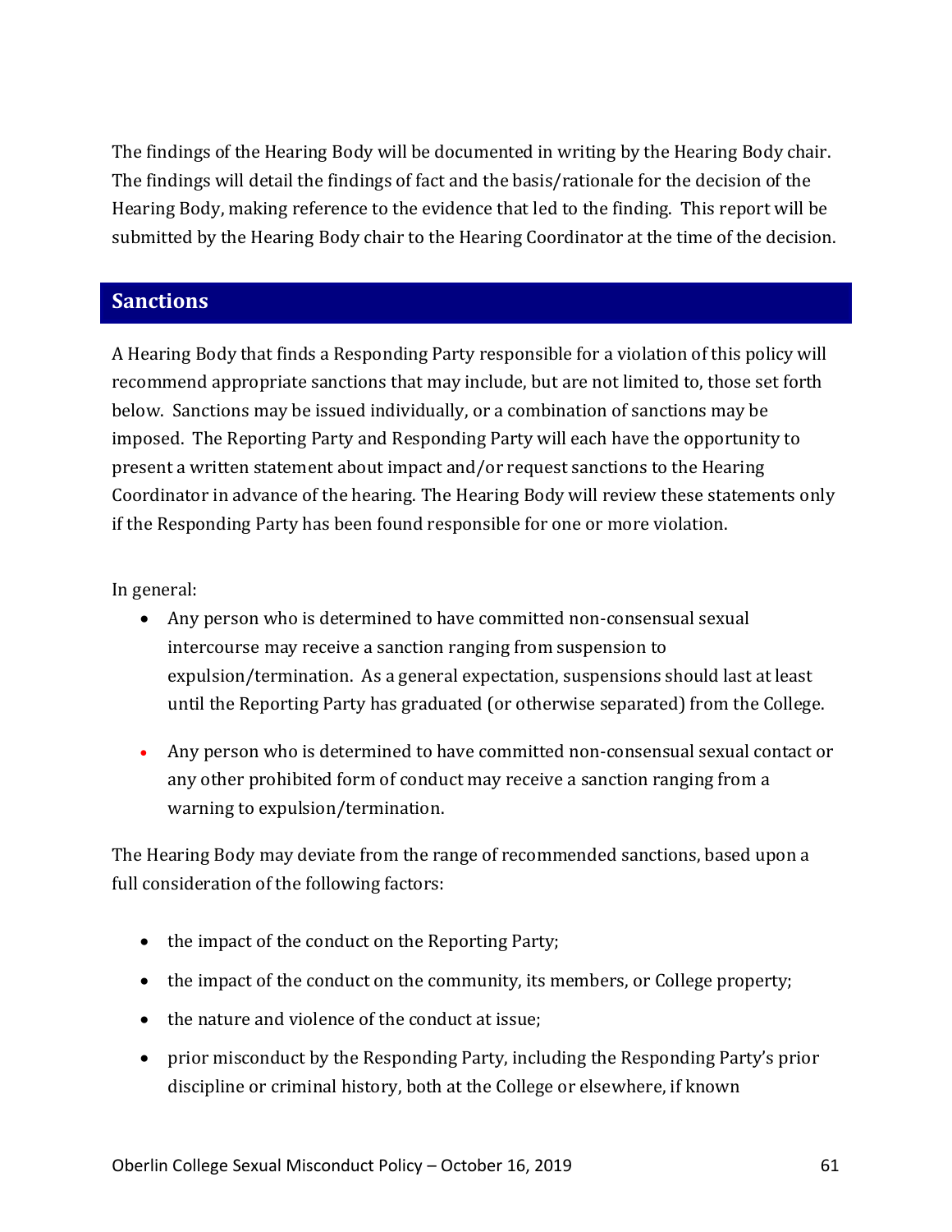The findings of the Hearing Body will be documented in writing by the Hearing Body chair. The findings will detail the findings of fact and the basis/rationale for the decision of the Hearing Body, making reference to the evidence that led to the finding. This report will be submitted by the Hearing Body chair to the Hearing Coordinator at the time of the decision.

## Sanctions

A Hearing Body that finds a Responding Party responsible for a violation of this policy will recommend appropriate sanctions that may include, but are not limited to, those set forth below. Sanctions may be issued individually, or a combination of sanctions may be imposed. The Reporting Party and Responding Party will each have the opportunity to present a written statement about impact and/or request sanctions to the Hearing Coordinator in advance of the hearing. The Hearing Body will review these statements only if the Responding Party has been found responsible for one or more violation.

In general:

- Any person who is determined to have committed non-consensual sexual intercourse may receive a sanction ranging from suspension to expulsion/termination. As a general expectation, suspensions should last at least until the Reporting Party has graduated (or otherwise separated) from the College.
- Any person who is determined to have committed non-consensual sexual contact or any other prohibited form of conduct may receive a sanction ranging from a warning to expulsion/termination.

The Hearing Body may deviate from the range of recommended sanctions, based upon a full consideration of the following factors:

- the impact of the conduct on the Reporting Party;
- the impact of the conduct on the community, its members, or College property;
- the nature and violence of the conduct at issue;
- prior misconduct by the Responding Party, including the Responding Party's prior discipline or criminal history, both at the College or elsewhere, if known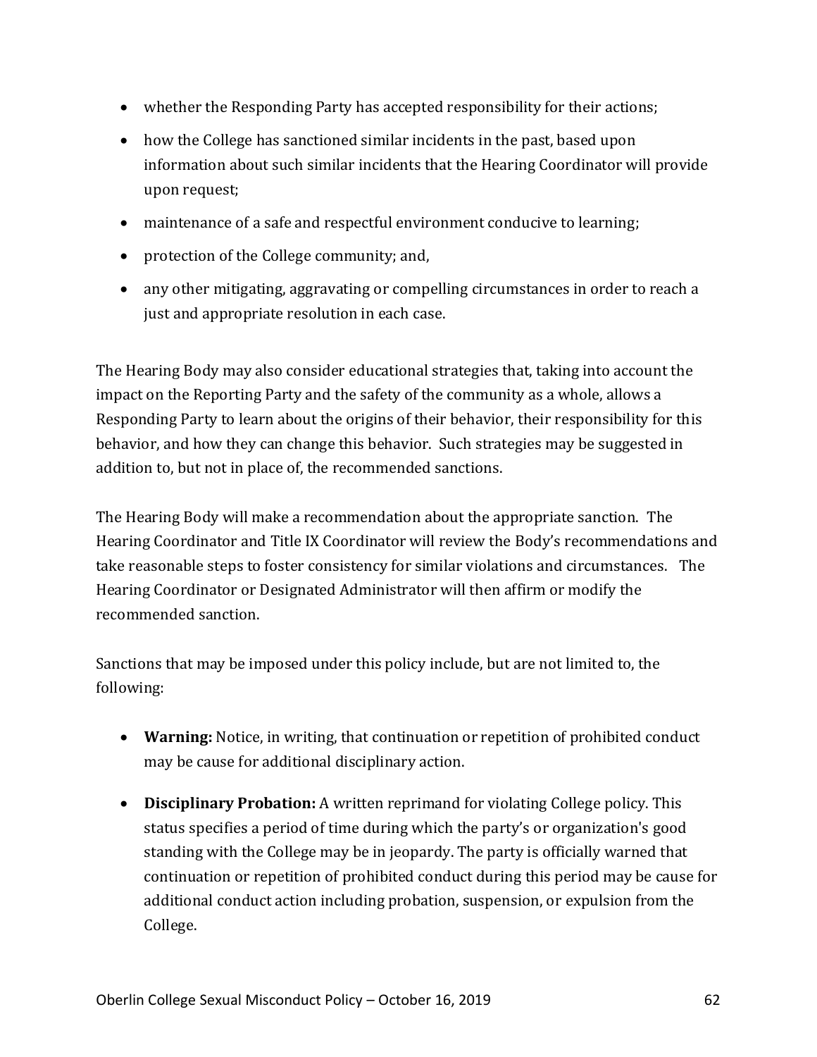- whether the Responding Party has accepted responsibility for their actions;
- how the College has sanctioned similar incidents in the past, based upon information about such similar incidents that the Hearing Coordinator will provide upon request;
- maintenance of a safe and respectful environment conducive to learning;
- protection of the College community; and,
- any other mitigating, aggravating or compelling circumstances in order to reach a just and appropriate resolution in each case.

The Hearing Body may also consider educational strategies that, taking into account the impact on the Reporting Party and the safety of the community as a whole, allows a Responding Party to learn about the origins of their behavior, their responsibility for this behavior, and how they can change this behavior. Such strategies may be suggested in addition to, but not in place of, the recommended sanctions.

The Hearing Body will make a recommendation about the appropriate sanction. The Hearing Coordinator and Title IX Coordinator will review the Body's recommendations and take reasonable steps to foster consistency for similar violations and circumstances. The Hearing Coordinator or Designated Administrator will then affirm or modify the recommended sanction.

Sanctions that may be imposed under this policy include, but are not limited to, the following:

- **Warning:** Notice, in writing, that continuation or repetition of prohibited conduct may be cause for additional disciplinary action.
- **Disciplinary Probation:** A written reprimand for violating College policy. This status specifies a period of time during which the party's or organization's good standing with the College may be in jeopardy. The party is officially warned that continuation or repetition of prohibited conduct during this period may be cause for additional conduct action including probation, suspension, or expulsion from the College.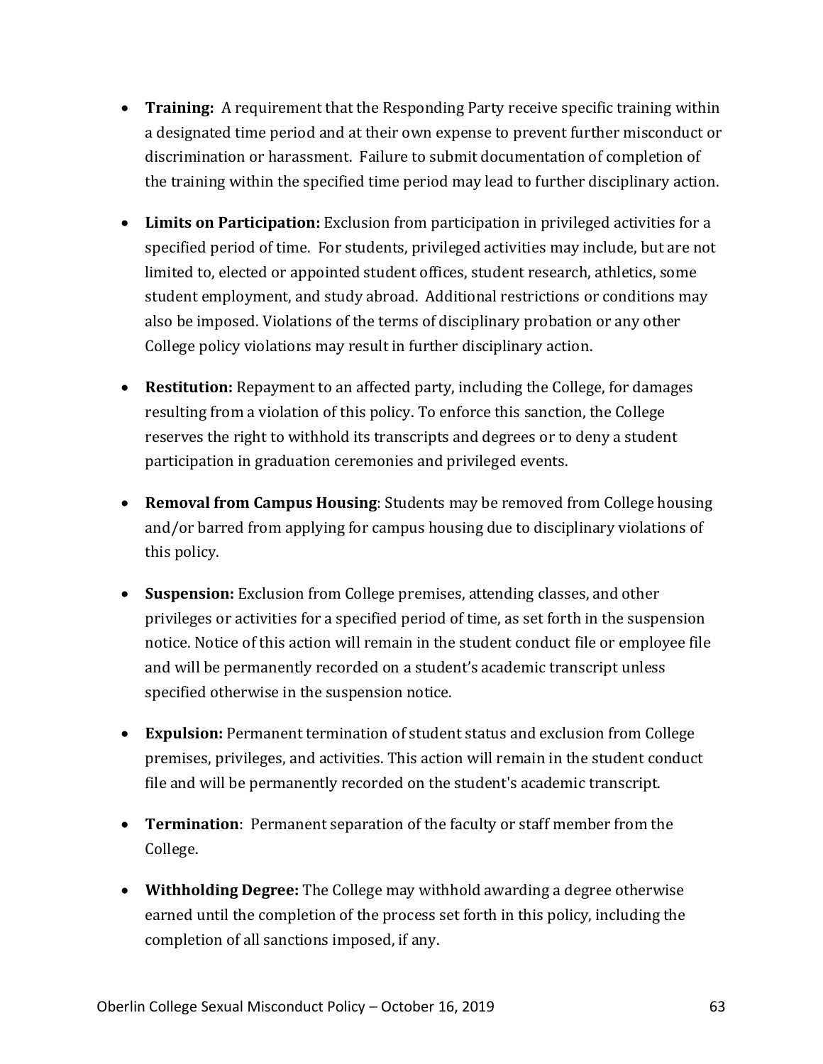- **Training:** A requirement that the Responding Party receive specific training within a designated time period and at their own expense to prevent further misconduct or discrimination or harassment. Failure to submit documentation of completion of the training within the specified time period may lead to further disciplinary action.

- **Limits on Participation:** Exclusion from participation in privileged activities for a specified period of time. For students, privileged activities may include, but are not limited to, elected or appointed student offices, student research, athletics, some student employment, and study abroad. Additional restrictions or conditions may also be imposed. Violations of the terms of disciplinary probation or any other College policy violations may result in further disciplinary action.

- **Restitution:** Repayment to an affected party, including the College, for damages resulting from a violation of this policy. To enforce this sanction, the College reserves the right to withhold its transcripts and degrees or to deny a student participation in graduation ceremonies and privileged events.

- **Removal from Campus Housing**: Students may be removed from College housing and/or barred from applying for campus housing due to disciplinary violations of this policy.

- **Suspension:** Exclusion from College premises, attending classes, and other privileges or activities for a specified period of time, as set forth in the suspension notice. Notice of this action will remain in the student conduct file or employee file and will be permanently recorded on a student's academic transcript unless specified otherwise in the suspension notice.

- **Expulsion:** Permanent termination of student status and exclusion from College premises, privileges, and activities. This action will remain in the student conduct file and will be permanently recorded on the student's academic transcript.

- **Termination**: Permanent separation of the faculty or staff member from the College.

- **Withholding Degree:** The College may withhold awarding a degree otherwise earned until the completion of the process set forth in this policy, including the completion of all sanctions imposed, if any.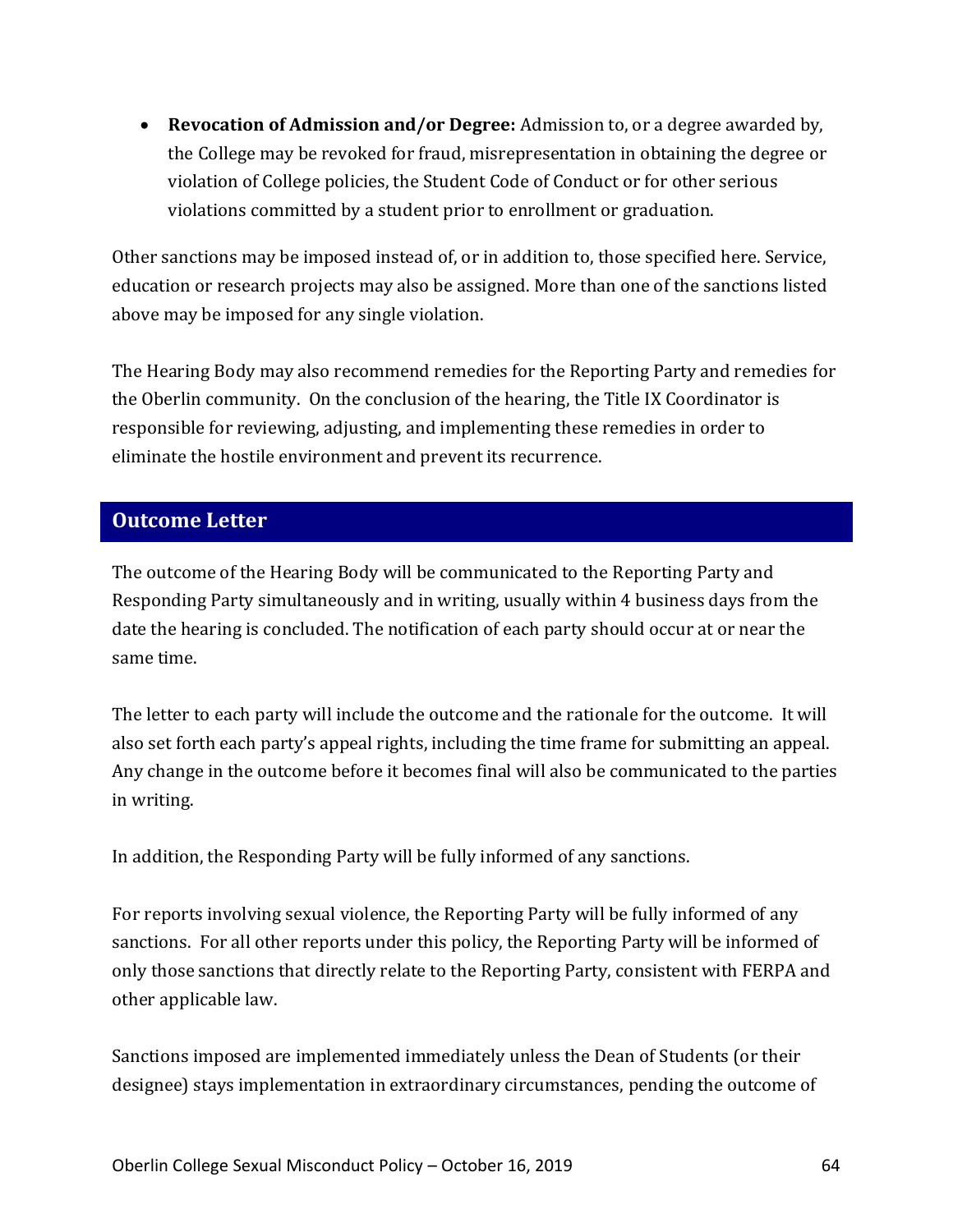- **Revocation of Admission and/or Degree:** Admission to, or a degree awarded by, the College may be revoked for fraud, misrepresentation in obtaining the degree or violation of College policies, the Student Code of Conduct or for other serious violations committed by a student prior to enrollment or graduation.

Other sanctions may be imposed instead of, or in addition to, those specified here. Service, education or research projects may also be assigned. More than one of the sanctions listed above may be imposed for any single violation.

The Hearing Body may also recommend remedies for the Reporting Party and remedies for the Oberlin community. On the conclusion of the hearing, the Title IX Coordinator is responsible for reviewing, adjusting, and implementing these remedies in order to eliminate the hostile environment and prevent its recurrence.

## Outcome Letter

The outcome of the Hearing Body will be communicated to the Reporting Party and Responding Party simultaneously and in writing, usually within 4 business days from the date the hearing is concluded. The notification of each party should occur at or near the same time.

The letter to each party will include the outcome and the rationale for the outcome. It will also set forth each party's appeal rights, including the time frame for submitting an appeal. Any change in the outcome before it becomes final will also be communicated to the parties in writing.

In addition, the Responding Party will be fully informed of any sanctions.

For reports involving sexual violence, the Reporting Party will be fully informed of any sanctions. For all other reports under this policy, the Reporting Party will be informed of only those sanctions that directly relate to the Reporting Party, consistent with FERPA and other applicable law.

Sanctions imposed are implemented immediately unless the Dean of Students (or their designee) stays implementation in extraordinary circumstances, pending the outcome of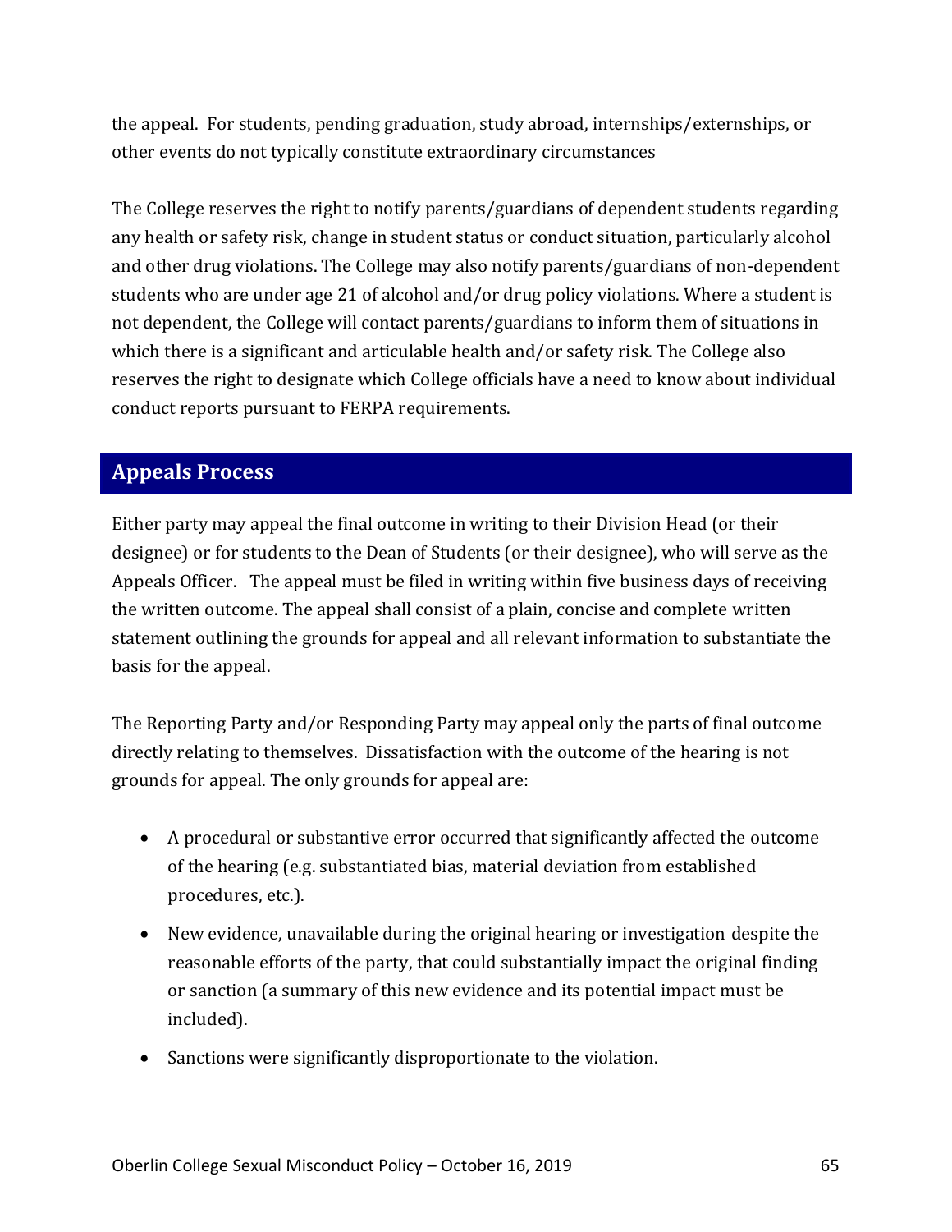the appeal. For students, pending graduation, study abroad, internships/externships, or other events do not typically constitute extraordinary circumstances

The College reserves the right to notify parents/guardians of dependent students regarding any health or safety risk, change in student status or conduct situation, particularly alcohol and other drug violations. The College may also notify parents/guardians of non-dependent students who are under age 21 of alcohol and/or drug policy violations. Where a student is not dependent, the College will contact parents/guardians to inform them of situations in which there is a significant and articulable health and/or safety risk. The College also reserves the right to designate which College officials have a need to know about individual conduct reports pursuant to FERPA requirements.

## Appeals Process

Either party may appeal the final outcome in writing to their Division Head (or their designee) or for students to the Dean of Students (or their designee), who will serve as the Appeals Officer. The appeal must be filed in writing within five business days of receiving the written outcome. The appeal shall consist of a plain, concise and complete written statement outlining the grounds for appeal and all relevant information to substantiate the basis for the appeal.

The Reporting Party and/or Responding Party may appeal only the parts of final outcome directly relating to themselves. Dissatisfaction with the outcome of the hearing is not grounds for appeal. The only grounds for appeal are:

- A procedural or substantive error occurred that significantly affected the outcome of the hearing (e.g. substantiated bias, material deviation from established procedures, etc.).
- New evidence, unavailable during the original hearing or investigation despite the reasonable efforts of the party, that could substantially impact the original finding or sanction (a summary of this new evidence and its potential impact must be included).
- Sanctions were significantly disproportionate to the violation.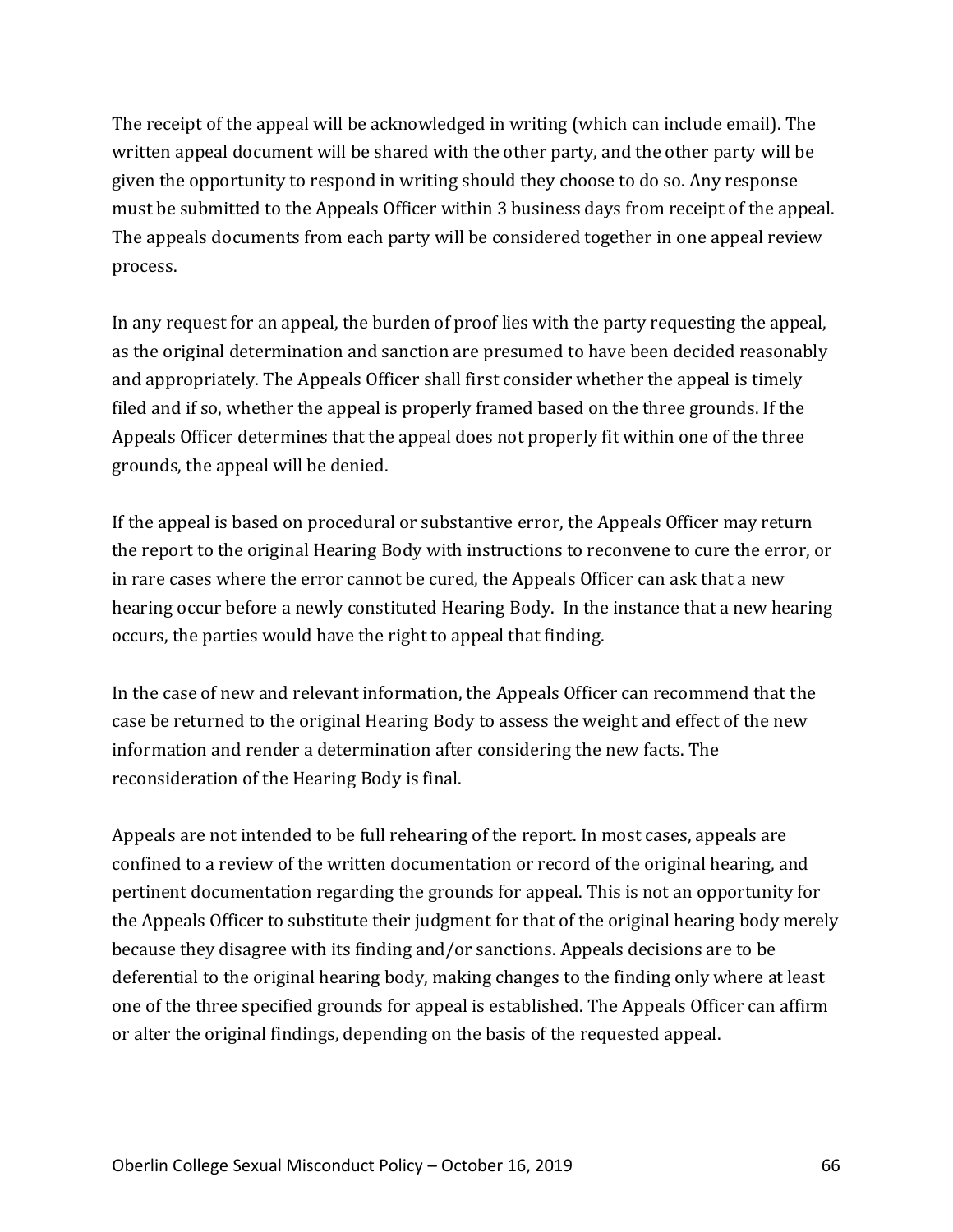The receipt of the appeal will be acknowledged in writing (which can include email). The written appeal document will be shared with the other party, and the other party will be given the opportunity to respond in writing should they choose to do so. Any response must be submitted to the Appeals Officer within 3 business days from receipt of the appeal. The appeals documents from each party will be considered together in one appeal review process.

In any request for an appeal, the burden of proof lies with the party requesting the appeal, as the original determination and sanction are presumed to have been decided reasonably and appropriately. The Appeals Officer shall first consider whether the appeal is timely filed and if so, whether the appeal is properly framed based on the three grounds. If the Appeals Officer determines that the appeal does not properly fit within one of the three grounds, the appeal will be denied.

If the appeal is based on procedural or substantive error, the Appeals Officer may return the report to the original Hearing Body with instructions to reconvene to cure the error, or in rare cases where the error cannot be cured, the Appeals Officer can ask that a new hearing occur before a newly constituted Hearing Body. In the instance that a new hearing occurs, the parties would have the right to appeal that finding.

In the case of new and relevant information, the Appeals Officer can recommend that the case be returned to the original Hearing Body to assess the weight and effect of the new information and render a determination after considering the new facts. The reconsideration of the Hearing Body is final.

Appeals are not intended to be full rehearing of the report. In most cases, appeals are confined to a review of the written documentation or record of the original hearing, and pertinent documentation regarding the grounds for appeal. This is not an opportunity for the Appeals Officer to substitute their judgment for that of the original hearing body merely because they disagree with its finding and/or sanctions. Appeals decisions are to be deferential to the original hearing body, making changes to the finding only where at least one of the three specified grounds for appeal is established. The Appeals Officer can affirm or alter the original findings, depending on the basis of the requested appeal.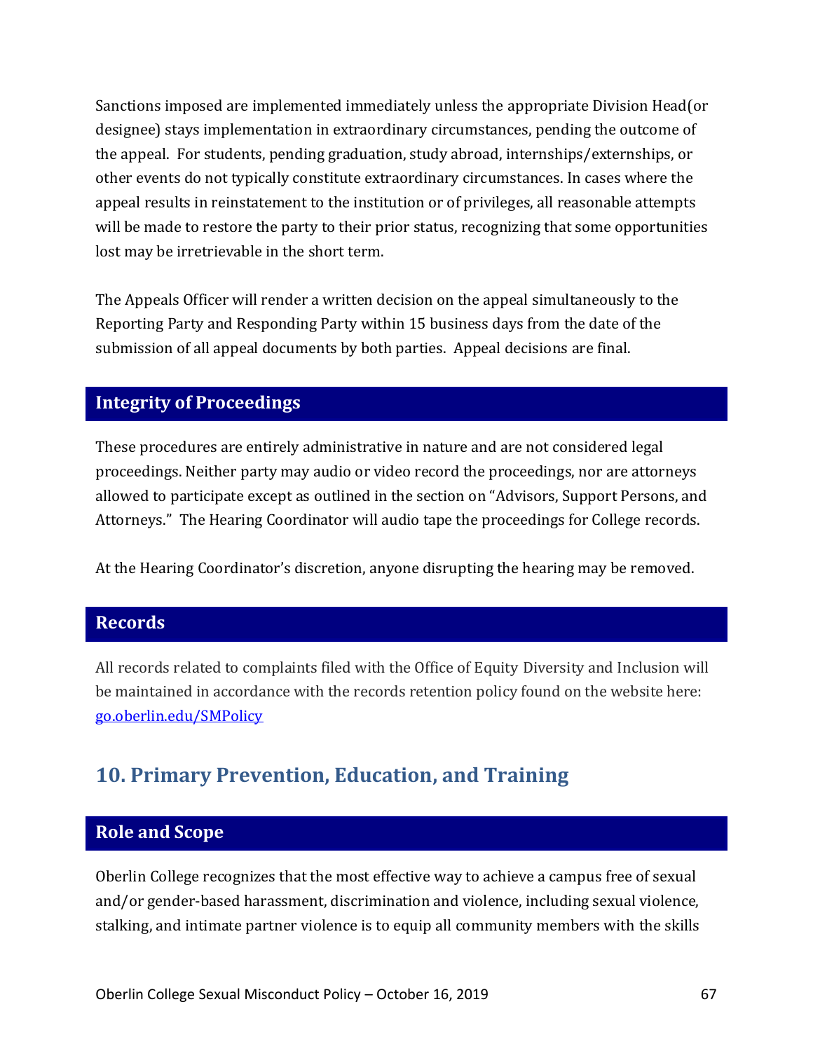Sanctions imposed are implemented immediately unless the appropriate Division Head(or designee) stays implementation in extraordinary circumstances, pending the outcome of the appeal. For students, pending graduation, study abroad, internships/externships, or other events do not typically constitute extraordinary circumstances. In cases where the appeal results in reinstatement to the institution or of privileges, all reasonable attempts will be made to restore the party to their prior status, recognizing that some opportunities lost may be irretrievable in the short term.

The Appeals Officer will render a written decision on the appeal simultaneously to the Reporting Party and Responding Party within 15 business days from the date of the submission of all appeal documents by both parties. Appeal decisions are final.

### Integrity of Proceedings

These procedures are entirely administrative in nature and are not considered legal proceedings. Neither party may audio or video record the proceedings, nor are attorneys allowed to participate except as outlined in the section on "Advisors, Support Persons, and Attorneys." The Hearing Coordinator will audio tape the proceedings for College records.

At the Hearing Coordinator's discretion, anyone disrupting the hearing may be removed.

### Records

All records related to complaints filed with the Office of Equity Diversity and Inclusion will be maintained in accordance with the records retention policy found on the website here: go.oberlin.edu/SMPolicy

## 10. Primary Prevention, Education, and Training

### Role and Scope

Oberlin College recognizes that the most effective way to achieve a campus free of sexual and/or gender-based harassment, discrimination and violence, including sexual violence, stalking, and intimate partner violence is to equip all community members with the skills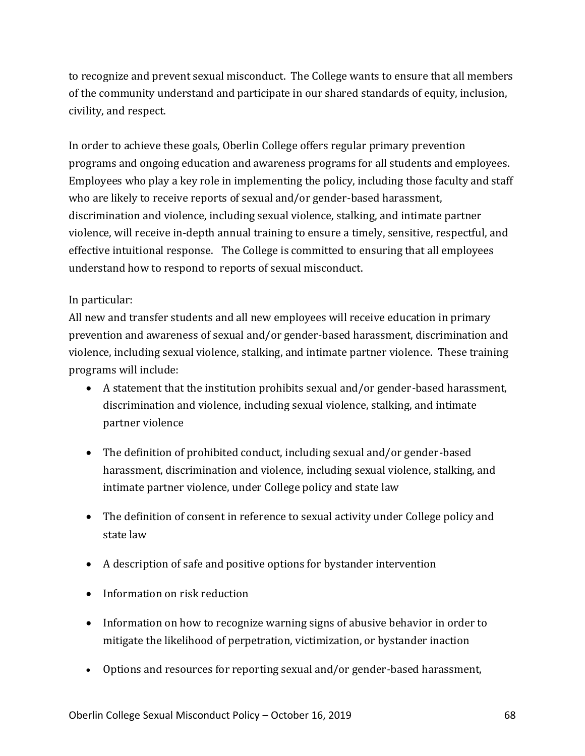to recognize and prevent sexual misconduct. The College wants to ensure that all members of the community understand and participate in our shared standards of equity, inclusion, civility, and respect.

In order to achieve these goals, Oberlin College offers regular primary prevention programs and ongoing education and awareness programs for all students and employees. Employees who play a key role in implementing the policy, including those faculty and staff who are likely to receive reports of sexual and/or gender-based harassment, discrimination and violence, including sexual violence, stalking, and intimate partner violence, will receive in-depth annual training to ensure a timely, sensitive, respectful, and effective intuitional response. The College is committed to ensuring that all employees understand how to respond to reports of sexual misconduct.

In particular:
All new and transfer students and all new employees will receive education in primary prevention and awareness of sexual and/or gender-based harassment, discrimination and violence, including sexual violence, stalking, and intimate partner violence. These training programs will include:

- A statement that the institution prohibits sexual and/or gender-based harassment, discrimination and violence, including sexual violence, stalking, and intimate partner violence
- The definition of prohibited conduct, including sexual and/or gender-based harassment, discrimination and violence, including sexual violence, stalking, and intimate partner violence, under College policy and state law
- The definition of consent in reference to sexual activity under College policy and state law
- A description of safe and positive options for bystander intervention
- Information on risk reduction
- Information on how to recognize warning signs of abusive behavior in order to mitigate the likelihood of perpetration, victimization, or bystander inaction
- Options and resources for reporting sexual and/or gender-based harassment,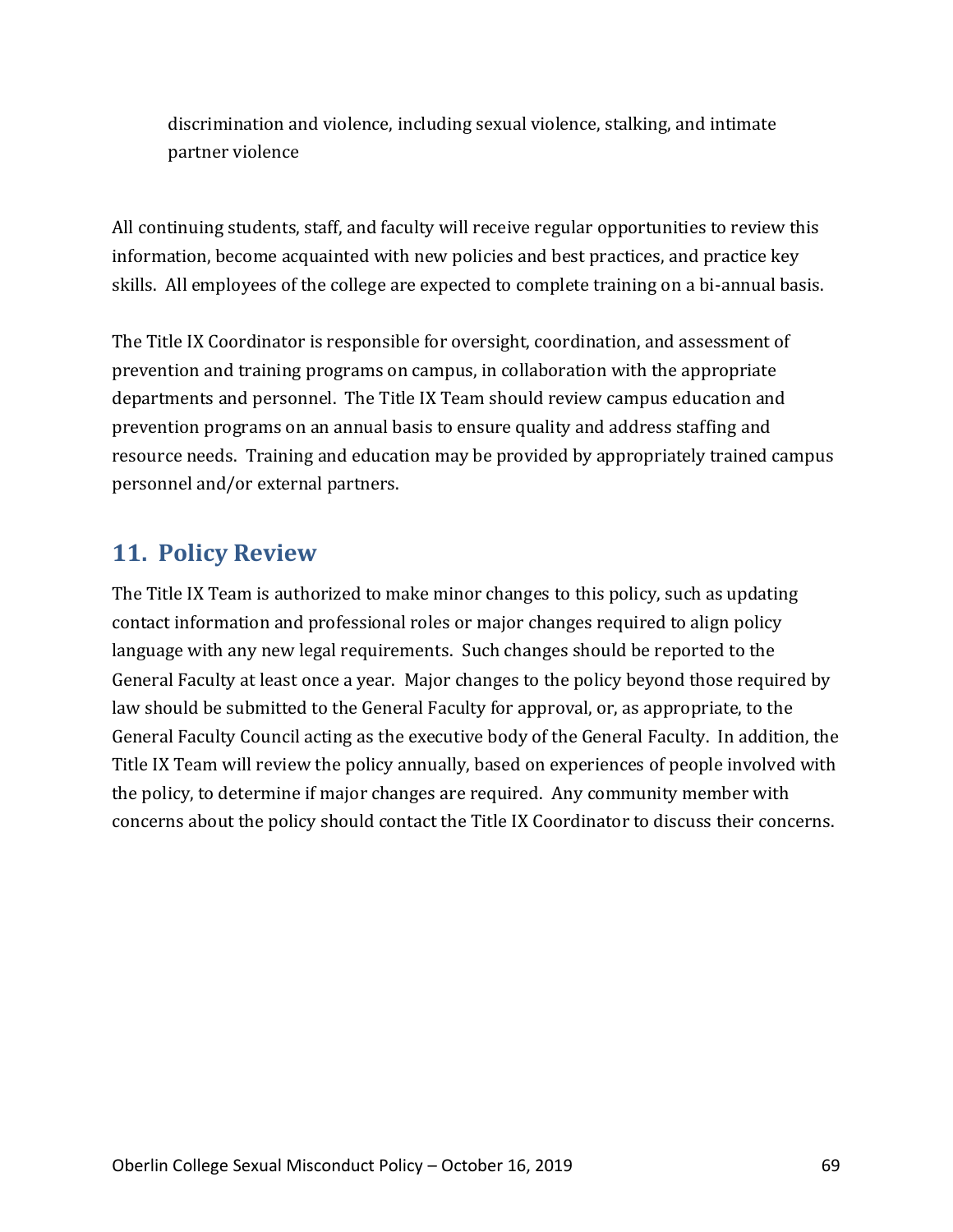discrimination and violence, including sexual violence, stalking, and intimate partner violence

All continuing students, staff, and faculty will receive regular opportunities to review this information, become acquainted with new policies and best practices, and practice key skills. All employees of the college are expected to complete training on a bi-annual basis.

The Title IX Coordinator is responsible for oversight, coordination, and assessment of prevention and training programs on campus, in collaboration with the appropriate departments and personnel. The Title IX Team should review campus education and prevention programs on an annual basis to ensure quality and address staffing and resource needs. Training and education may be provided by appropriately trained campus personnel and/or external partners.

## 11. Policy Review

The Title IX Team is authorized to make minor changes to this policy, such as updating contact information and professional roles or major changes required to align policy language with any new legal requirements. Such changes should be reported to the General Faculty at least once a year. Major changes to the policy beyond those required by law should be submitted to the General Faculty for approval, or, as appropriate, to the General Faculty Council acting as the executive body of the General Faculty. In addition, the Title IX Team will review the policy annually, based on experiences of people involved with the policy, to determine if major changes are required. Any community member with concerns about the policy should contact the Title IX Coordinator to discuss their concerns.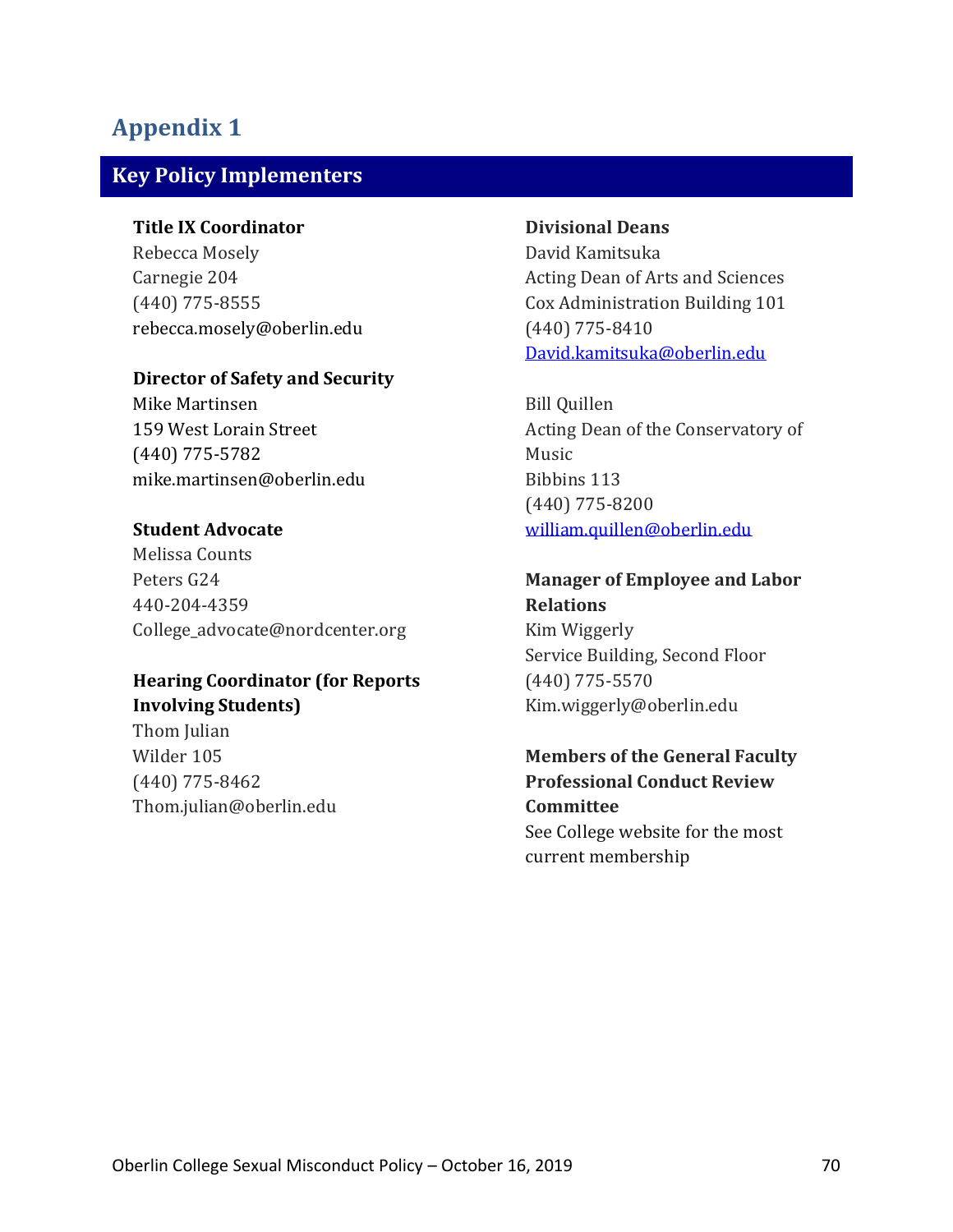# Appendix 1

## Key Policy Implementers

**Title IX Coordinator**
Rebecca Mosely
Carnegie 204
(440) 775-8555
rebecca.mosely@oberlin.edu

**Director of Safety and Security**
Mike Martinsen
159 West Lorain Street
(440) 775-5782
mike.martinsen@oberlin.edu

**Student Advocate**
Melissa Counts
Peters G24
440-204-4359
College_advocate@nordcenter.org

**Hearing Coordinator (for Reports Involving Students)**
Thom Julian
Wilder 105
(440) 775-8462
Thom.julian@oberlin.edu

**Divisional Deans**
David Kamitsuka
Acting Dean of Arts and Sciences
Cox Administration Building 101
(440) 775-8410
David.kamitsuka@oberlin.edu

Bill Quillen
Acting Dean of the Conservatory of Music
Bibbins 113
(440) 775-8200
william.quillen@oberlin.edu

**Manager of Employee and Labor Relations**
Kim Wiggerly
Service Building, Second Floor
(440) 775-5570
Kim.wiggerly@oberlin.edu

**Members of the General Faculty Professional Conduct Review Committee**
See College website for the most current membership